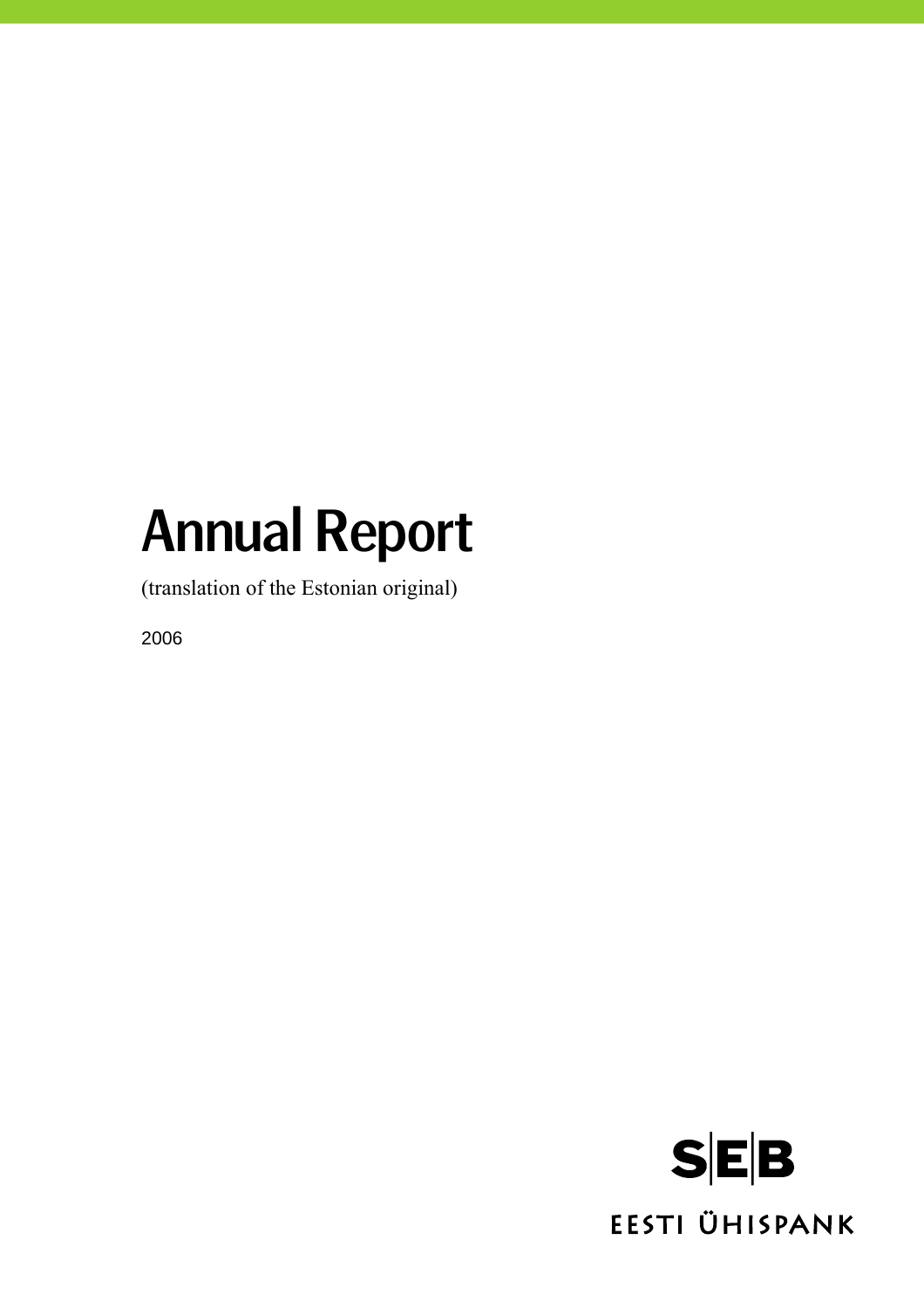# Annual Report

(translation of the Estonian original)

2006

SEB

EESTI ÜHISPANK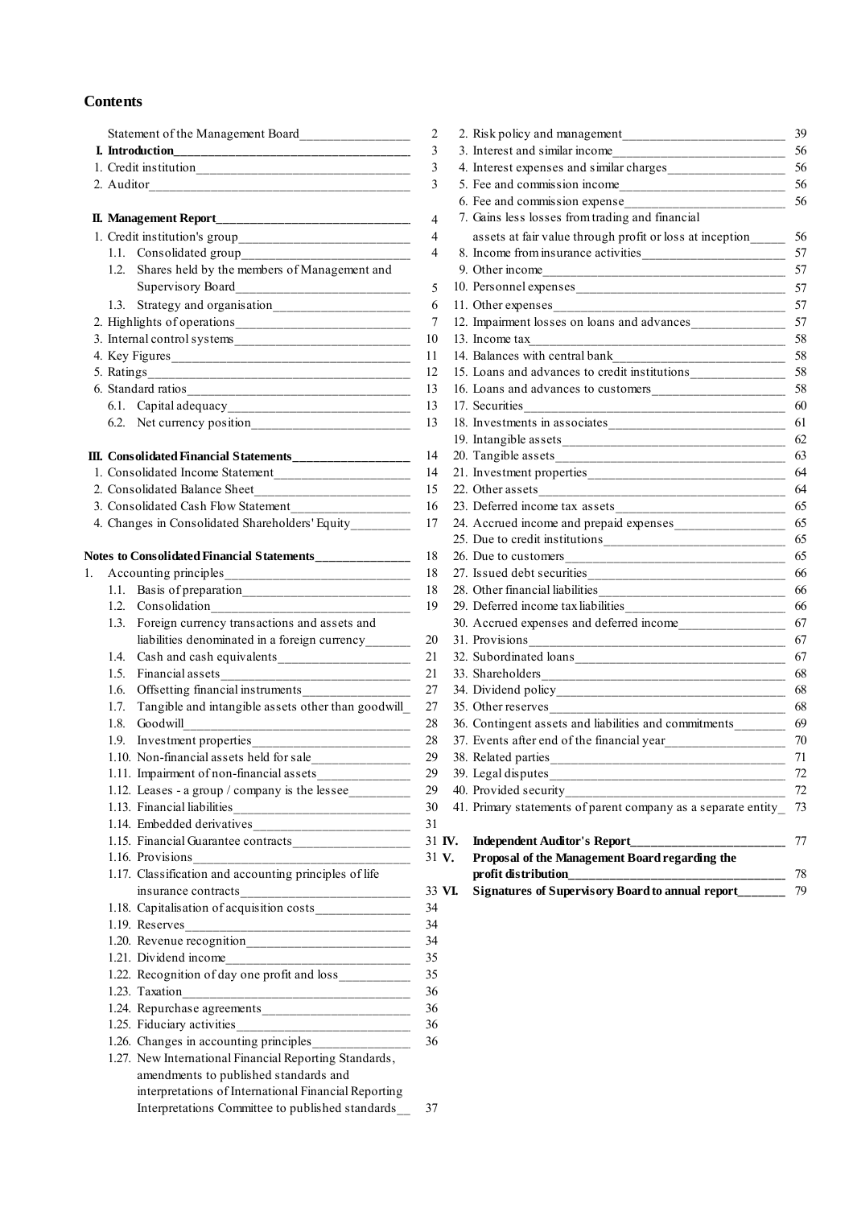# Contents

| | |
|---|---|
| Statement of the Management Board | 2 |
| **I. Introduction** | 3 |
| 1. Credit institution | 3 |
| 2. Auditor | 3 |
| **II. Management Report** | 4 |
| 1. Credit institution's group | 4 |
| 1.1. Consolidated group | 4 |
| 1.2. Shares held by the members of Management and Supervisory Board | 5 |
| 1.3. Strategy and organisation | 6 |
| 2. Highlights of operations | 7 |
| 3. Internal control systems | 10 |
| 4. Key Figures | 11 |
| 5. Ratings | 12 |
| 6. Standard ratios | 13 |
| 6.1. Capital adequacy | 13 |
| 6.2. Net currency position | 13 |
| **III. Consolidated Financial Statements** | 14 |
| 1. Consolidated Income Statement | 14 |
| 2. Consolidated Balance Sheet | 15 |
| 3. Consolidated Cash Flow Statement | 16 |
| 4. Changes in Consolidated Shareholders' Equity | 17 |
| **Notes to Consolidated Financial Statements** | 18 |
| 1. Accounting principles | 18 |
| 1.1. Basis of preparation | 18 |
| 1.2. Consolidation | 19 |
| 1.3. Foreign currency transactions and assets and liabilities denominated in a foreign currency | 20 |
| 1.4. Cash and cash equivalents | 21 |
| 1.5. Financial assets | 21 |
| 1.6. Offsetting financial instruments | 27 |
| 1.7. Tangible and intangible assets other than goodwill | 27 |
| 1.8. Goodwill | 28 |
| 1.9. Investment properties | 28 |
| 1.10. Non-financial assets held for sale | 29 |
| 1.11. Impairment of non-financial assets | 29 |
| 1.12. Leases - a group / company is the lessee | 29 |
| 1.13. Financial liabilities | 30 |
| 1.14. Embedded derivatives | 31 |
| 1.15. Financial Guarantee contracts | 31 |
| 1.16. Provisions | 31 |
| 1.17. Classification and accounting principles of life insurance contracts | 33 |
| 1.18. Capitalisation of acquisition costs | 34 |
| 1.19. Reserves | 34 |
| 1.20. Revenue recognition | 34 |
| 1.21. Dividend income | 35 |
| 1.22. Recognition of day one profit and loss | 35 |
| 1.23. Taxation | 36 |
| 1.24. Repurchase agreements | 36 |
| 1.25. Fiduciary activities | 36 |
| 1.26. Changes in accounting principles | 36 |
| 1.27. New International Financial Reporting Standards, amendments to published standards and interpretations of International Financial Reporting Interpretations Committee to published standards | 37 |
| 2. Risk policy and management | 39 |
| 3. Interest and similar income | 56 |
| 4. Interest expenses and similar charges | 56 |
| 5. Fee and commission income | 56 |
| 6. Fee and commission expense | 56 |
| 7. Gains less losses from trading and financial assets at fair value through profit or loss at inception | 56 |
| 8. Income from insurance activities | 57 |
| 9. Other income | 57 |
| 10. Personnel expenses | 57 |
| 11. Other expenses | 57 |
| 12. Impairment losses on loans and advances | 57 |
| 13. Income tax | 58 |
| 14. Balances with central bank | 58 |
| 15. Loans and advances to credit institutions | 58 |
| 16. Loans and advances to customers | 58 |
| 17. Securities | 60 |
| 18. Investments in associates | 61 |
| 19. Intangible assets | 62 |
| 20. Tangible assets | 63 |
| 21. Investment properties | 64 |
| 22. Other assets | 64 |
| 23. Deferred income tax assets | 65 |
| 24. Accrued income and prepaid expenses | 65 |
| 25. Due to credit institutions | 65 |
| 26. Due to customers | 65 |
| 27. Issued debt securities | 66 |
| 28. Other financial liabilities | 66 |
| 29. Deferred income tax liabilities | 66 |
| 30. Accrued expenses and deferred income | 67 |
| 31. Provisions | 67 |
| 32. Subordinated loans | 67 |
| 33. Shareholders | 68 |
| 34. Dividend policy | 68 |
| 35. Other reserves | 68 |
| 36. Contingent assets and liabilities and commitments | 69 |
| 37. Events after end of the financial year | 70 |
| 38. Related parties | 71 |
| 39. Legal disputes | 72 |
| 40. Provided security | 72 |
| 41. Primary statements of parent company as a separate entity | 73 |
| **IV. Independent Auditor's Report** | 77 |
| **V. Proposal of the Management Board regarding the profit distribution** | 78 |
| **VI. Signatures of Supervisory Board to annual report** | 79 |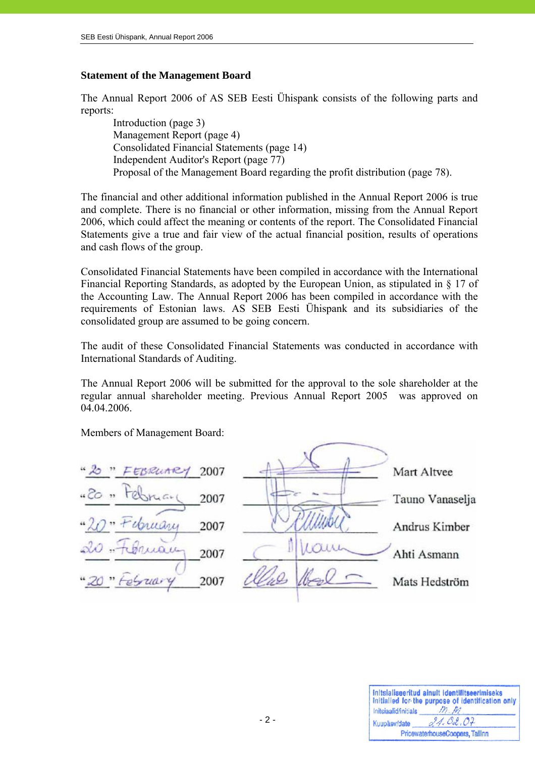## Statement of the Management Board

The Annual Report 2006 of AS SEB Eesti Ühispank consists of the following parts and reports:

- Introduction (page 3)
- Management Report (page 4)
- Consolidated Financial Statements (page 14)
- Independent Auditor's Report (page 77)
- Proposal of the Management Board regarding the profit distribution (page 78).

The financial and other additional information published in the Annual Report 2006 is true and complete. There is no financial or other information, missing from the Annual Report 2006, which could affect the meaning or contents of the report. The Consolidated Financial Statements give a true and fair view of the actual financial position, results of operations and cash flows of the group.

Consolidated Financial Statements have been compiled in accordance with the International Financial Reporting Standards, as adopted by the European Union, as stipulated in § 17 of the Accounting Law. The Annual Report 2006 has been compiled in accordance with the requirements of Estonian laws. AS SEB Eesti Ühispank and its subsidiaries of the consolidated group are assumed to be going concern.

The audit of these Consolidated Financial Statements was conducted in accordance with International Standards of Auditing.

The Annual Report 2006 will be submitted for the approval to the sole shareholder at the regular annual shareholder meeting. Previous Annual Report 2005 was approved on 04.04.2006.

Members of Management Board:

| Date | Signature | Name |
|---|---|---|
| "20" February 2007 | [signature] | Mart Altvee |
| "20" February 2007 | [signature] | Tauno Vanaselja |
| "20" February 2007 | [signature] | Andrus Kimber |
| "20" February 2007 | [signature] | Ahti Asmann |
| "20" February 2007 | [signature] | Mats Hedström |

Initsialiseeritud ainult identifitseerimiseks
Initialled for the purpose of identification only
Initsiaalid/initials M.M.
Kuupäev/date 21.02.07
PricewaterhouseCoopers, Tallinn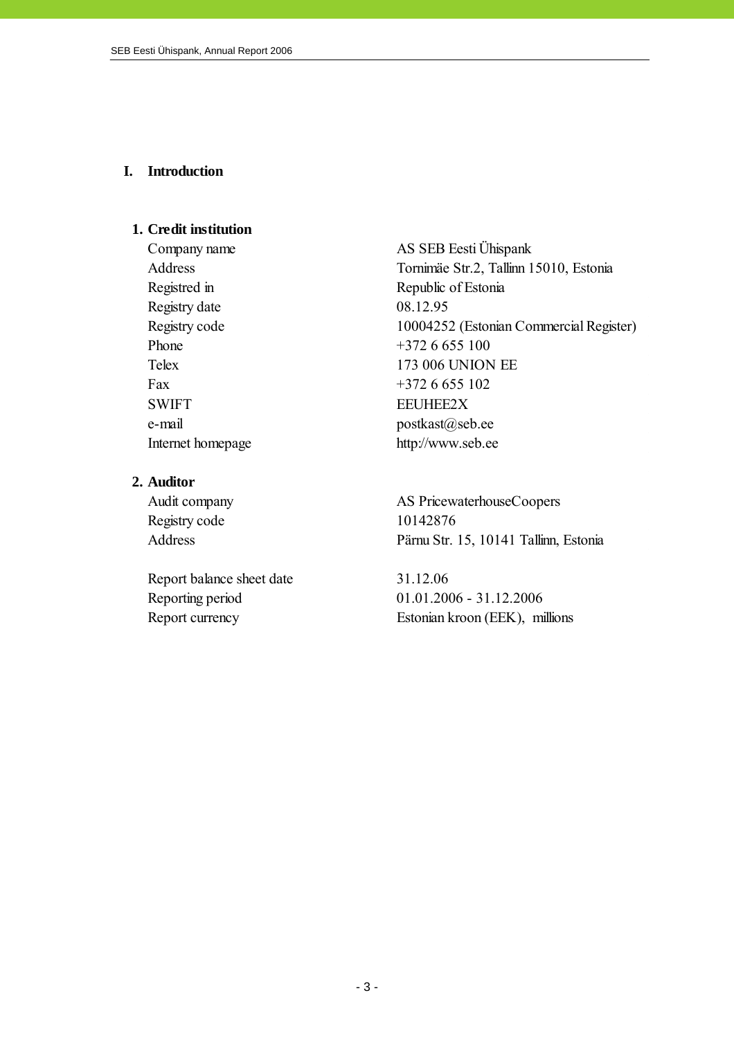# I. Introduction

## 1. Credit institution

| | |
|---|---|
| Company name | AS SEB Eesti Ühispank |
| Address | Tornimäe Str.2, Tallinn 15010, Estonia |
| Registred in | Republic of Estonia |
| Registry date | 08.12.95 |
| Registry code | 10004252 (Estonian Commercial Register) |
| Phone | +372 6 655 100 |
| Telex | 173 006 UNION EE |
| Fax | +372 6 655 102 |
| SWIFT | EEUHEE2X |
| e-mail | postkast@seb.ee |
| Internet homepage | http://www.seb.ee |

## 2. Auditor

| | |
|---|---|
| Audit company | AS PricewaterhouseCoopers |
| Registry code | 10142876 |
| Address | Pärnu Str. 15, 10141 Tallinn, Estonia |

| | |
|---|---|
| Report balance sheet date | 31.12.06 |
| Reporting period | 01.01.2006 - 31.12.2006 |
| Report currency | Estonian kroon (EEK), millions |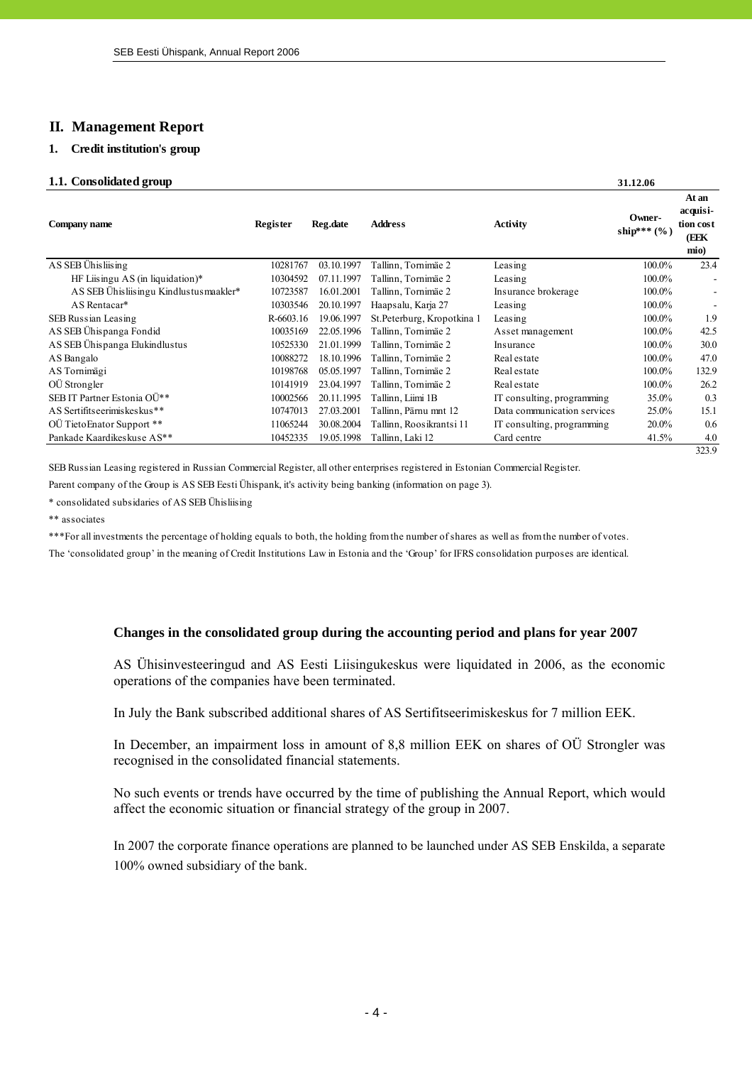## II. Management Report

### 1. Credit institution's group

#### 1.1. Consolidated group

| Company name | Register | Reg.date | Address | Activity | Owner-ship*** (%) 31.12.06 | At an acquisi-tion cost (EEK mio) |
|---|---|---|---|---|---|---|
| AS SEB Ühisliising | 10281767 | 03.10.1997 | Tallinn, Tornimäe 2 | Leasing | 100.0% | 23.4 |
| HF Liisingu AS (in liquidation)* | 10304592 | 07.11.1997 | Tallinn, Tornimäe 2 | Leasing | 100.0% | - |
| AS SEB Ühisliisingu Kindlustusmaakler* | 10723587 | 16.01.2001 | Tallinn, Tornimäe 2 | Insurance brokerage | 100.0% | - |
| AS Rentacar* | 10303546 | 20.10.1997 | Haapsalu, Karja 27 | Leasing | 100.0% | - |
| SEB Russian Leasing | R-6603.16 | 19.06.1997 | St.Peterburg, Kropotkina 1 | Leasing | 100.0% | 1.9 |
| AS SEB Ühispanga Fondid | 10035169 | 22.05.1996 | Tallinn, Tornimäe 2 | Asset management | 100.0% | 42.5 |
| AS SEB Ühispanga Elukindlustus | 10525330 | 21.01.1999 | Tallinn, Tornimäe 2 | Insurance | 100.0% | 30.0 |
| AS Bangalo | 10088272 | 18.10.1996 | Tallinn, Tornimäe 2 | Real estate | 100.0% | 47.0 |
| AS Tornimägi | 10198768 | 05.05.1997 | Tallinn, Tornimäe 2 | Real estate | 100.0% | 132.9 |
| OÜ Strongler | 10141919 | 23.04.1997 | Tallinn, Tornimäe 2 | Real estate | 100.0% | 26.2 |
| SEB IT Partner Estonia OÜ** | 10002566 | 20.11.1995 | Tallinn, Liimi 1B | IT consulting, programming | 35.0% | 0.3 |
| AS Sertifitseerimiskeskus** | 10747013 | 27.03.2001 | Tallinn, Pärnu mnt 12 | Data communication services | 25.0% | 15.1 |
| OÜ TietoEnator Support ** | 11065244 | 30.08.2004 | Tallinn, Roosikrantsi 11 | IT consulting, programming | 20.0% | 0.6 |
| Pankade Kaardikeskuse AS** | 10452335 | 19.05.1998 | Tallinn, Laki 12 | Card centre | 41.5% | 4.0 |
| | | | | | | 323.9 |

SEB Russian Leasing registered in Russian Commercial Register, all other enterprises registered in Estonian Commercial Register.

Parent company of the Group is AS SEB Eesti Ühispank, it's activity being banking (information on page 3).

\* consolidated subsidaries of AS SEB Ühisliising

\*\* associates

\*\*\*For all investments the percentage of holding equals to both, the holding from the number of shares as well as from the number of votes.

The 'consolidated group' in the meaning of Credit Institutions Law in Estonia and the 'Group' for IFRS consolidation purposes are identical.

**Changes in the consolidated group during the accounting period and plans for year 2007**

AS Ühisinvesteeringud and AS Eesti Liisingukeskus were liquidated in 2006, as the economic operations of the companies have been terminated.

In July the Bank subscribed additional shares of AS Sertifitseerimiskeskus for 7 million EEK.

In December, an impairment loss in amount of 8,8 million EEK on shares of OÜ Strongler was recognised in the consolidated financial statements.

No such events or trends have occurred by the time of publishing the Annual Report, which would affect the economic situation or financial strategy of the group in 2007.

In 2007 the corporate finance operations are planned to be launched under AS SEB Enskilda, a separate 100% owned subsidiary of the bank.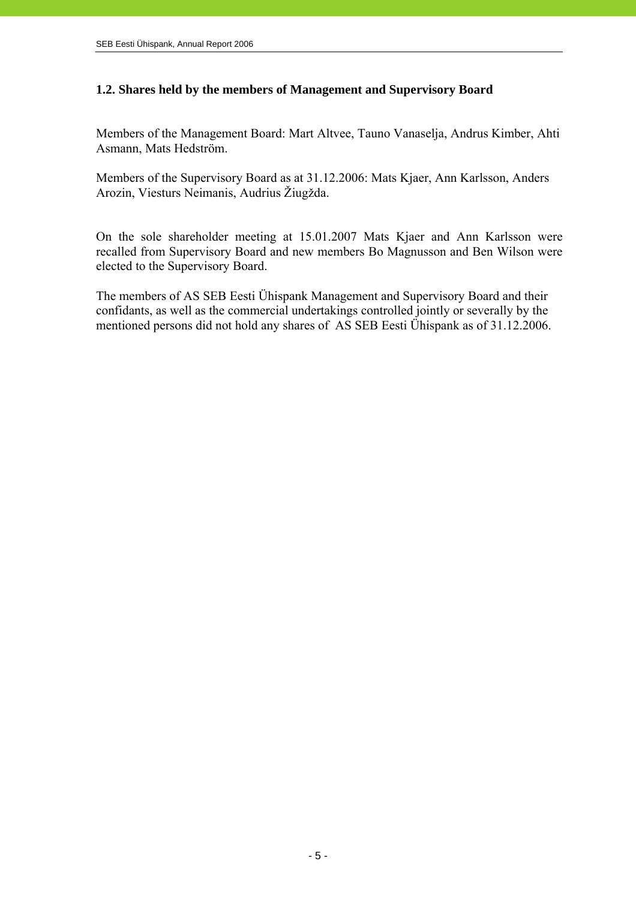## 1.2. Shares held by the members of Management and Supervisory Board

Members of the Management Board: Mart Altvee, Tauno Vanaselja, Andrus Kimber, Ahti Asmann, Mats Hedström.

Members of the Supervisory Board as at 31.12.2006: Mats Kjaer, Ann Karlsson, Anders Arozin, Viesturs Neimanis, Audrius Žiugžda.

On the sole shareholder meeting at 15.01.2007 Mats Kjaer and Ann Karlsson were recalled from Supervisory Board and new members Bo Magnusson and Ben Wilson were elected to the Supervisory Board.

The members of AS SEB Eesti Ühispank Management and Supervisory Board and their confidants, as well as the commercial undertakings controlled jointly or severally by the mentioned persons did not hold any shares of AS SEB Eesti Ühispank as of 31.12.2006.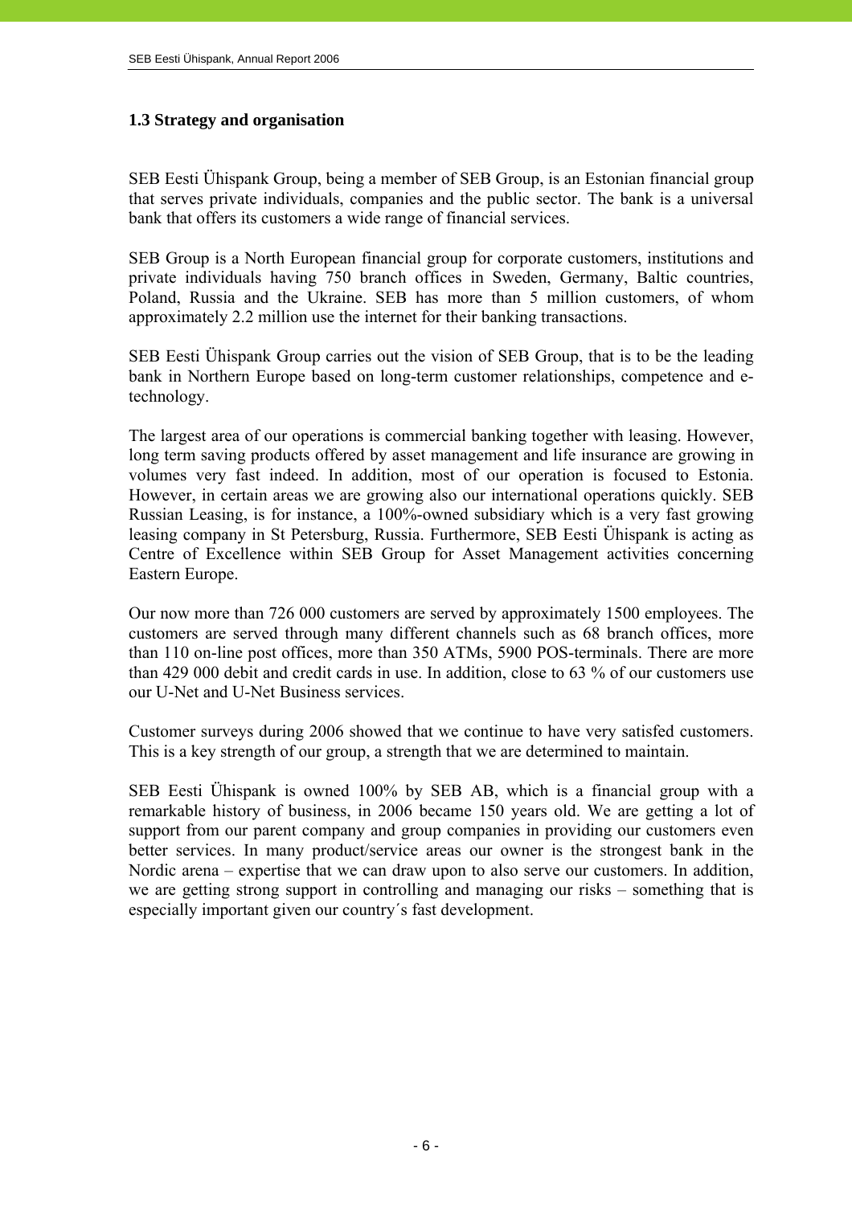### 1.3 Strategy and organisation

SEB Eesti Ühispank Group, being a member of SEB Group, is an Estonian financial group that serves private individuals, companies and the public sector. The bank is a universal bank that offers its customers a wide range of financial services.

SEB Group is a North European financial group for corporate customers, institutions and private individuals having 750 branch offices in Sweden, Germany, Baltic countries, Poland, Russia and the Ukraine. SEB has more than 5 million customers, of whom approximately 2.2 million use the internet for their banking transactions.

SEB Eesti Ühispank Group carries out the vision of SEB Group, that is to be the leading bank in Northern Europe based on long-term customer relationships, competence and e-technology.

The largest area of our operations is commercial banking together with leasing. However, long term saving products offered by asset management and life insurance are growing in volumes very fast indeed. In addition, most of our operation is focused to Estonia. However, in certain areas we are growing also our international operations quickly. SEB Russian Leasing, is for instance, a 100%-owned subsidiary which is a very fast growing leasing company in St Petersburg, Russia. Furthermore, SEB Eesti Ühispank is acting as Centre of Excellence within SEB Group for Asset Management activities concerning Eastern Europe.

Our now more than 726 000 customers are served by approximately 1500 employees. The customers are served through many different channels such as 68 branch offices, more than 110 on-line post offices, more than 350 ATMs, 5900 POS-terminals. There are more than 429 000 debit and credit cards in use. In addition, close to 63 % of our customers use our U-Net and U-Net Business services.

Customer surveys during 2006 showed that we continue to have very satisfed customers. This is a key strength of our group, a strength that we are determined to maintain.

SEB Eesti Ühispank is owned 100% by SEB AB, which is a financial group with a remarkable history of business, in 2006 became 150 years old. We are getting a lot of support from our parent company and group companies in providing our customers even better services. In many product/service areas our owner is the strongest bank in the Nordic arena – expertise that we can draw upon to also serve our customers. In addition, we are getting strong support in controlling and managing our risks – something that is especially important given our country´s fast development.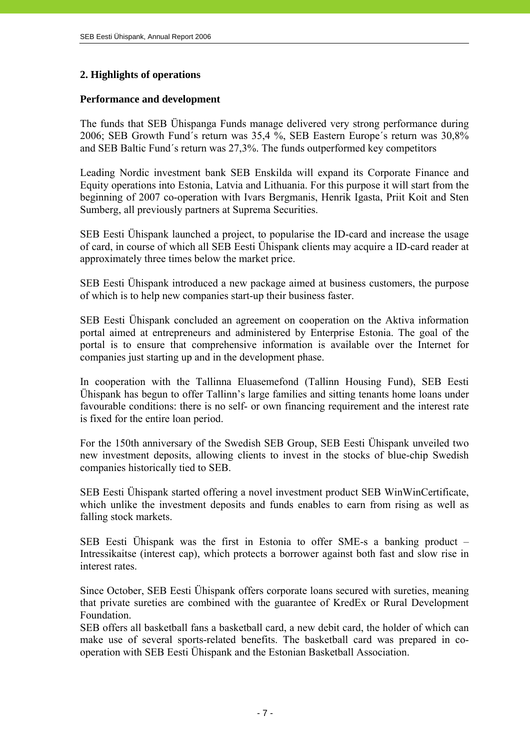## 2. Highlights of operations

### Performance and development

The funds that SEB Ühispanga Funds manage delivered very strong performance during 2006; SEB Growth Fund´s return was 35,4 %, SEB Eastern Europe´s return was 30,8% and SEB Baltic Fund´s return was 27,3%. The funds outperformed key competitors

Leading Nordic investment bank SEB Enskilda will expand its Corporate Finance and Equity operations into Estonia, Latvia and Lithuania. For this purpose it will start from the beginning of 2007 co-operation with Ivars Bergmanis, Henrik Igasta, Priit Koit and Sten Sumberg, all previously partners at Suprema Securities.

SEB Eesti Ühispank launched a project, to popularise the ID-card and increase the usage of card, in course of which all SEB Eesti Ühispank clients may acquire a ID-card reader at approximately three times below the market price.

SEB Eesti Ühispank introduced a new package aimed at business customers, the purpose of which is to help new companies start-up their business faster.

SEB Eesti Ühispank concluded an agreement on cooperation on the Aktiva information portal aimed at entrepreneurs and administered by Enterprise Estonia. The goal of the portal is to ensure that comprehensive information is available over the Internet for companies just starting up and in the development phase.

In cooperation with the Tallinna Eluasemefond (Tallinn Housing Fund), SEB Eesti Ühispank has begun to offer Tallinn's large families and sitting tenants home loans under favourable conditions: there is no self- or own financing requirement and the interest rate is fixed for the entire loan period.

For the 150th anniversary of the Swedish SEB Group, SEB Eesti Ühispank unveiled two new investment deposits, allowing clients to invest in the stocks of blue-chip Swedish companies historically tied to SEB.

SEB Eesti Ühispank started offering a novel investment product SEB WinWinCertificate, which unlike the investment deposits and funds enables to earn from rising as well as falling stock markets.

SEB Eesti Ühispank was the first in Estonia to offer SME-s a banking product – Intressikaitse (interest cap), which protects a borrower against both fast and slow rise in interest rates.

Since October, SEB Eesti Ühispank offers corporate loans secured with sureties, meaning that private sureties are combined with the guarantee of KredEx or Rural Development Foundation.

SEB offers all basketball fans a basketball card, a new debit card, the holder of which can make use of several sports-related benefits. The basketball card was prepared in co-operation with SEB Eesti Ühispank and the Estonian Basketball Association.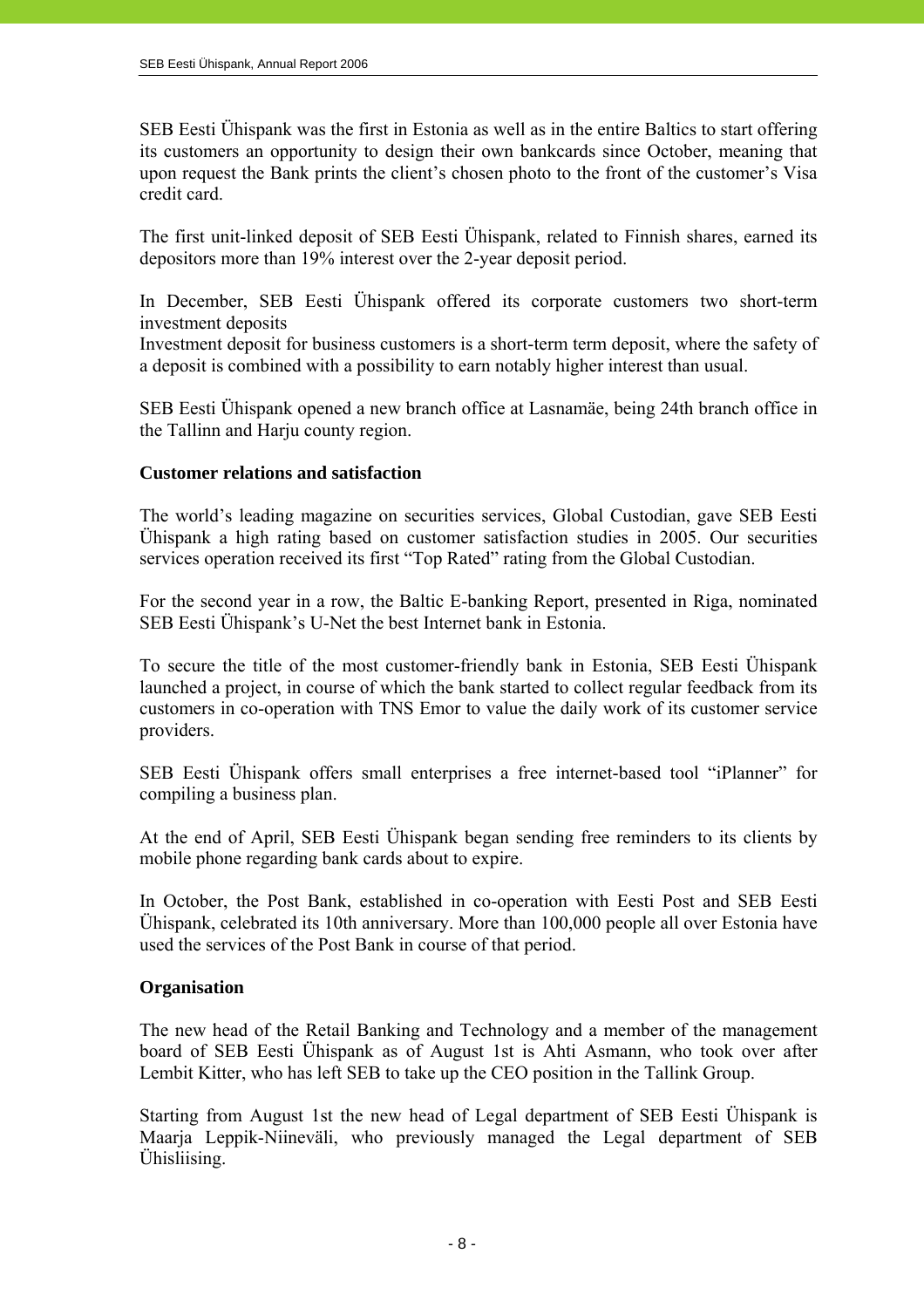SEB Eesti Ühispank was the first in Estonia as well as in the entire Baltics to start offering its customers an opportunity to design their own bankcards since October, meaning that upon request the Bank prints the client's chosen photo to the front of the customer's Visa credit card.

The first unit-linked deposit of SEB Eesti Ühispank, related to Finnish shares, earned its depositors more than 19% interest over the 2-year deposit period.

In December, SEB Eesti Ühispank offered its corporate customers two short-term investment deposits
Investment deposit for business customers is a short-term term deposit, where the safety of a deposit is combined with a possibility to earn notably higher interest than usual.

SEB Eesti Ühispank opened a new branch office at Lasnamäe, being 24th branch office in the Tallinn and Harju county region.

**Customer relations and satisfaction**

The world's leading magazine on securities services, Global Custodian, gave SEB Eesti Ühispank a high rating based on customer satisfaction studies in 2005. Our securities services operation received its first "Top Rated" rating from the Global Custodian.

For the second year in a row, the Baltic E-banking Report, presented in Riga, nominated SEB Eesti Ühispank's U-Net the best Internet bank in Estonia.

To secure the title of the most customer-friendly bank in Estonia, SEB Eesti Ühispank launched a project, in course of which the bank started to collect regular feedback from its customers in co-operation with TNS Emor to value the daily work of its customer service providers.

SEB Eesti Ühispank offers small enterprises a free internet-based tool "iPlanner" for compiling a business plan.

At the end of April, SEB Eesti Ühispank began sending free reminders to its clients by mobile phone regarding bank cards about to expire.

In October, the Post Bank, established in co-operation with Eesti Post and SEB Eesti Ühispank, celebrated its 10th anniversary. More than 100,000 people all over Estonia have used the services of the Post Bank in course of that period.

**Organisation**

The new head of the Retail Banking and Technology and a member of the management board of SEB Eesti Ühispank as of August 1st is Ahti Asmann, who took over after Lembit Kitter, who has left SEB to take up the CEO position in the Tallink Group.

Starting from August 1st the new head of Legal department of SEB Eesti Ühispank is Maarja Leppik-Niineväli, who previously managed the Legal department of SEB Ühisliising.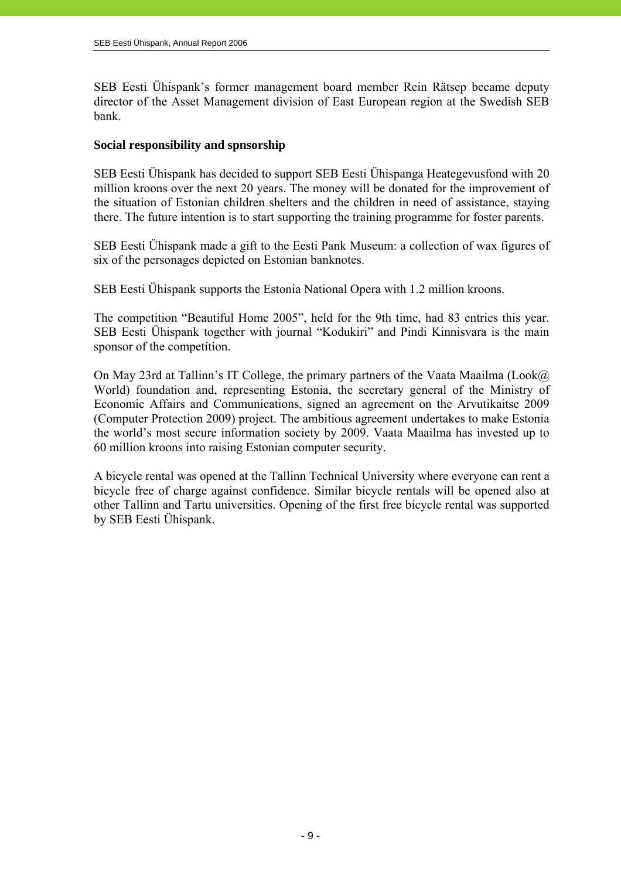SEB Eesti Ühispank's former management board member Rein Rätsep became deputy director of the Asset Management division of East European region at the Swedish SEB bank.

**Social responsibility and spnsorship**

SEB Eesti Ühispank has decided to support SEB Eesti Ühispanga Heategevusfond with 20 million kroons over the next 20 years. The money will be donated for the improvement of the situation of Estonian children shelters and the children in need of assistance, staying there. The future intention is to start supporting the training programme for foster parents.

SEB Eesti Ühispank made a gift to the Eesti Pank Museum: a collection of wax figures of six of the personages depicted on Estonian banknotes.

SEB Eesti Ühispank supports the Estonia National Opera with 1.2 million kroons.

The competition "Beautiful Home 2005", held for the 9th time, had 83 entries this year. SEB Eesti Ühispank together with journal "Kodukiri" and Pindi Kinnisvara is the main sponsor of the competition.

On May 23rd at Tallinn's IT College, the primary partners of the Vaata Maailma (Look@ World) foundation and, representing Estonia, the secretary general of the Ministry of Economic Affairs and Communications, signed an agreement on the Arvutikaitse 2009 (Computer Protection 2009) project. The ambitious agreement undertakes to make Estonia the world's most secure information society by 2009. Vaata Maailma has invested up to 60 million kroons into raising Estonian computer security.

A bicycle rental was opened at the Tallinn Technical University where everyone can rent a bicycle free of charge against confidence. Similar bicycle rentals will be opened also at other Tallinn and Tartu universities. Opening of the first free bicycle rental was supported by SEB Eesti Ühispank.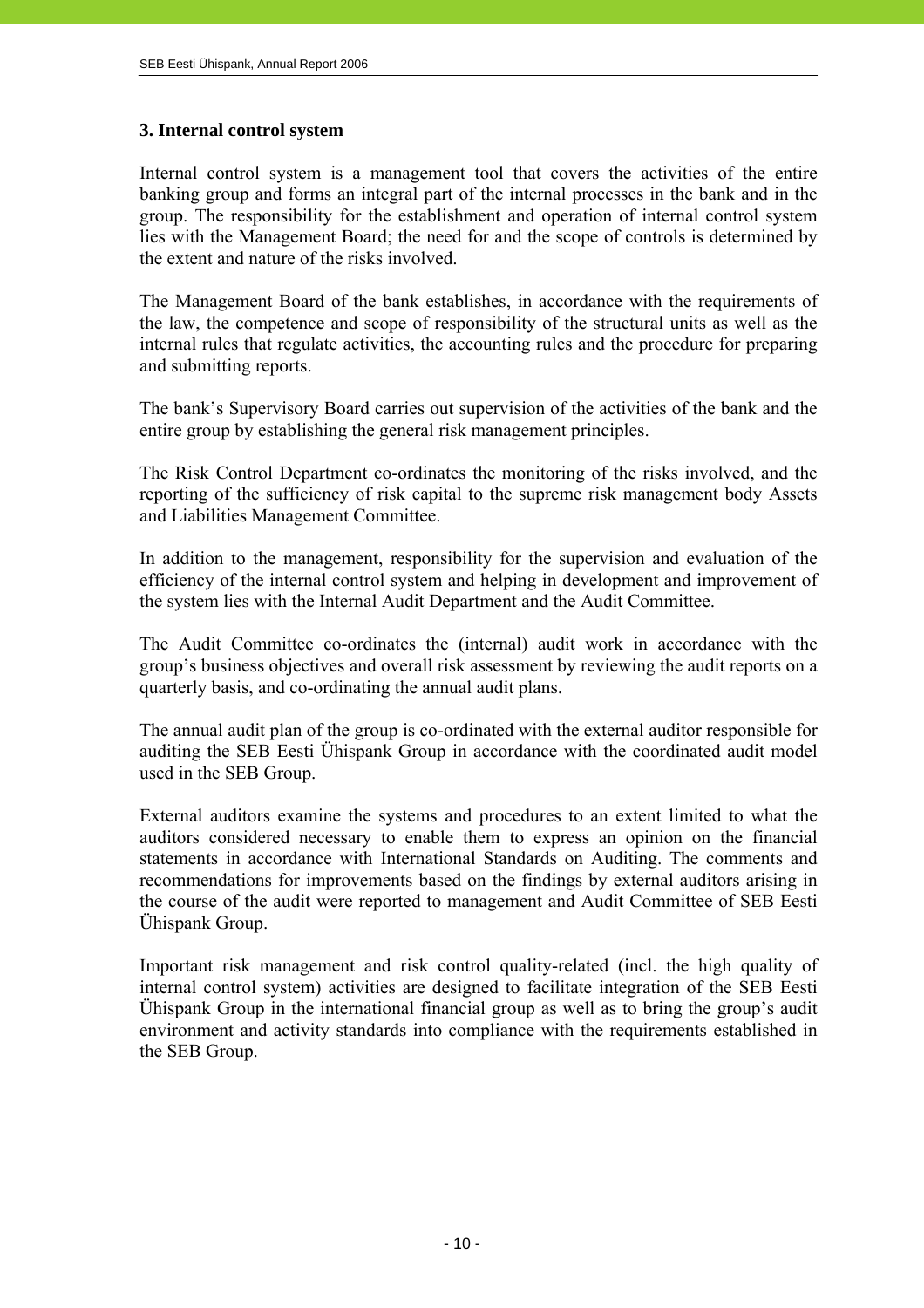## 3. Internal control system

Internal control system is a management tool that covers the activities of the entire banking group and forms an integral part of the internal processes in the bank and in the group. The responsibility for the establishment and operation of internal control system lies with the Management Board; the need for and the scope of controls is determined by the extent and nature of the risks involved.

The Management Board of the bank establishes, in accordance with the requirements of the law, the competence and scope of responsibility of the structural units as well as the internal rules that regulate activities, the accounting rules and the procedure for preparing and submitting reports.

The bank's Supervisory Board carries out supervision of the activities of the bank and the entire group by establishing the general risk management principles.

The Risk Control Department co-ordinates the monitoring of the risks involved, and the reporting of the sufficiency of risk capital to the supreme risk management body Assets and Liabilities Management Committee.

In addition to the management, responsibility for the supervision and evaluation of the efficiency of the internal control system and helping in development and improvement of the system lies with the Internal Audit Department and the Audit Committee.

The Audit Committee co-ordinates the (internal) audit work in accordance with the group's business objectives and overall risk assessment by reviewing the audit reports on a quarterly basis, and co-ordinating the annual audit plans.

The annual audit plan of the group is co-ordinated with the external auditor responsible for auditing the SEB Eesti Ühispank Group in accordance with the coordinated audit model used in the SEB Group.

External auditors examine the systems and procedures to an extent limited to what the auditors considered necessary to enable them to express an opinion on the financial statements in accordance with International Standards on Auditing. The comments and recommendations for improvements based on the findings by external auditors arising in the course of the audit were reported to management and Audit Committee of SEB Eesti Ühispank Group.

Important risk management and risk control quality-related (incl. the high quality of internal control system) activities are designed to facilitate integration of the SEB Eesti Ühispank Group in the international financial group as well as to bring the group's audit environment and activity standards into compliance with the requirements established in the SEB Group.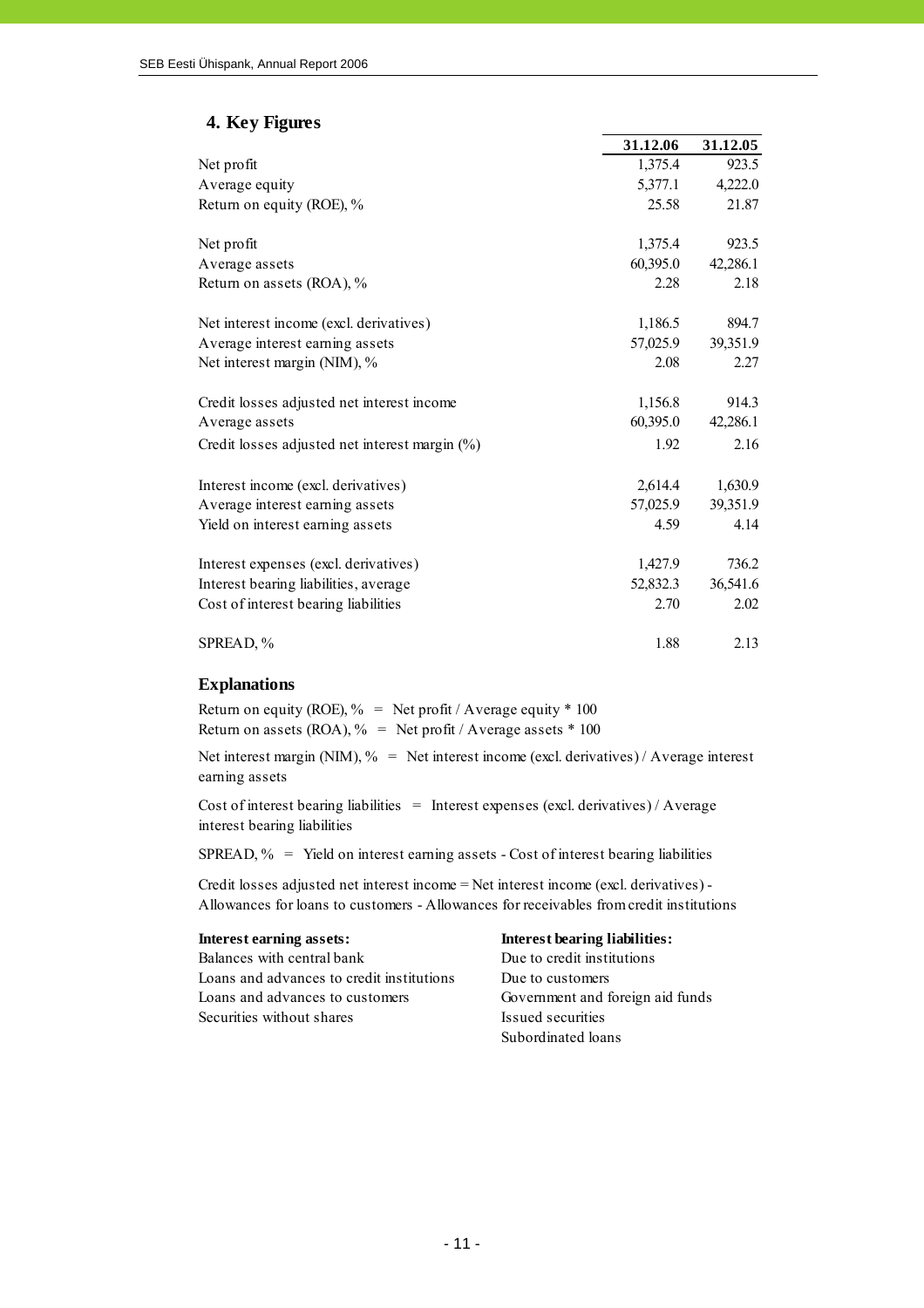## 4. Key Figures

| | 31.12.06 | 31.12.05 |
|---|---|---|
| Net profit | 1,375.4 | 923.5 |
| Average equity | 5,377.1 | 4,222.0 |
| Return on equity (ROE), % | 25.58 | 21.87 |
| | | |
| Net profit | 1,375.4 | 923.5 |
| Average assets | 60,395.0 | 42,286.1 |
| Return on assets (ROA), % | 2.28 | 2.18 |
| | | |
| Net interest income (excl. derivatives) | 1,186.5 | 894.7 |
| Average interest earning assets | 57,025.9 | 39,351.9 |
| Net interest margin (NIM), % | 2.08 | 2.27 |
| | | |
| Credit losses adjusted net interest income | 1,156.8 | 914.3 |
| Average assets | 60,395.0 | 42,286.1 |
| Credit losses adjusted net interest margin (%) | 1.92 | 2.16 |
| | | |
| Interest income (excl. derivatives) | 2,614.4 | 1,630.9 |
| Average interest earning assets | 57,025.9 | 39,351.9 |
| Yield on interest earning assets | 4.59 | 4.14 |
| | | |
| Interest expenses (excl. derivatives) | 1,427.9 | 736.2 |
| Interest bearing liabilities, average | 52,832.3 | 36,541.6 |
| Cost of interest bearing liabilities | 2.70 | 2.02 |
| | | |
| SPREAD, % | 1.88 | 2.13 |

### Explanations

Return on equity (ROE), % = Net profit / Average equity * 100
Return on assets (ROA), % = Net profit / Average assets * 100

Net interest margin (NIM), % = Net interest income (excl. derivatives) / Average interest earning assets

Cost of interest bearing liabilities = Interest expenses (excl. derivatives) / Average interest bearing liabilities

SPREAD, % = Yield on interest earning assets - Cost of interest bearing liabilities

Credit losses adjusted net interest income = Net interest income (excl. derivatives) - Allowances for loans to customers - Allowances for receivables from credit institutions

**Interest earning assets:**
Balances with central bank
Loans and advances to credit institutions
Loans and advances to customers
Securities without shares

**Interest bearing liabilities:**
Due to credit institutions
Due to customers
Government and foreign aid funds
Issued securities
Subordinated loans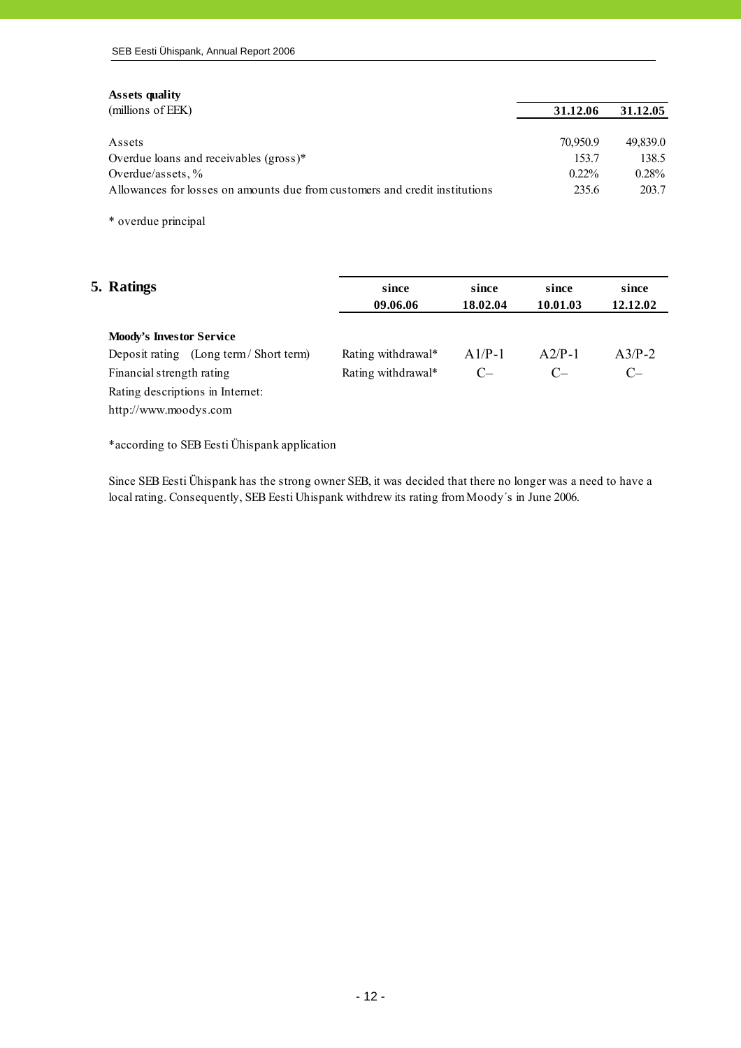**Assets quality**

| (millions of EEK) | 31.12.06 | 31.12.05 |
|---|---|---|
| Assets | 70,950.9 | 49,839.0 |
| Overdue loans and receivables (gross)* | 153.7 | 138.5 |
| Overdue/assets, % | 0.22% | 0.28% |
| Allowances for losses on amounts due from customers and credit institutions | 235.6 | 203.7 |

\* overdue principal

## 5. Ratings

| | since 09.06.06 | since 18.02.04 | since 10.01.03 | since 12.12.02 |
|---|---|---|---|---|
| **Moody's Investor Service** | | | | |
| Deposit rating (Long term / Short term) | Rating withdrawal* | A1/P-1 | A2/P-1 | A3/P-2 |
| Financial strength rating | Rating withdrawal* | C– | C– | C– |
| Rating descriptions in Internet: | | | | |
| http://www.moodys.com | | | | |

*according to SEB Eesti Ühispank application

Since SEB Eesti Ühispank has the strong owner SEB, it was decided that there no longer was a need to have a local rating. Consequently, SEB Eesti Uhispank withdrew its rating from Moody´s in June 2006.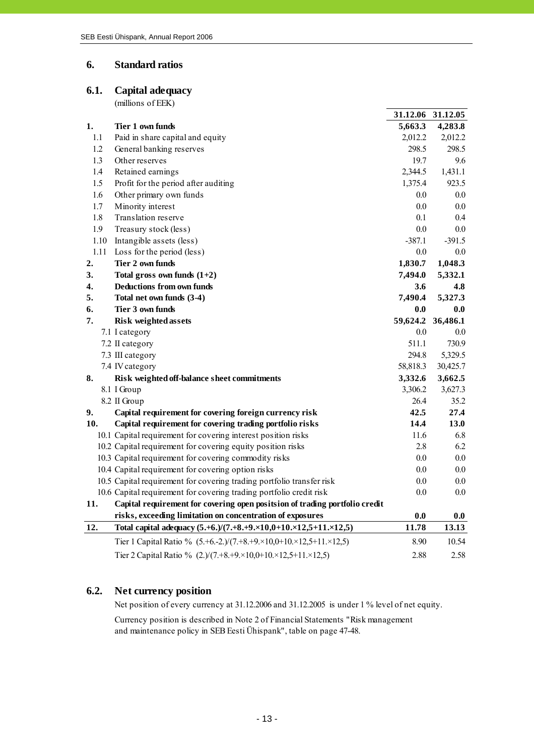# 6. Standard ratios

## 6.1. Capital adequacy

(millions of EEK)

| | | 31.12.06 | 31.12.05 |
|---|---|---|---|
| **1.** | **Tier 1 own funds** | **5,663.3** | **4,283.8** |
| 1.1 | Paid in share capital and equity | 2,012.2 | 2,012.2 |
| 1.2 | General banking reserves | 298.5 | 298.5 |
| 1.3 | Other reserves | 19.7 | 9.6 |
| 1.4 | Retained earnings | 2,344.5 | 1,431.1 |
| 1.5 | Profit for the period after auditing | 1,375.4 | 923.5 |
| 1.6 | Other primary own funds | 0.0 | 0.0 |
| 1.7 | Minority interest | 0.0 | 0.0 |
| 1.8 | Translation reserve | 0.1 | 0.4 |
| 1.9 | Treasury stock (less) | 0.0 | 0.0 |
| 1.10 | Intangible assets (less) | -387.1 | -391.5 |
| 1.11 | Loss for the period (less) | 0.0 | 0.0 |
| **2.** | **Tier 2 own funds** | **1,830.7** | **1,048.3** |
| **3.** | **Total gross own funds (1+2)** | **7,494.0** | **5,332.1** |
| **4.** | **Deductions from own funds** | **3.6** | **4.8** |
| **5.** | **Total net own funds (3-4)** | **7,490.4** | **5,327.3** |
| **6.** | **Tier 3 own funds** | **0.0** | **0.0** |
| **7.** | **Risk weighted assets** | **59,624.2** | **36,486.1** |
| | 7.1 I category | 0.0 | 0.0 |
| | 7.2 II category | 511.1 | 730.9 |
| | 7.3 III category | 294.8 | 5,329.5 |
| | 7.4 IV category | 58,818.3 | 30,425.7 |
| **8.** | **Risk weighted off-balance sheet commitments** | **3,332.6** | **3,662.5** |
| | 8.1 I Group | 3,306.2 | 3,627.3 |
| | 8.2 II Group | 26.4 | 35.2 |
| **9.** | **Capital requirement for covering foreign currency risk** | **42.5** | **27.4** |
| **10.** | **Capital requirement for covering trading portfolio risks** | **14.4** | **13.0** |
| | 10.1 Capital requirement for covering interest position risks | 11.6 | 6.8 |
| | 10.2 Capital requirement for covering equity position risks | 2.8 | 6.2 |
| | 10.3 Capital requirement for covering commodity risks | 0.0 | 0.0 |
| | 10.4 Capital requirement for covering option risks | 0.0 | 0.0 |
| | 10.5 Capital requirement for covering trading portfolio transfer risk | 0.0 | 0.0 |
| | 10.6 Capital requirement for covering trading portfolio credit risk | 0.0 | 0.0 |
| **11.** | **Capital requirement for covering open positsion of trading portfolio credit risks, exceeding limitation on concentration of exposures** | **0.0** | **0.0** |
| **12.** | **Total capital adequacy (5.+6.)/(7.+8.+9.×10,0+10.×12,5+11.×12,5)** | **11.78** | **13.13** |
| | Tier 1 Capital Ratio % (5.+6.-2.)/(7.+8.+9.×10,0+10.×12,5+11.×12,5) | 8.90 | 10.54 |
| | Tier 2 Capital Ratio % (2.)/(7.+8.+9.×10,0+10.×12,5+11.×12,5) | 2.88 | 2.58 |

## 6.2. Net currency position

Net position of every currency at 31.12.2006 and 31.12.2005 is under 1 % level of net equity.

Currency position is described in Note 2 of Financial Statements "Risk management and maintenance policy in SEB Eesti Ühispank", table on page 47-48.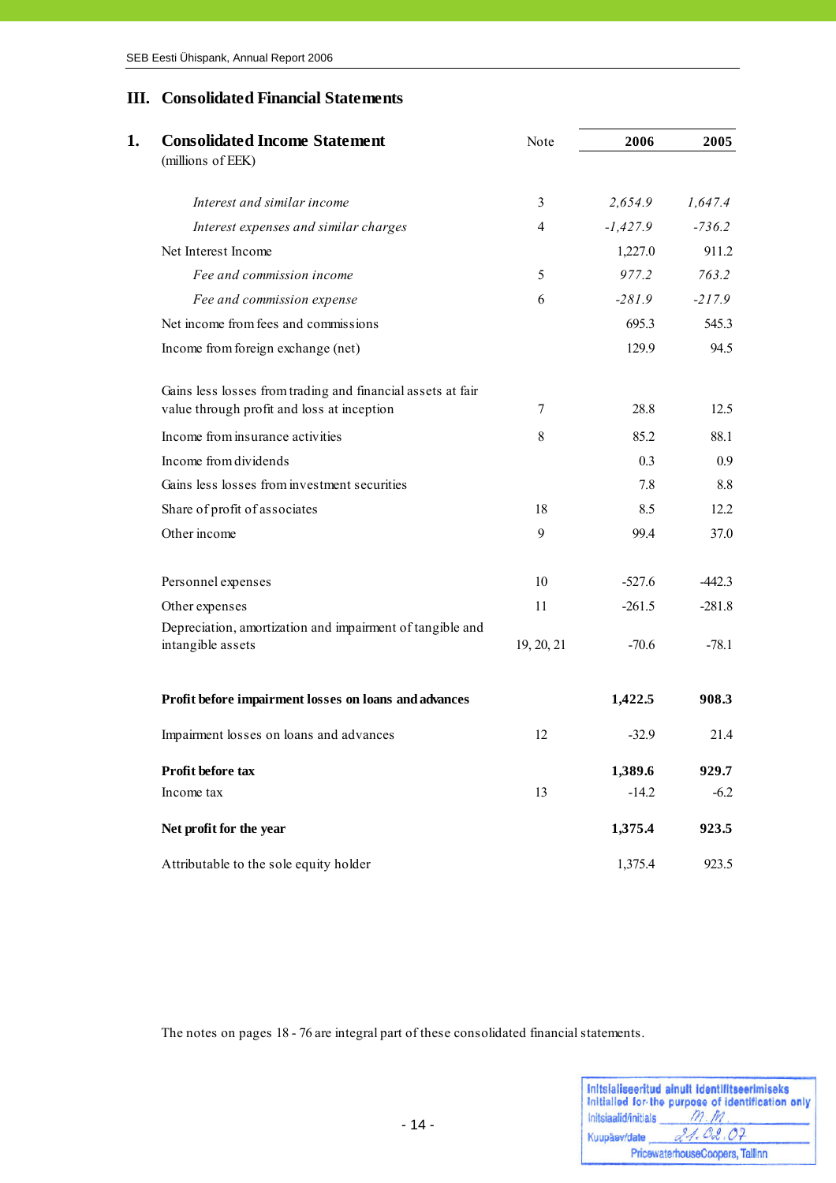# III. Consolidated Financial Statements

## 1. Consolidated Income Statement

(millions of EEK)

| | Note | 2006 | 2005 |
|---|---|---|---|
| *Interest and similar income* | 3 | *2,654.9* | *1,647.4* |
| *Interest expenses and similar charges* | 4 | *-1,427.9* | *-736.2* |
| Net Interest Income | | 1,227.0 | 911.2 |
| *Fee and commission income* | 5 | *977.2* | *763.2* |
| *Fee and commission expense* | 6 | *-281.9* | *-217.9* |
| Net income from fees and commissions | | 695.3 | 545.3 |
| Income from foreign exchange (net) | | 129.9 | 94.5 |
| Gains less losses from trading and financial assets at fair value through profit and loss at inception | 7 | 28.8 | 12.5 |
| Income from insurance activities | 8 | 85.2 | 88.1 |
| Income from dividends | | 0.3 | 0.9 |
| Gains less losses from investment securities | | 7.8 | 8.8 |
| Share of profit of associates | 18 | 8.5 | 12.2 |
| Other income | 9 | 99.4 | 37.0 |
| Personnel expenses | 10 | -527.6 | -442.3 |
| Other expenses | 11 | -261.5 | -281.8 |
| Depreciation, amortization and impairment of tangible and intangible assets | 19, 20, 21 | -70.6 | -78.1 |
| **Profit before impairment losses on loans and advances** | | **1,422.5** | **908.3** |
| Impairment losses on loans and advances | 12 | -32.9 | 21.4 |
| **Profit before tax** | | **1,389.6** | **929.7** |
| Income tax | 13 | -14.2 | -6.2 |
| **Net profit for the year** | | **1,375.4** | **923.5** |
| Attributable to the sole equity holder | | 1,375.4 | 923.5 |

The notes on pages 18 - 76 are integral part of these consolidated financial statements.

Initsialiseeritud ainult identifitseerimiseks
Initialled for the purpose of identification only
Initsiaalid/initials M.M.
Kuupäev/date 21.02.07
PricewaterhouseCoopers, Tallinn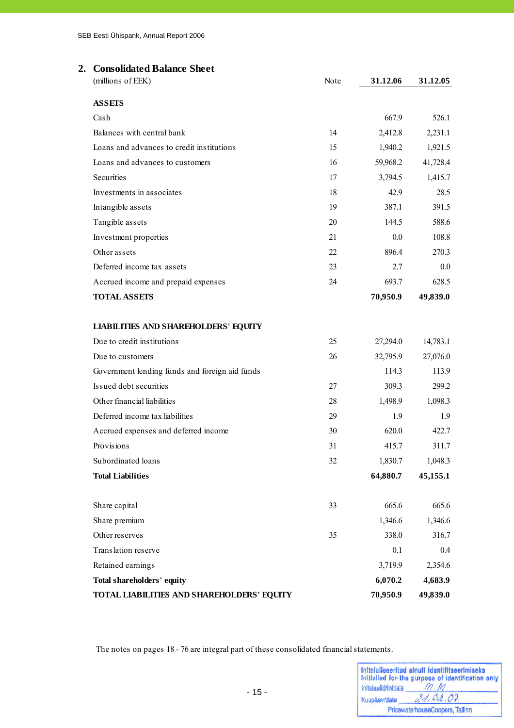## 2. Consolidated Balance Sheet

| (millions of EEK) | Note | 31.12.06 | 31.12.05 |
|---|---|---|---|
| **ASSETS** | | | |
| Cash | | 667.9 | 526.1 |
| Balances with central bank | 14 | 2,412.8 | 2,231.1 |
| Loans and advances to credit institutions | 15 | 1,940.2 | 1,921.5 |
| Loans and advances to customers | 16 | 59,968.2 | 41,728.4 |
| Securities | 17 | 3,794.5 | 1,415.7 |
| Investments in associates | 18 | 42.9 | 28.5 |
| Intangible assets | 19 | 387.1 | 391.5 |
| Tangible assets | 20 | 144.5 | 588.6 |
| Investment properties | 21 | 0.0 | 108.8 |
| Other assets | 22 | 896.4 | 270.3 |
| Deferred income tax assets | 23 | 2.7 | 0.0 |
| Accrued income and prepaid expenses | 24 | 693.7 | 628.5 |
| **TOTAL ASSETS** | | **70,950.9** | **49,839.0** |
| | | | |
| **LIABILITIES AND SHAREHOLDERS' EQUITY** | | | |
| Due to credit institutions | 25 | 27,294.0 | 14,783.1 |
| Due to customers | 26 | 32,795.9 | 27,076.0 |
| Government lending funds and foreign aid funds | | 114.3 | 113.9 |
| Issued debt securities | 27 | 309.3 | 299.2 |
| Other financial liabilities | 28 | 1,498.9 | 1,098.3 |
| Deferred income tax liabilities | 29 | 1.9 | 1.9 |
| Accrued expenses and deferred income | 30 | 620.0 | 422.7 |
| Provisions | 31 | 415.7 | 311.7 |
| Subordinated loans | 32 | 1,830.7 | 1,048.3 |
| **Total Liabilities** | | **64,880.7** | **45,155.1** |
| | | | |
| Share capital | 33 | 665.6 | 665.6 |
| Share premium | | 1,346.6 | 1,346.6 |
| Other reserves | 35 | 338.0 | 316.7 |
| Translation reserve | | 0.1 | 0.4 |
| Retained earnings | | 3,719.9 | 2,354.6 |
| **Total shareholders' equity** | | **6,070.2** | **4,683.9** |
| **TOTAL LIABILITIES AND SHAREHOLDERS' EQUITY** | | **70,950.9** | **49,839.0** |

The notes on pages 18 - 76 are integral part of these consolidated financial statements.

Initsialiseeritud ainult identifitseerimiseks
Initialled for the purpose of identification only
Initsiaalid/initials M. M.
Kuupäev/date 21.02.07
PricewaterhouseCoopers, Tallinn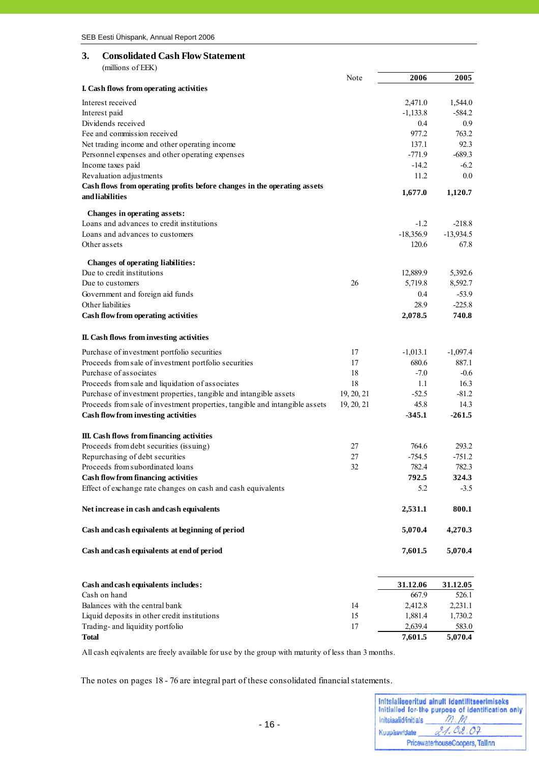## 3. Consolidated Cash Flow Statement

(millions of EEK)

| | Note | 2006 | 2005 |
|---|---|---|---|
| **I. Cash flows from operating activities** | | | |
| Interest received | | 2,471.0 | 1,544.0 |
| Interest paid | | -1,133.8 | -584.2 |
| Dividends received | | 0.4 | 0.9 |
| Fee and commission received | | 977.2 | 763.2 |
| Net trading income and other operating income | | 137.1 | 92.3 |
| Personnel expenses and other operating expenses | | -771.9 | -689.3 |
| Income taxes paid | | -14.2 | -6.2 |
| Revaluation adjustments | | 11.2 | 0.0 |
| **Cash flows from operating profits before changes in the operating assets and liabilities** | | **1,677.0** | **1,120.7** |
| **Changes in operating assets:** | | | |
| Loans and advances to credit institutions | | -1.2 | -218.8 |
| Loans and advances to customers | | -18,356.9 | -13,934.5 |
| Other assets | | 120.6 | 67.8 |
| **Changes of operating liabilities:** | | | |
| Due to credit institutions | | 12,889.9 | 5,392.6 |
| Due to customers | 26 | 5,719.8 | 8,592.7 |
| Government and foreign aid funds | | 0.4 | -53.9 |
| Other liabilities | | 28.9 | -225.8 |
| **Cash flow from operating activities** | | **2,078.5** | **740.8** |
| **II. Cash flows from investing activities** | | | |
| Purchase of investment portfolio securities | 17 | -1,013.1 | -1,097.4 |
| Proceeds from sale of investment portfolio securities | 17 | 680.6 | 887.1 |
| Purchase of associates | 18 | -7.0 | -0.6 |
| Proceeds from sale and liquidation of associates | 18 | 1.1 | 16.3 |
| Purchase of investment properties, tangible and intangible assets | 19, 20, 21 | -52.5 | -81.2 |
| Proceeds from sale of investment properties, tangible and intangible assets | 19, 20, 21 | 45.8 | 14.3 |
| **Cash flow from investing activities** | | **-345.1** | **-261.5** |
| **III. Cash flows from financing activities** | | | |
| Proceeds from debt securities (issuing) | 27 | 764.6 | 293.2 |
| Repurchasing of debt securities | 27 | -754.5 | -751.2 |
| Proceeds from subordinated loans | 32 | 782.4 | 782.3 |
| **Cash flow from financing activities** | | **792.5** | **324.3** |
| Effect of exchange rate changes on cash and cash equivalents | | 5.2 | -3.5 |
| **Net increase in cash and cash equivalents** | | **2,531.1** | **800.1** |
| **Cash and cash equivalents at beginning of period** | | **5,070.4** | **4,270.3** |
| **Cash and cash equivalents at end of period** | | **7,601.5** | **5,070.4** |

| **Cash and cash equivalents includes:** | | **31.12.06** | **31.12.05** |
|---|---|---|---|
| Cash on hand | | 667.9 | 526.1 |
| Balances with the central bank | 14 | 2,412.8 | 2,231.1 |
| Liquid deposits in other credit institutions | 15 | 1,881.4 | 1,730.2 |
| Trading- and liquidity portfolio | 17 | 2,639.4 | 583.0 |
| **Total** | | **7,601.5** | **5,070.4** |

All cash eqivalents are freely available for use by the group with maturity of less than 3 months.

The notes on pages 18 - 76 are integral part of these consolidated financial statements.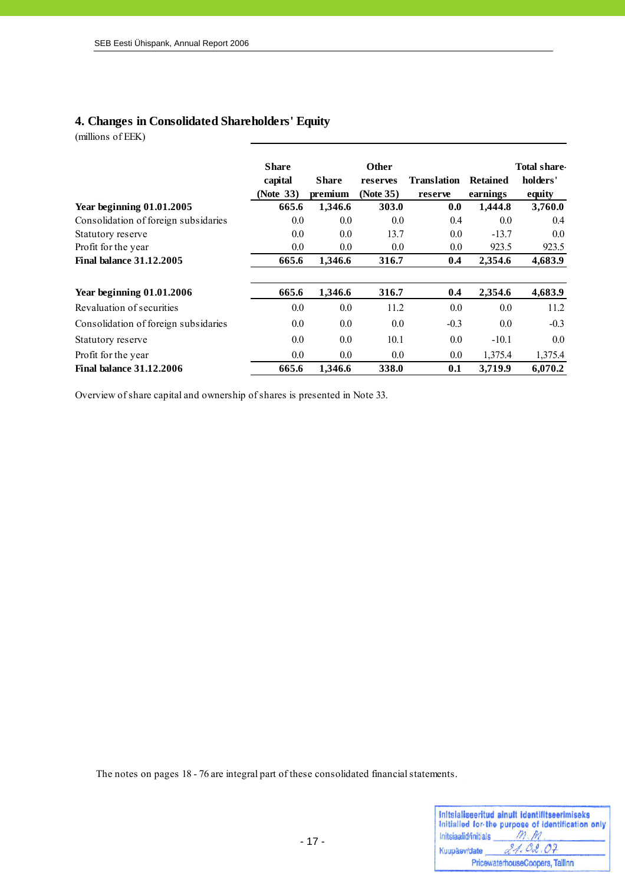## 4. Changes in Consolidated Shareholders' Equity

(millions of EEK)

| | Share capital (Note 33) | Share premium | Other reserves (Note 35) | Translation reserve | Retained earnings | Total share-holders' equity |
|---|---|---|---|---|---|---|
| **Year beginning 01.01.2005** | **665.6** | **1,346.6** | **303.0** | **0.0** | **1,444.8** | **3,760.0** |
| Consolidation of foreign subsidaries | 0.0 | 0.0 | 0.0 | 0.4 | 0.0 | 0.4 |
| Statutory reserve | 0.0 | 0.0 | 13.7 | 0.0 | -13.7 | 0.0 |
| Profit for the year | 0.0 | 0.0 | 0.0 | 0.0 | 923.5 | 923.5 |
| **Final balance 31.12.2005** | **665.6** | **1,346.6** | **316.7** | **0.4** | **2,354.6** | **4,683.9** |
| | | | | | | |
| **Year beginning 01.01.2006** | **665.6** | **1,346.6** | **316.7** | **0.4** | **2,354.6** | **4,683.9** |
| Revaluation of securities | 0.0 | 0.0 | 11.2 | 0.0 | 0.0 | 11.2 |
| Consolidation of foreign subsidaries | 0.0 | 0.0 | 0.0 | -0.3 | 0.0 | -0.3 |
| Statutory reserve | 0.0 | 0.0 | 10.1 | 0.0 | -10.1 | 0.0 |
| Profit for the year | 0.0 | 0.0 | 0.0 | 0.0 | 1,375.4 | 1,375.4 |
| **Final balance 31.12.2006** | **665.6** | **1,346.6** | **338.0** | **0.1** | **3,719.9** | **6,070.2** |

Overview of share capital and ownership of shares is presented in Note 33.

The notes on pages 18 - 76 are integral part of these consolidated financial statements.

Initsialiseeritud ainult identifitseerimiseks
Initialled for the purpose of identification only
Initsiaalid/initials M.M
Kuupäev/date 21.02.07
PricewaterhouseCoopers, Tallinn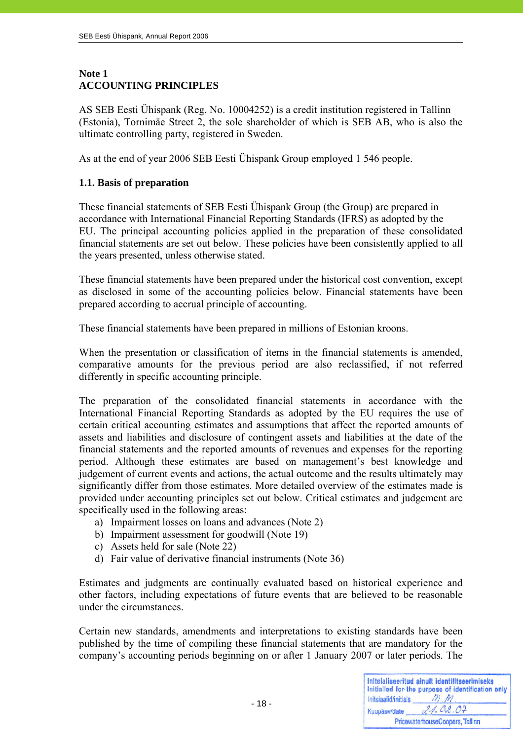## Note 1
## ACCOUNTING PRINCIPLES

AS SEB Eesti Ühispank (Reg. No. 10004252) is a credit institution registered in Tallinn (Estonia), Tornimäe Street 2, the sole shareholder of which is SEB AB, who is also the ultimate controlling party, registered in Sweden.

As at the end of year 2006 SEB Eesti Ühispank Group employed 1 546 people.

### 1.1. Basis of preparation

These financial statements of SEB Eesti Ühispank Group (the Group) are prepared in accordance with International Financial Reporting Standards (IFRS) as adopted by the EU. The principal accounting policies applied in the preparation of these consolidated financial statements are set out below. These policies have been consistently applied to all the years presented, unless otherwise stated.

These financial statements have been prepared under the historical cost convention, except as disclosed in some of the accounting policies below. Financial statements have been prepared according to accrual principle of accounting.

These financial statements have been prepared in millions of Estonian kroons.

When the presentation or classification of items in the financial statements is amended, comparative amounts for the previous period are also reclassified, if not referred differently in specific accounting principle.

The preparation of the consolidated financial statements in accordance with the International Financial Reporting Standards as adopted by the EU requires the use of certain critical accounting estimates and assumptions that affect the reported amounts of assets and liabilities and disclosure of contingent assets and liabilities at the date of the financial statements and the reported amounts of revenues and expenses for the reporting period. Although these estimates are based on management's best knowledge and judgement of current events and actions, the actual outcome and the results ultimately may significantly differ from those estimates. More detailed overview of the estimates made is provided under accounting principles set out below. Critical estimates and judgement are specifically used in the following areas:

a) Impairment losses on loans and advances (Note 2)
b) Impairment assessment for goodwill (Note 19)
c) Assets held for sale (Note 22)
d) Fair value of derivative financial instruments (Note 36)

Estimates and judgments are continually evaluated based on historical experience and other factors, including expectations of future events that are believed to be reasonable under the circumstances.

Certain new standards, amendments and interpretations to existing standards have been published by the time of compiling these financial statements that are mandatory for the company's accounting periods beginning on or after 1 January 2007 or later periods. The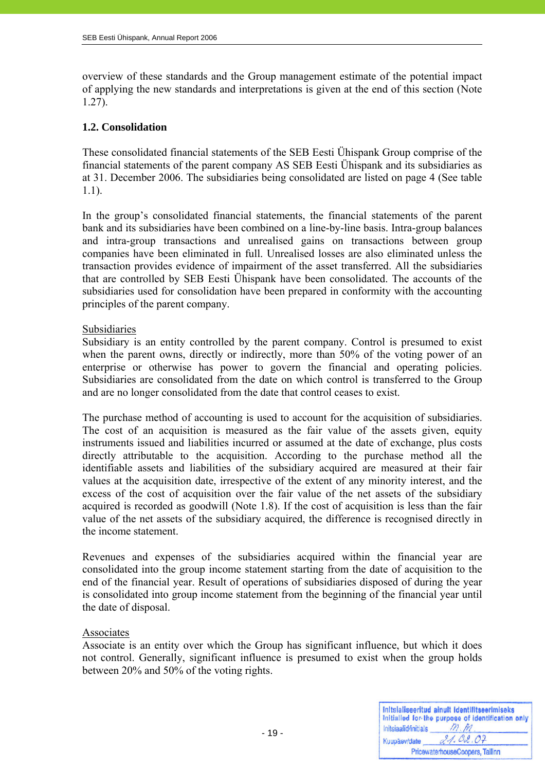overview of these standards and the Group management estimate of the potential impact of applying the new standards and interpretations is given at the end of this section (Note 1.27).

**1.2. Consolidation**

These consolidated financial statements of the SEB Eesti Ühispank Group comprise of the financial statements of the parent company AS SEB Eesti Ühispank and its subsidiaries as at 31. December 2006. The subsidiaries being consolidated are listed on page 4 (See table 1.1).

In the group's consolidated financial statements, the financial statements of the parent bank and its subsidiaries have been combined on a line-by-line basis. Intra-group balances and intra-group transactions and unrealised gains on transactions between group companies have been eliminated in full. Unrealised losses are also eliminated unless the transaction provides evidence of impairment of the asset transferred. All the subsidiaries that are controlled by SEB Eesti Ühispank have been consolidated. The accounts of the subsidiaries used for consolidation have been prepared in conformity with the accounting principles of the parent company.

Subsidiaries

Subsidiary is an entity controlled by the parent company. Control is presumed to exist when the parent owns, directly or indirectly, more than 50% of the voting power of an enterprise or otherwise has power to govern the financial and operating policies. Subsidiaries are consolidated from the date on which control is transferred to the Group and are no longer consolidated from the date that control ceases to exist.

The purchase method of accounting is used to account for the acquisition of subsidiaries. The cost of an acquisition is measured as the fair value of the assets given, equity instruments issued and liabilities incurred or assumed at the date of exchange, plus costs directly attributable to the acquisition. According to the purchase method all the identifiable assets and liabilities of the subsidiary acquired are measured at their fair values at the acquisition date, irrespective of the extent of any minority interest, and the excess of the cost of acquisition over the fair value of the net assets of the subsidiary acquired is recorded as goodwill (Note 1.8). If the cost of acquisition is less than the fair value of the net assets of the subsidiary acquired, the difference is recognised directly in the income statement.

Revenues and expenses of the subsidiaries acquired within the financial year are consolidated into the group income statement starting from the date of acquisition to the end of the financial year. Result of operations of subsidiaries disposed of during the year is consolidated into group income statement from the beginning of the financial year until the date of disposal.

Associates

Associate is an entity over which the Group has significant influence, but which it does not control. Generally, significant influence is presumed to exist when the group holds between 20% and 50% of the voting rights.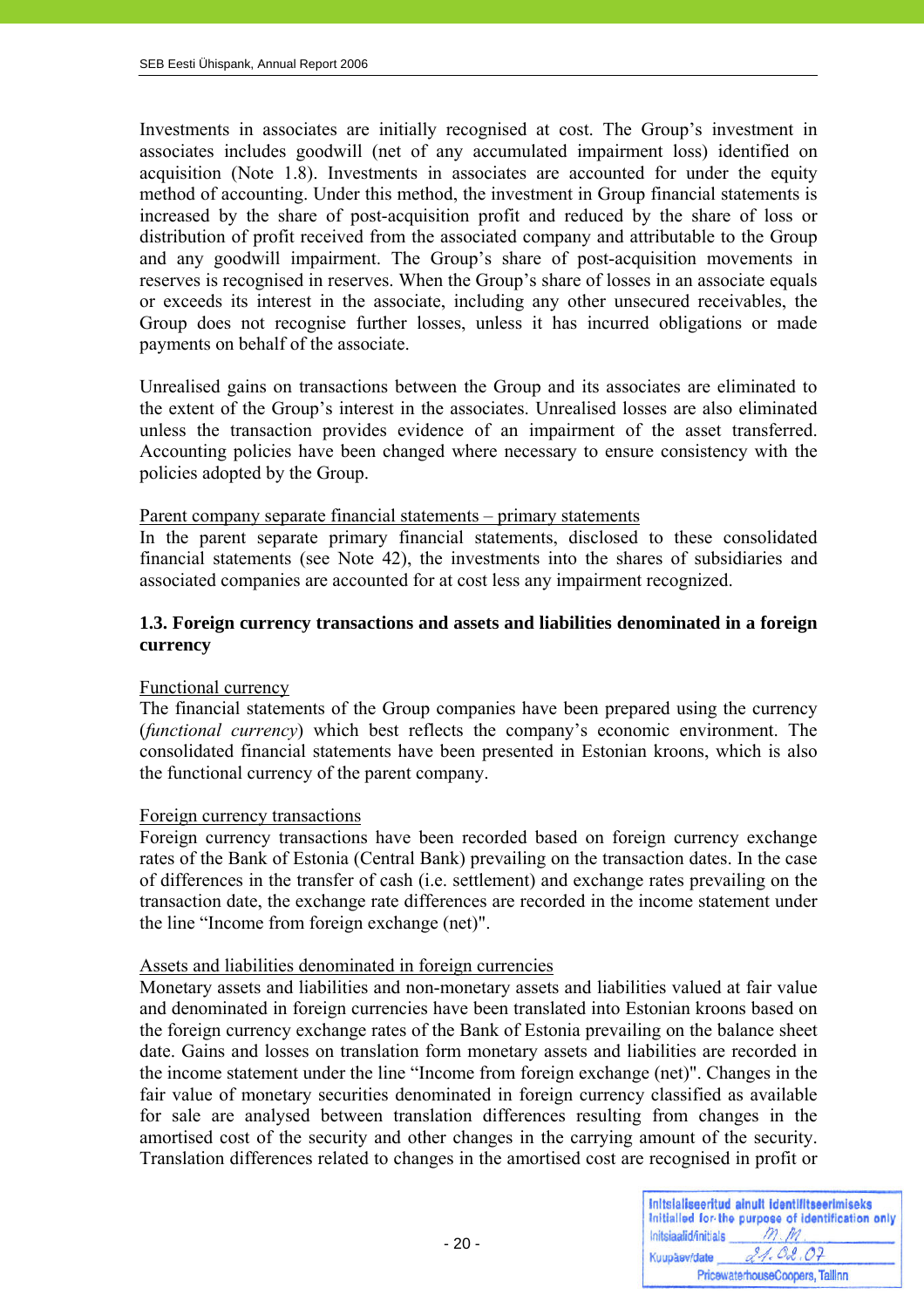Investments in associates are initially recognised at cost. The Group's investment in associates includes goodwill (net of any accumulated impairment loss) identified on acquisition (Note 1.8). Investments in associates are accounted for under the equity method of accounting. Under this method, the investment in Group financial statements is increased by the share of post-acquisition profit and reduced by the share of loss or distribution of profit received from the associated company and attributable to the Group and any goodwill impairment. The Group's share of post-acquisition movements in reserves is recognised in reserves. When the Group's share of losses in an associate equals or exceeds its interest in the associate, including any other unsecured receivables, the Group does not recognise further losses, unless it has incurred obligations or made payments on behalf of the associate.

Unrealised gains on transactions between the Group and its associates are eliminated to the extent of the Group's interest in the associates. Unrealised losses are also eliminated unless the transaction provides evidence of an impairment of the asset transferred. Accounting policies have been changed where necessary to ensure consistency with the policies adopted by the Group.

Parent company separate financial statements – primary statements

In the parent separate primary financial statements, disclosed to these consolidated financial statements (see Note 42), the investments into the shares of subsidiaries and associated companies are accounted for at cost less any impairment recognized.

### 1.3. Foreign currency transactions and assets and liabilities denominated in a foreign currency

Functional currency

The financial statements of the Group companies have been prepared using the currency (*functional currency*) which best reflects the company's economic environment. The consolidated financial statements have been presented in Estonian kroons, which is also the functional currency of the parent company.

Foreign currency transactions

Foreign currency transactions have been recorded based on foreign currency exchange rates of the Bank of Estonia (Central Bank) prevailing on the transaction dates. In the case of differences in the transfer of cash (i.e. settlement) and exchange rates prevailing on the transaction date, the exchange rate differences are recorded in the income statement under the line "Income from foreign exchange (net)".

Assets and liabilities denominated in foreign currencies

Monetary assets and liabilities and non-monetary assets and liabilities valued at fair value and denominated in foreign currencies have been translated into Estonian kroons based on the foreign currency exchange rates of the Bank of Estonia prevailing on the balance sheet date. Gains and losses on translation form monetary assets and liabilities are recorded in the income statement under the line "Income from foreign exchange (net)". Changes in the fair value of monetary securities denominated in foreign currency classified as available for sale are analysed between translation differences resulting from changes in the amortised cost of the security and other changes in the carrying amount of the security. Translation differences related to changes in the amortised cost are recognised in profit or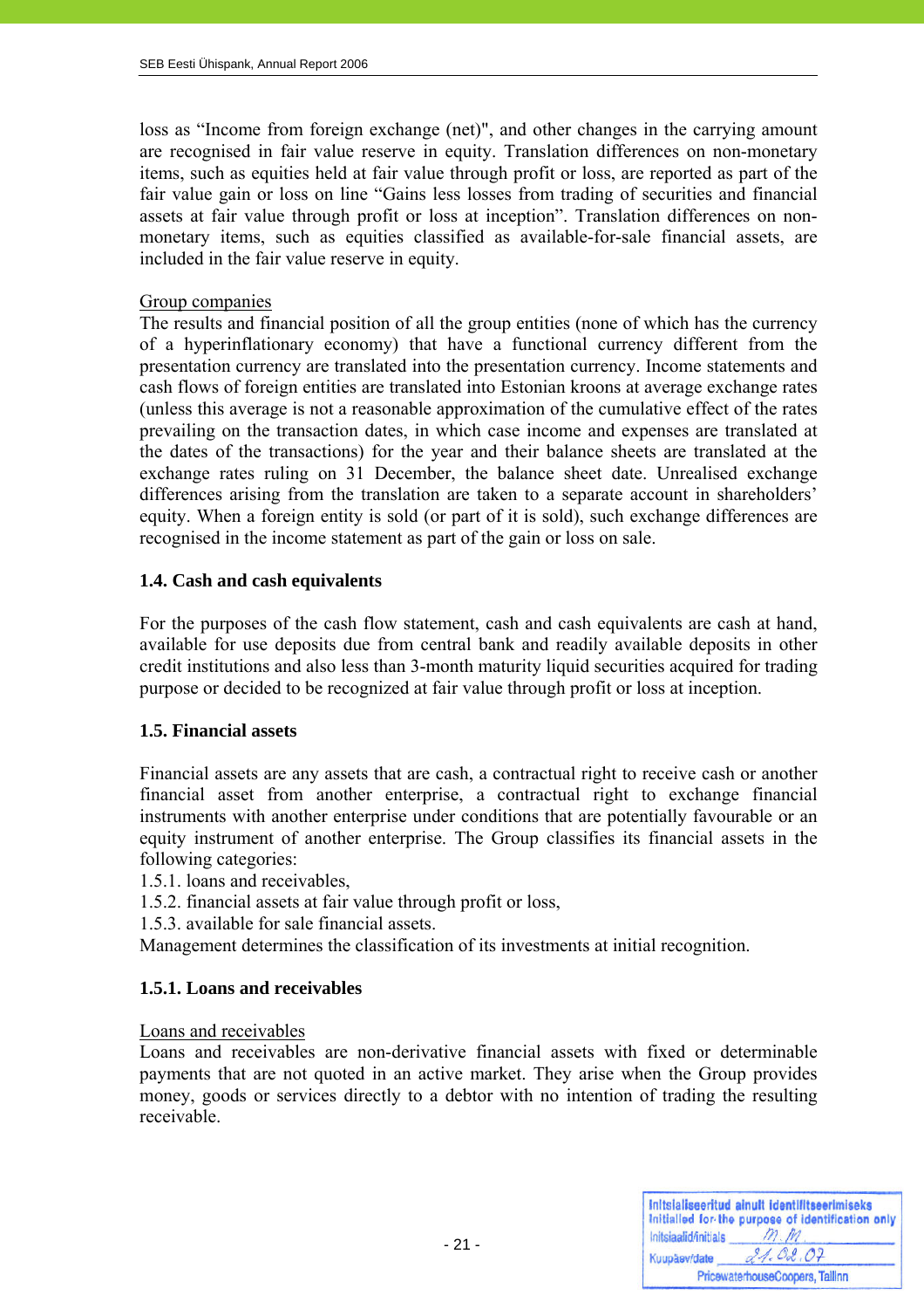loss as “Income from foreign exchange (net)", and other changes in the carrying amount are recognised in fair value reserve in equity. Translation differences on non-monetary items, such as equities held at fair value through profit or loss, are reported as part of the fair value gain or loss on line “Gains less losses from trading of securities and financial assets at fair value through profit or loss at inception”. Translation differences on non-monetary items, such as equities classified as available-for-sale financial assets, are included in the fair value reserve in equity.

Group companies

The results and financial position of all the group entities (none of which has the currency of a hyperinflationary economy) that have a functional currency different from the presentation currency are translated into the presentation currency. Income statements and cash flows of foreign entities are translated into Estonian kroons at average exchange rates (unless this average is not a reasonable approximation of the cumulative effect of the rates prevailing on the transaction dates, in which case income and expenses are translated at the dates of the transactions) for the year and their balance sheets are translated at the exchange rates ruling on 31 December, the balance sheet date. Unrealised exchange differences arising from the translation are taken to a separate account in shareholders' equity. When a foreign entity is sold (or part of it is sold), such exchange differences are recognised in the income statement as part of the gain or loss on sale.

### 1.4. Cash and cash equivalents

For the purposes of the cash flow statement, cash and cash equivalents are cash at hand, available for use deposits due from central bank and readily available deposits in other credit institutions and also less than 3-month maturity liquid securities acquired for trading purpose or decided to be recognized at fair value through profit or loss at inception.

### 1.5. Financial assets

Financial assets are any assets that are cash, a contractual right to receive cash or another financial asset from another enterprise, a contractual right to exchange financial instruments with another enterprise under conditions that are potentially favourable or an equity instrument of another enterprise. The Group classifies its financial assets in the following categories:

1.5.1. loans and receivables,
1.5.2. financial assets at fair value through profit or loss,
1.5.3. available for sale financial assets.

Management determines the classification of its investments at initial recognition.

### 1.5.1. Loans and receivables

Loans and receivables

Loans and receivables are non-derivative financial assets with fixed or determinable payments that are not quoted in an active market. They arise when the Group provides money, goods or services directly to a debtor with no intention of trading the resulting receivable.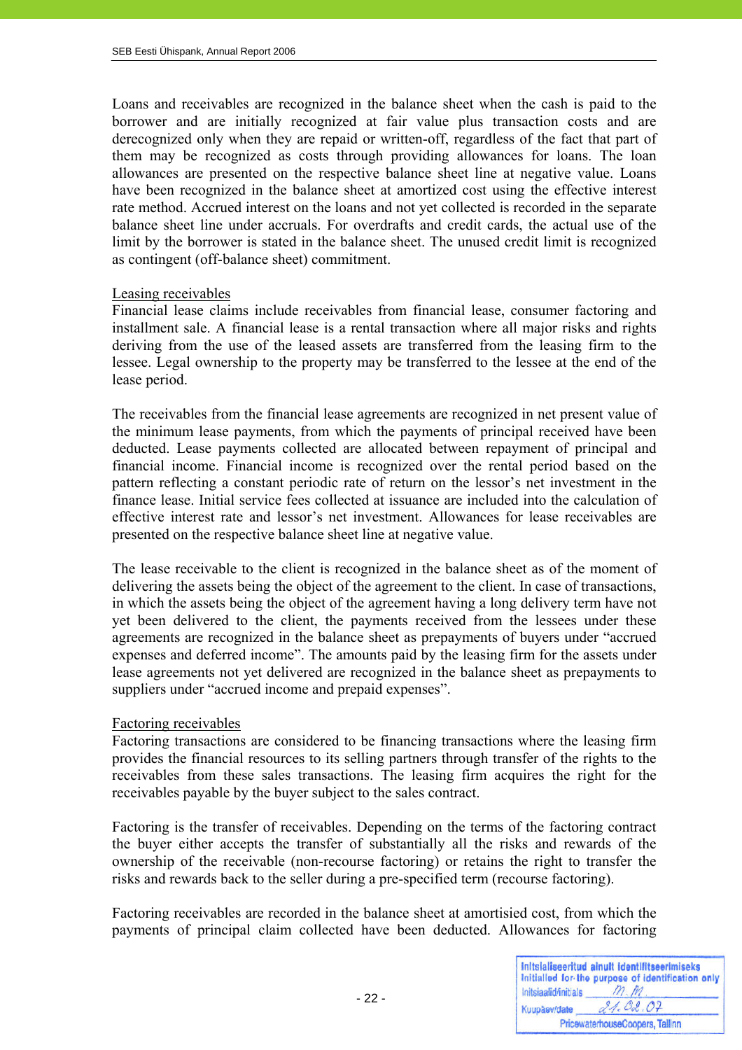Loans and receivables are recognized in the balance sheet when the cash is paid to the borrower and are initially recognized at fair value plus transaction costs and are derecognized only when they are repaid or written-off, regardless of the fact that part of them may be recognized as costs through providing allowances for loans. The loan allowances are presented on the respective balance sheet line at negative value. Loans have been recognized in the balance sheet at amortized cost using the effective interest rate method. Accrued interest on the loans and not yet collected is recorded in the separate balance sheet line under accruals. For overdrafts and credit cards, the actual use of the limit by the borrower is stated in the balance sheet. The unused credit limit is recognized as contingent (off-balance sheet) commitment.

Leasing receivables

Financial lease claims include receivables from financial lease, consumer factoring and installment sale. A financial lease is a rental transaction where all major risks and rights deriving from the use of the leased assets are transferred from the leasing firm to the lessee. Legal ownership to the property may be transferred to the lessee at the end of the lease period.

The receivables from the financial lease agreements are recognized in net present value of the minimum lease payments, from which the payments of principal received have been deducted. Lease payments collected are allocated between repayment of principal and financial income. Financial income is recognized over the rental period based on the pattern reflecting a constant periodic rate of return on the lessor's net investment in the finance lease. Initial service fees collected at issuance are included into the calculation of effective interest rate and lessor's net investment. Allowances for lease receivables are presented on the respective balance sheet line at negative value.

The lease receivable to the client is recognized in the balance sheet as of the moment of delivering the assets being the object of the agreement to the client. In case of transactions, in which the assets being the object of the agreement having a long delivery term have not yet been delivered to the client, the payments received from the lessees under these agreements are recognized in the balance sheet as prepayments of buyers under "accrued expenses and deferred income". The amounts paid by the leasing firm for the assets under lease agreements not yet delivered are recognized in the balance sheet as prepayments to suppliers under "accrued income and prepaid expenses".

Factoring receivables

Factoring transactions are considered to be financing transactions where the leasing firm provides the financial resources to its selling partners through transfer of the rights to the receivables from these sales transactions. The leasing firm acquires the right for the receivables payable by the buyer subject to the sales contract.

Factoring is the transfer of receivables. Depending on the terms of the factoring contract the buyer either accepts the transfer of substantially all the risks and rewards of the ownership of the receivable (non-recourse factoring) or retains the right to transfer the risks and rewards back to the seller during a pre-specified term (recourse factoring).

Factoring receivables are recorded in the balance sheet at amortisied cost, from which the payments of principal claim collected have been deducted. Allowances for factoring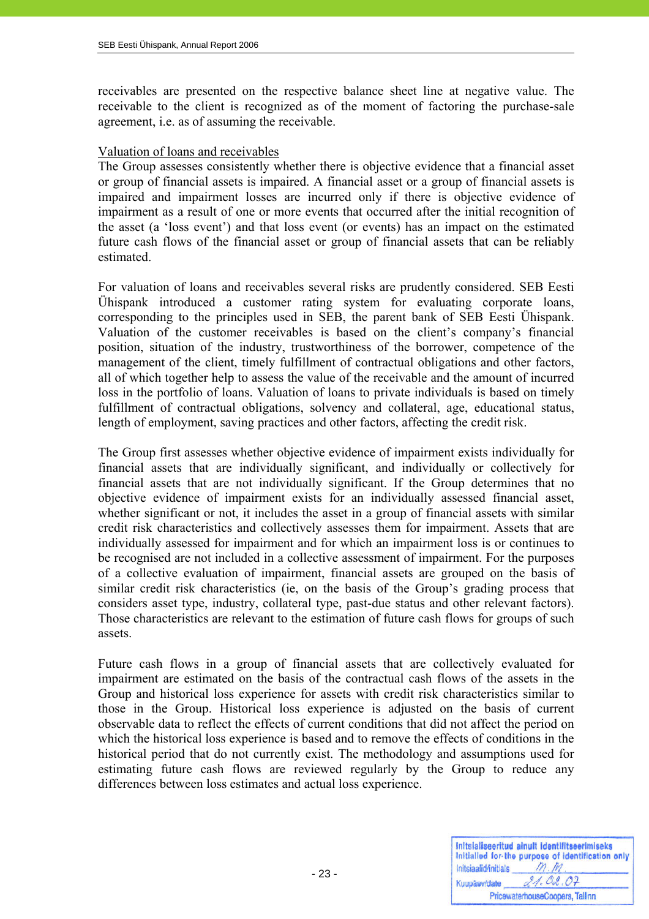receivables are presented on the respective balance sheet line at negative value. The receivable to the client is recognized as of the moment of factoring the purchase-sale agreement, i.e. as of assuming the receivable.

Valuation of loans and receivables

The Group assesses consistently whether there is objective evidence that a financial asset or group of financial assets is impaired. A financial asset or a group of financial assets is impaired and impairment losses are incurred only if there is objective evidence of impairment as a result of one or more events that occurred after the initial recognition of the asset (a 'loss event') and that loss event (or events) has an impact on the estimated future cash flows of the financial asset or group of financial assets that can be reliably estimated.

For valuation of loans and receivables several risks are prudently considered. SEB Eesti Ühispank introduced a customer rating system for evaluating corporate loans, corresponding to the principles used in SEB, the parent bank of SEB Eesti Ühispank. Valuation of the customer receivables is based on the client's company's financial position, situation of the industry, trustworthiness of the borrower, competence of the management of the client, timely fulfillment of contractual obligations and other factors, all of which together help to assess the value of the receivable and the amount of incurred loss in the portfolio of loans. Valuation of loans to private individuals is based on timely fulfillment of contractual obligations, solvency and collateral, age, educational status, length of employment, saving practices and other factors, affecting the credit risk.

The Group first assesses whether objective evidence of impairment exists individually for financial assets that are individually significant, and individually or collectively for financial assets that are not individually significant. If the Group determines that no objective evidence of impairment exists for an individually assessed financial asset, whether significant or not, it includes the asset in a group of financial assets with similar credit risk characteristics and collectively assesses them for impairment. Assets that are individually assessed for impairment and for which an impairment loss is or continues to be recognised are not included in a collective assessment of impairment. For the purposes of a collective evaluation of impairment, financial assets are grouped on the basis of similar credit risk characteristics (ie, on the basis of the Group's grading process that considers asset type, industry, collateral type, past-due status and other relevant factors). Those characteristics are relevant to the estimation of future cash flows for groups of such assets.

Future cash flows in a group of financial assets that are collectively evaluated for impairment are estimated on the basis of the contractual cash flows of the assets in the Group and historical loss experience for assets with credit risk characteristics similar to those in the Group. Historical loss experience is adjusted on the basis of current observable data to reflect the effects of current conditions that did not affect the period on which the historical loss experience is based and to remove the effects of conditions in the historical period that do not currently exist. The methodology and assumptions used for estimating future cash flows are reviewed regularly by the Group to reduce any differences between loss estimates and actual loss experience.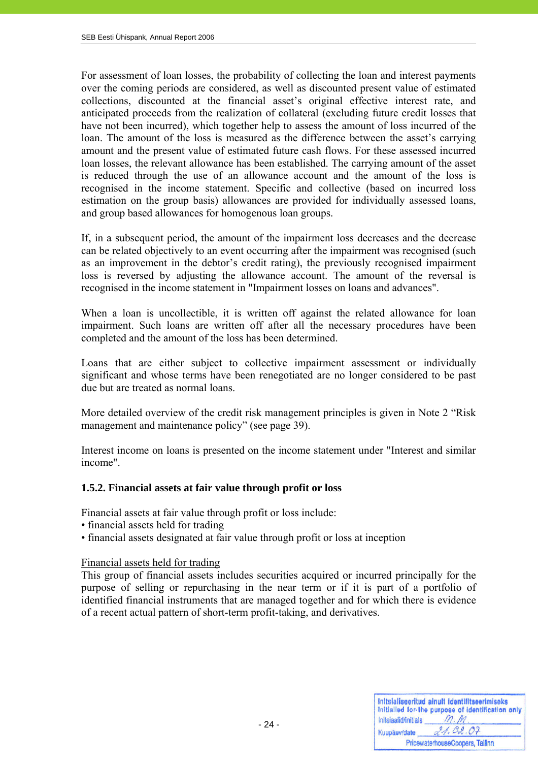For assessment of loan losses, the probability of collecting the loan and interest payments over the coming periods are considered, as well as discounted present value of estimated collections, discounted at the financial asset's original effective interest rate, and anticipated proceeds from the realization of collateral (excluding future credit losses that have not been incurred), which together help to assess the amount of loss incurred of the loan. The amount of the loss is measured as the difference between the asset's carrying amount and the present value of estimated future cash flows. For these assessed incurred loan losses, the relevant allowance has been established. The carrying amount of the asset is reduced through the use of an allowance account and the amount of the loss is recognised in the income statement. Specific and collective (based on incurred loss estimation on the group basis) allowances are provided for individually assessed loans, and group based allowances for homogenous loan groups.

If, in a subsequent period, the amount of the impairment loss decreases and the decrease can be related objectively to an event occurring after the impairment was recognised (such as an improvement in the debtor's credit rating), the previously recognised impairment loss is reversed by adjusting the allowance account. The amount of the reversal is recognised in the income statement in "Impairment losses on loans and advances".

When a loan is uncollectible, it is written off against the related allowance for loan impairment. Such loans are written off after all the necessary procedures have been completed and the amount of the loss has been determined.

Loans that are either subject to collective impairment assessment or individually significant and whose terms have been renegotiated are no longer considered to be past due but are treated as normal loans.

More detailed overview of the credit risk management principles is given in Note 2 "Risk management and maintenance policy" (see page 39).

Interest income on loans is presented on the income statement under "Interest and similar income".

### 1.5.2. Financial assets at fair value through profit or loss

Financial assets at fair value through profit or loss include:
- financial assets held for trading
- financial assets designated at fair value through profit or loss at inception

Financial assets held for trading

This group of financial assets includes securities acquired or incurred principally for the purpose of selling or repurchasing in the near term or if it is part of a portfolio of identified financial instruments that are managed together and for which there is evidence of a recent actual pattern of short-term profit-taking, and derivatives.

Initsialiseeritud ainult identifitseerimiseks
Initialled for the purpose of identification only
Initsiaalid/initials M.M.
Kuupäev/date 21.02.07
PricewaterhouseCoopers, Tallinn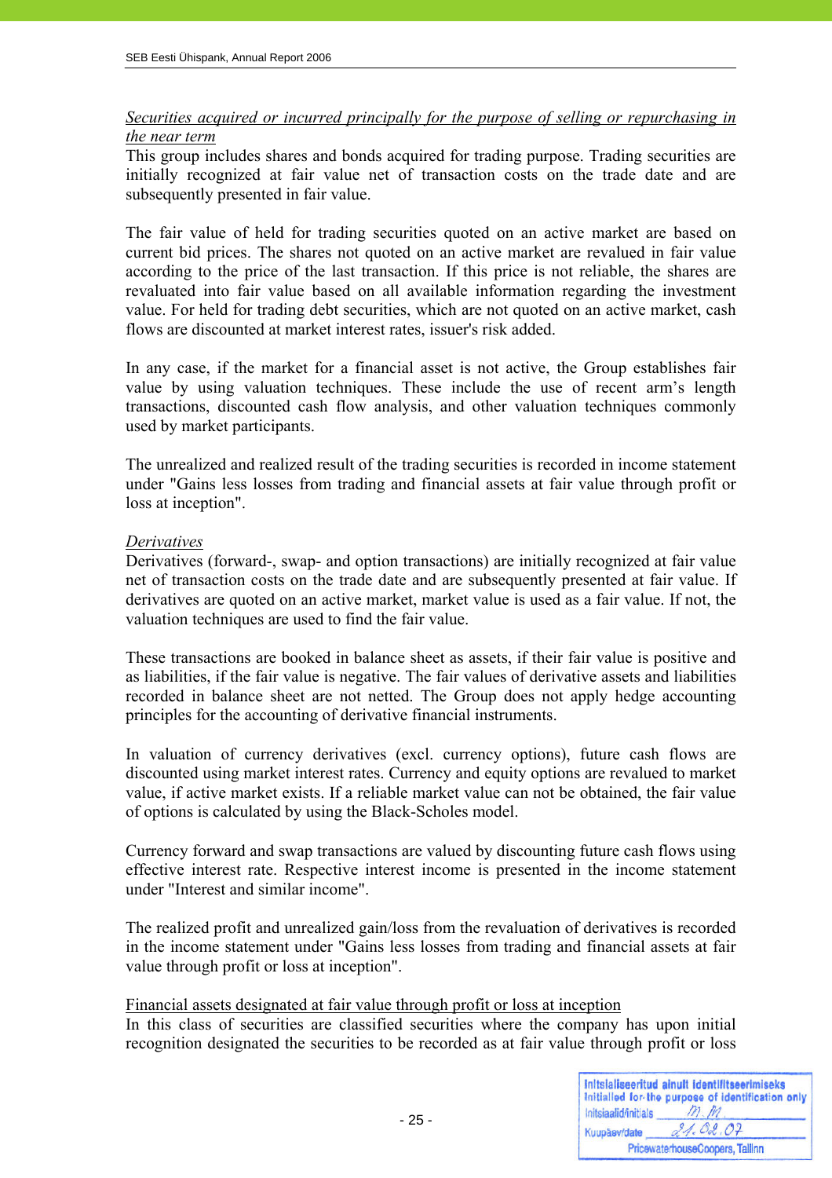*Securities acquired or incurred principally for the purpose of selling or repurchasing in the near term*

This group includes shares and bonds acquired for trading purpose. Trading securities are initially recognized at fair value net of transaction costs on the trade date and are subsequently presented in fair value.

The fair value of held for trading securities quoted on an active market are based on current bid prices. The shares not quoted on an active market are revalued in fair value according to the price of the last transaction. If this price is not reliable, the shares are revaluated into fair value based on all available information regarding the investment value. For held for trading debt securities, which are not quoted on an active market, cash flows are discounted at market interest rates, issuer's risk added.

In any case, if the market for a financial asset is not active, the Group establishes fair value by using valuation techniques. These include the use of recent arm's length transactions, discounted cash flow analysis, and other valuation techniques commonly used by market participants.

The unrealized and realized result of the trading securities is recorded in income statement under "Gains less losses from trading and financial assets at fair value through profit or loss at inception".

*Derivatives*

Derivatives (forward-, swap- and option transactions) are initially recognized at fair value net of transaction costs on the trade date and are subsequently presented at fair value. If derivatives are quoted on an active market, market value is used as a fair value. If not, the valuation techniques are used to find the fair value.

These transactions are booked in balance sheet as assets, if their fair value is positive and as liabilities, if the fair value is negative. The fair values of derivative assets and liabilities recorded in balance sheet are not netted. The Group does not apply hedge accounting principles for the accounting of derivative financial instruments.

In valuation of currency derivatives (excl. currency options), future cash flows are discounted using market interest rates. Currency and equity options are revalued to market value, if active market exists. If a reliable market value can not be obtained, the fair value of options is calculated by using the Black-Scholes model.

Currency forward and swap transactions are valued by discounting future cash flows using effective interest rate. Respective interest income is presented in the income statement under "Interest and similar income".

The realized profit and unrealized gain/loss from the revaluation of derivatives is recorded in the income statement under "Gains less losses from trading and financial assets at fair value through profit or loss at inception".

Financial assets designated at fair value through profit or loss at inception

In this class of securities are classified securities where the company has upon initial recognition designated the securities to be recorded as at fair value through profit or loss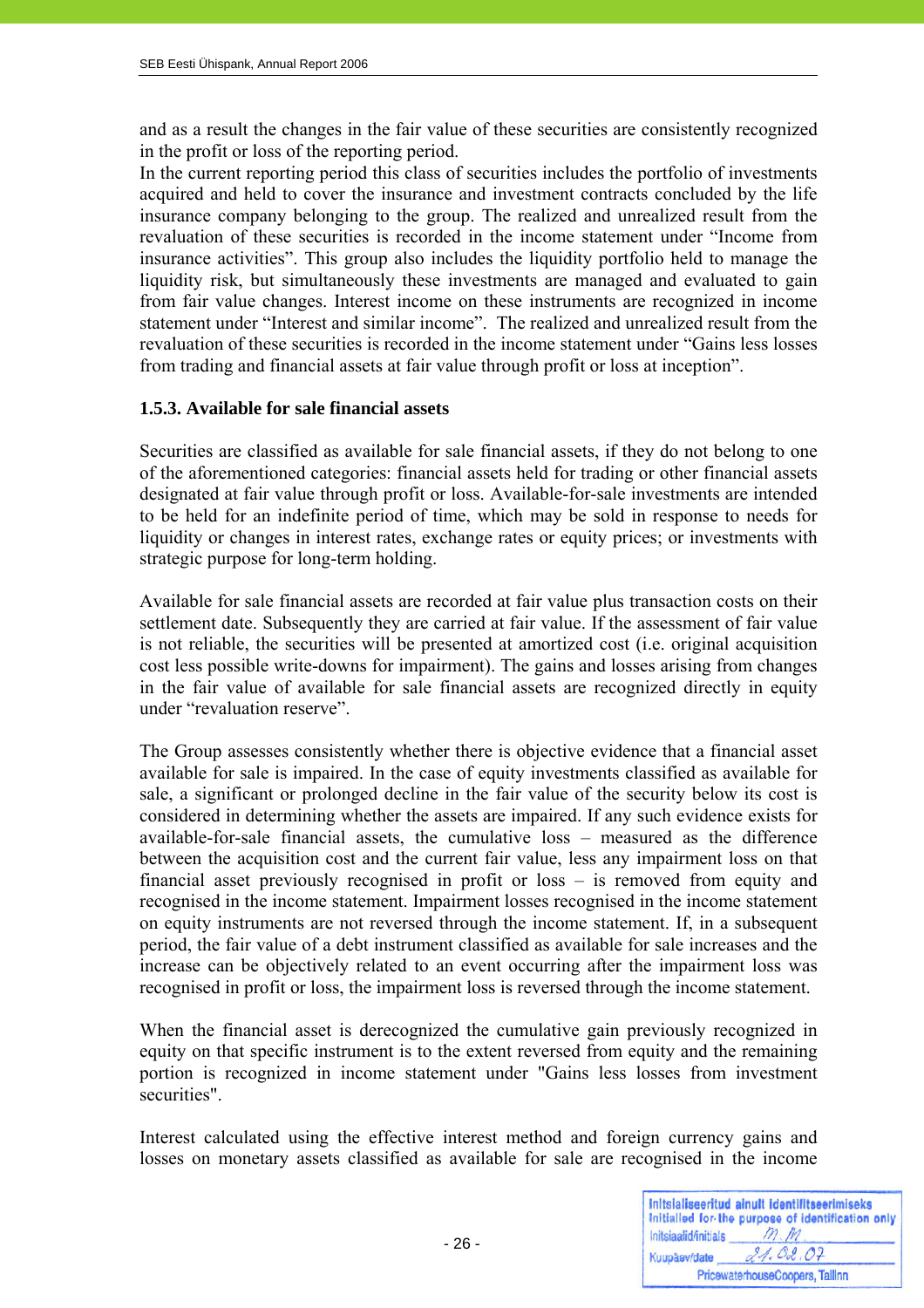and as a result the changes in the fair value of these securities are consistently recognized in the profit or loss of the reporting period.

In the current reporting period this class of securities includes the portfolio of investments acquired and held to cover the insurance and investment contracts concluded by the life insurance company belonging to the group. The realized and unrealized result from the revaluation of these securities is recorded in the income statement under "Income from insurance activities". This group also includes the liquidity portfolio held to manage the liquidity risk, but simultaneously these investments are managed and evaluated to gain from fair value changes. Interest income on these instruments are recognized in income statement under "Interest and similar income". The realized and unrealized result from the revaluation of these securities is recorded in the income statement under "Gains less losses from trading and financial assets at fair value through profit or loss at inception".

### 1.5.3. Available for sale financial assets

Securities are classified as available for sale financial assets, if they do not belong to one of the aforementioned categories: financial assets held for trading or other financial assets designated at fair value through profit or loss. Available-for-sale investments are intended to be held for an indefinite period of time, which may be sold in response to needs for liquidity or changes in interest rates, exchange rates or equity prices; or investments with strategic purpose for long-term holding.

Available for sale financial assets are recorded at fair value plus transaction costs on their settlement date. Subsequently they are carried at fair value. If the assessment of fair value is not reliable, the securities will be presented at amortized cost (i.e. original acquisition cost less possible write-downs for impairment). The gains and losses arising from changes in the fair value of available for sale financial assets are recognized directly in equity under "revaluation reserve".

The Group assesses consistently whether there is objective evidence that a financial asset available for sale is impaired. In the case of equity investments classified as available for sale, a significant or prolonged decline in the fair value of the security below its cost is considered in determining whether the assets are impaired. If any such evidence exists for available-for-sale financial assets, the cumulative loss – measured as the difference between the acquisition cost and the current fair value, less any impairment loss on that financial asset previously recognised in profit or loss – is removed from equity and recognised in the income statement. Impairment losses recognised in the income statement on equity instruments are not reversed through the income statement. If, in a subsequent period, the fair value of a debt instrument classified as available for sale increases and the increase can be objectively related to an event occurring after the impairment loss was recognised in profit or loss, the impairment loss is reversed through the income statement.

When the financial asset is derecognized the cumulative gain previously recognized in equity on that specific instrument is to the extent reversed from equity and the remaining portion is recognized in income statement under "Gains less losses from investment securities".

Interest calculated using the effective interest method and foreign currency gains and losses on monetary assets classified as available for sale are recognised in the income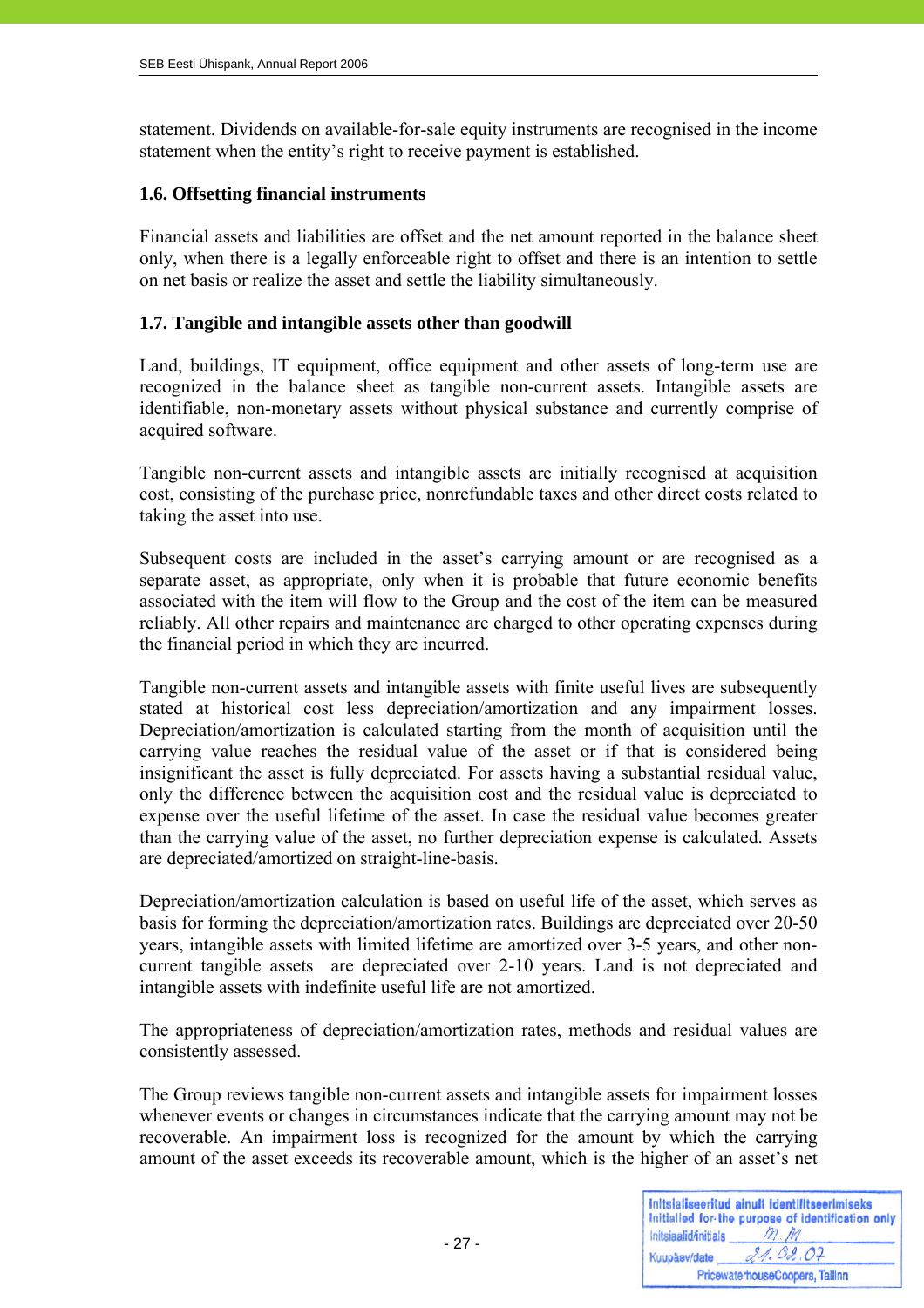statement. Dividends on available-for-sale equity instruments are recognised in the income statement when the entity's right to receive payment is established.

### 1.6. Offsetting financial instruments

Financial assets and liabilities are offset and the net amount reported in the balance sheet only, when there is a legally enforceable right to offset and there is an intention to settle on net basis or realize the asset and settle the liability simultaneously.

### 1.7. Tangible and intangible assets other than goodwill

Land, buildings, IT equipment, office equipment and other assets of long-term use are recognized in the balance sheet as tangible non-current assets. Intangible assets are identifiable, non-monetary assets without physical substance and currently comprise of acquired software.

Tangible non-current assets and intangible assets are initially recognised at acquisition cost, consisting of the purchase price, nonrefundable taxes and other direct costs related to taking the asset into use.

Subsequent costs are included in the asset's carrying amount or are recognised as a separate asset, as appropriate, only when it is probable that future economic benefits associated with the item will flow to the Group and the cost of the item can be measured reliably. All other repairs and maintenance are charged to other operating expenses during the financial period in which they are incurred.

Tangible non-current assets and intangible assets with finite useful lives are subsequently stated at historical cost less depreciation/amortization and any impairment losses. Depreciation/amortization is calculated starting from the month of acquisition until the carrying value reaches the residual value of the asset or if that is considered being insignificant the asset is fully depreciated. For assets having a substantial residual value, only the difference between the acquisition cost and the residual value is depreciated to expense over the useful lifetime of the asset. In case the residual value becomes greater than the carrying value of the asset, no further depreciation expense is calculated. Assets are depreciated/amortized on straight-line-basis.

Depreciation/amortization calculation is based on useful life of the asset, which serves as basis for forming the depreciation/amortization rates. Buildings are depreciated over 20-50 years, intangible assets with limited lifetime are amortized over 3-5 years, and other non-current tangible assets are depreciated over 2-10 years. Land is not depreciated and intangible assets with indefinite useful life are not amortized.

The appropriateness of depreciation/amortization rates, methods and residual values are consistently assessed.

The Group reviews tangible non-current assets and intangible assets for impairment losses whenever events or changes in circumstances indicate that the carrying amount may not be recoverable. An impairment loss is recognized for the amount by which the carrying amount of the asset exceeds its recoverable amount, which is the higher of an asset's net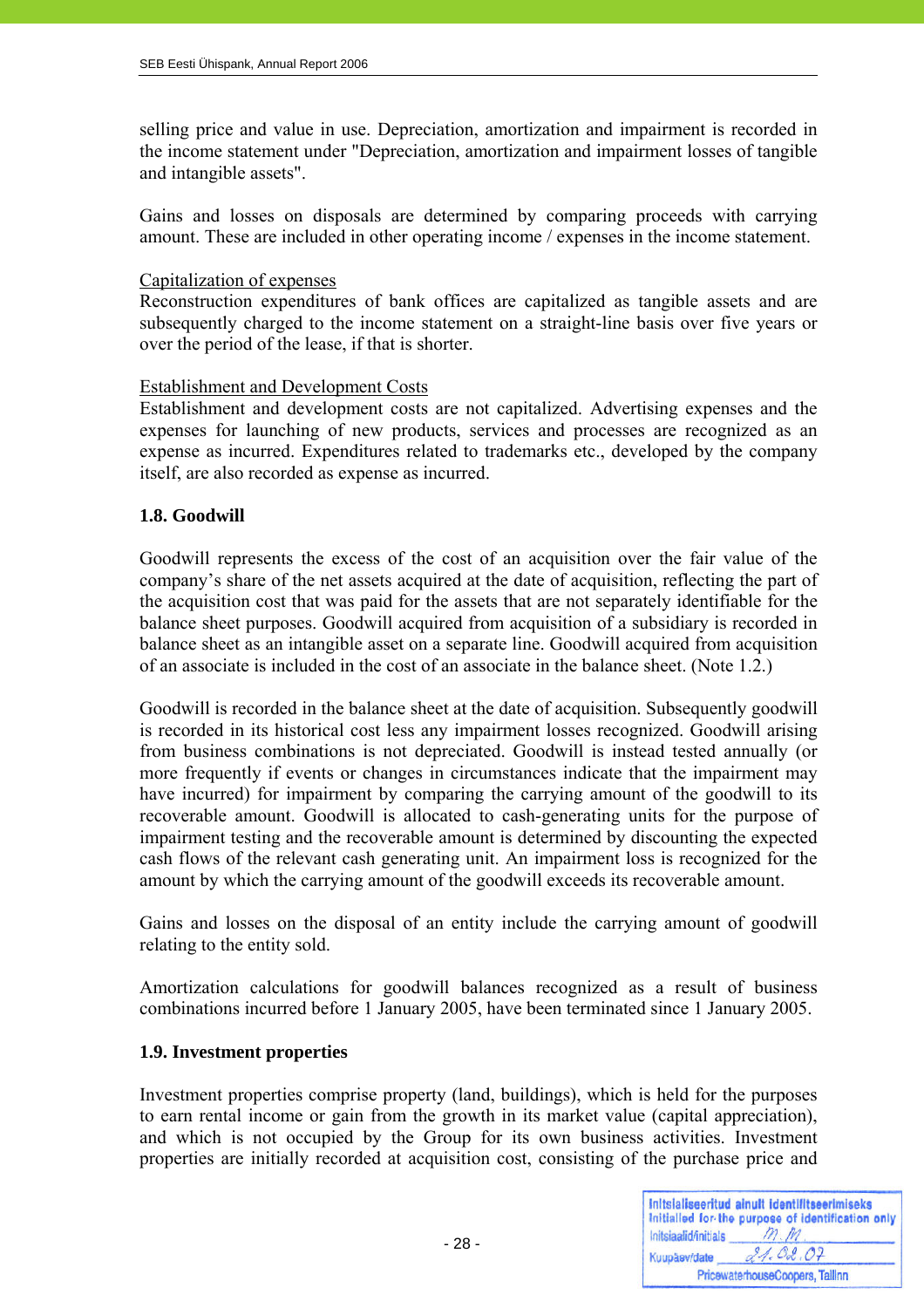selling price and value in use. Depreciation, amortization and impairment is recorded in the income statement under "Depreciation, amortization and impairment losses of tangible and intangible assets".

Gains and losses on disposals are determined by comparing proceeds with carrying amount. These are included in other operating income / expenses in the income statement.

Capitalization of expenses
Reconstruction expenditures of bank offices are capitalized as tangible assets and are subsequently charged to the income statement on a straight-line basis over five years or over the period of the lease, if that is shorter.

Establishment and Development Costs
Establishment and development costs are not capitalized. Advertising expenses and the expenses for launching of new products, services and processes are recognized as an expense as incurred. Expenditures related to trademarks etc., developed by the company itself, are also recorded as expense as incurred.

### 1.8. Goodwill

Goodwill represents the excess of the cost of an acquisition over the fair value of the company's share of the net assets acquired at the date of acquisition, reflecting the part of the acquisition cost that was paid for the assets that are not separately identifiable for the balance sheet purposes. Goodwill acquired from acquisition of a subsidiary is recorded in balance sheet as an intangible asset on a separate line. Goodwill acquired from acquisition of an associate is included in the cost of an associate in the balance sheet. (Note 1.2.)

Goodwill is recorded in the balance sheet at the date of acquisition. Subsequently goodwill is recorded in its historical cost less any impairment losses recognized. Goodwill arising from business combinations is not depreciated. Goodwill is instead tested annually (or more frequently if events or changes in circumstances indicate that the impairment may have incurred) for impairment by comparing the carrying amount of the goodwill to its recoverable amount. Goodwill is allocated to cash-generating units for the purpose of impairment testing and the recoverable amount is determined by discounting the expected cash flows of the relevant cash generating unit. An impairment loss is recognized for the amount by which the carrying amount of the goodwill exceeds its recoverable amount.

Gains and losses on the disposal of an entity include the carrying amount of goodwill relating to the entity sold.

Amortization calculations for goodwill balances recognized as a result of business combinations incurred before 1 January 2005, have been terminated since 1 January 2005.

### 1.9. Investment properties

Investment properties comprise property (land, buildings), which is held for the purposes to earn rental income or gain from the growth in its market value (capital appreciation), and which is not occupied by the Group for its own business activities. Investment properties are initially recorded at acquisition cost, consisting of the purchase price and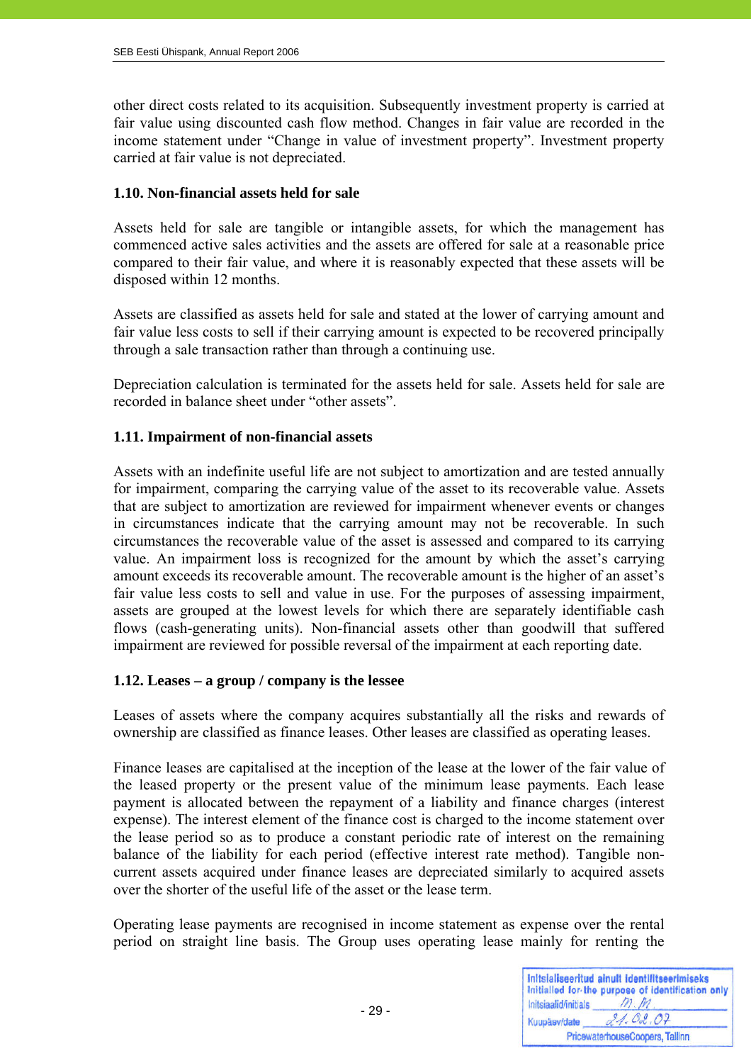other direct costs related to its acquisition. Subsequently investment property is carried at fair value using discounted cash flow method. Changes in fair value are recorded in the income statement under "Change in value of investment property". Investment property carried at fair value is not depreciated.

### 1.10. Non-financial assets held for sale

Assets held for sale are tangible or intangible assets, for which the management has commenced active sales activities and the assets are offered for sale at a reasonable price compared to their fair value, and where it is reasonably expected that these assets will be disposed within 12 months.

Assets are classified as assets held for sale and stated at the lower of carrying amount and fair value less costs to sell if their carrying amount is expected to be recovered principally through a sale transaction rather than through a continuing use.

Depreciation calculation is terminated for the assets held for sale. Assets held for sale are recorded in balance sheet under "other assets".

### 1.11. Impairment of non-financial assets

Assets with an indefinite useful life are not subject to amortization and are tested annually for impairment, comparing the carrying value of the asset to its recoverable value. Assets that are subject to amortization are reviewed for impairment whenever events or changes in circumstances indicate that the carrying amount may not be recoverable. In such circumstances the recoverable value of the asset is assessed and compared to its carrying value. An impairment loss is recognized for the amount by which the asset's carrying amount exceeds its recoverable amount. The recoverable amount is the higher of an asset's fair value less costs to sell and value in use. For the purposes of assessing impairment, assets are grouped at the lowest levels for which there are separately identifiable cash flows (cash-generating units). Non-financial assets other than goodwill that suffered impairment are reviewed for possible reversal of the impairment at each reporting date.

### 1.12. Leases – a group / company is the lessee

Leases of assets where the company acquires substantially all the risks and rewards of ownership are classified as finance leases. Other leases are classified as operating leases.

Finance leases are capitalised at the inception of the lease at the lower of the fair value of the leased property or the present value of the minimum lease payments. Each lease payment is allocated between the repayment of a liability and finance charges (interest expense). The interest element of the finance cost is charged to the income statement over the lease period so as to produce a constant periodic rate of interest on the remaining balance of the liability for each period (effective interest rate method). Tangible non-current assets acquired under finance leases are depreciated similarly to acquired assets over the shorter of the useful life of the asset or the lease term.

Operating lease payments are recognised in income statement as expense over the rental period on straight line basis. The Group uses operating lease mainly for renting the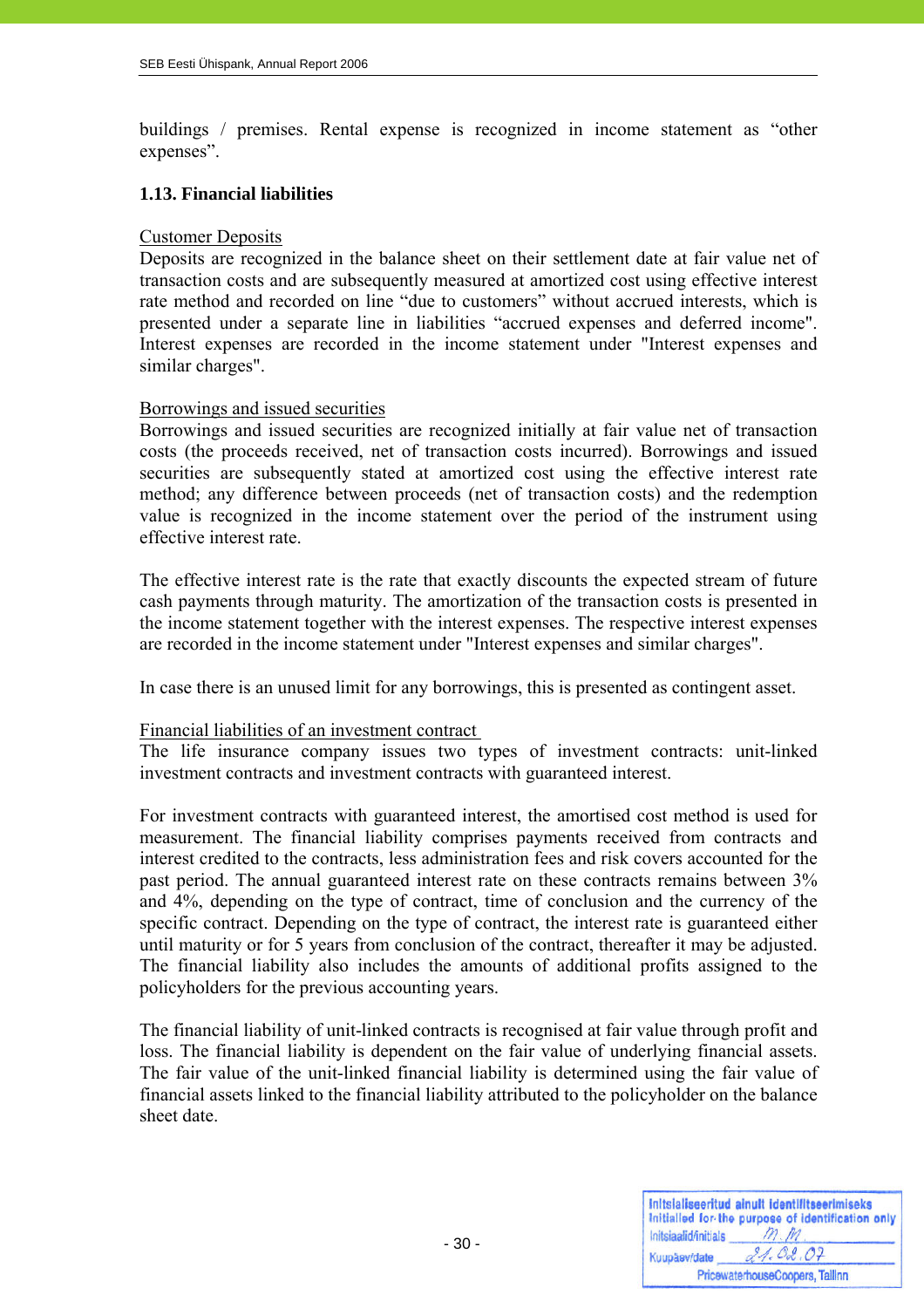buildings / premises. Rental expense is recognized in income statement as "other expenses".

### 1.13. Financial liabilities

Customer Deposits

Deposits are recognized in the balance sheet on their settlement date at fair value net of transaction costs and are subsequently measured at amortized cost using effective interest rate method and recorded on line "due to customers" without accrued interests, which is presented under a separate line in liabilities "accrued expenses and deferred income". Interest expenses are recorded in the income statement under "Interest expenses and similar charges".

Borrowings and issued securities

Borrowings and issued securities are recognized initially at fair value net of transaction costs (the proceeds received, net of transaction costs incurred). Borrowings and issued securities are subsequently stated at amortized cost using the effective interest rate method; any difference between proceeds (net of transaction costs) and the redemption value is recognized in the income statement over the period of the instrument using effective interest rate.

The effective interest rate is the rate that exactly discounts the expected stream of future cash payments through maturity. The amortization of the transaction costs is presented in the income statement together with the interest expenses. The respective interest expenses are recorded in the income statement under "Interest expenses and similar charges".

In case there is an unused limit for any borrowings, this is presented as contingent asset.

Financial liabilities of an investment contract

The life insurance company issues two types of investment contracts: unit-linked investment contracts and investment contracts with guaranteed interest.

For investment contracts with guaranteed interest, the amortised cost method is used for measurement. The financial liability comprises payments received from contracts and interest credited to the contracts, less administration fees and risk covers accounted for the past period. The annual guaranteed interest rate on these contracts remains between 3% and 4%, depending on the type of contract, time of conclusion and the currency of the specific contract. Depending on the type of contract, the interest rate is guaranteed either until maturity or for 5 years from conclusion of the contract, thereafter it may be adjusted. The financial liability also includes the amounts of additional profits assigned to the policyholders for the previous accounting years.

The financial liability of unit-linked contracts is recognised at fair value through profit and loss. The financial liability is dependent on the fair value of underlying financial assets. The fair value of the unit-linked financial liability is determined using the fair value of financial assets linked to the financial liability attributed to the policyholder on the balance sheet date.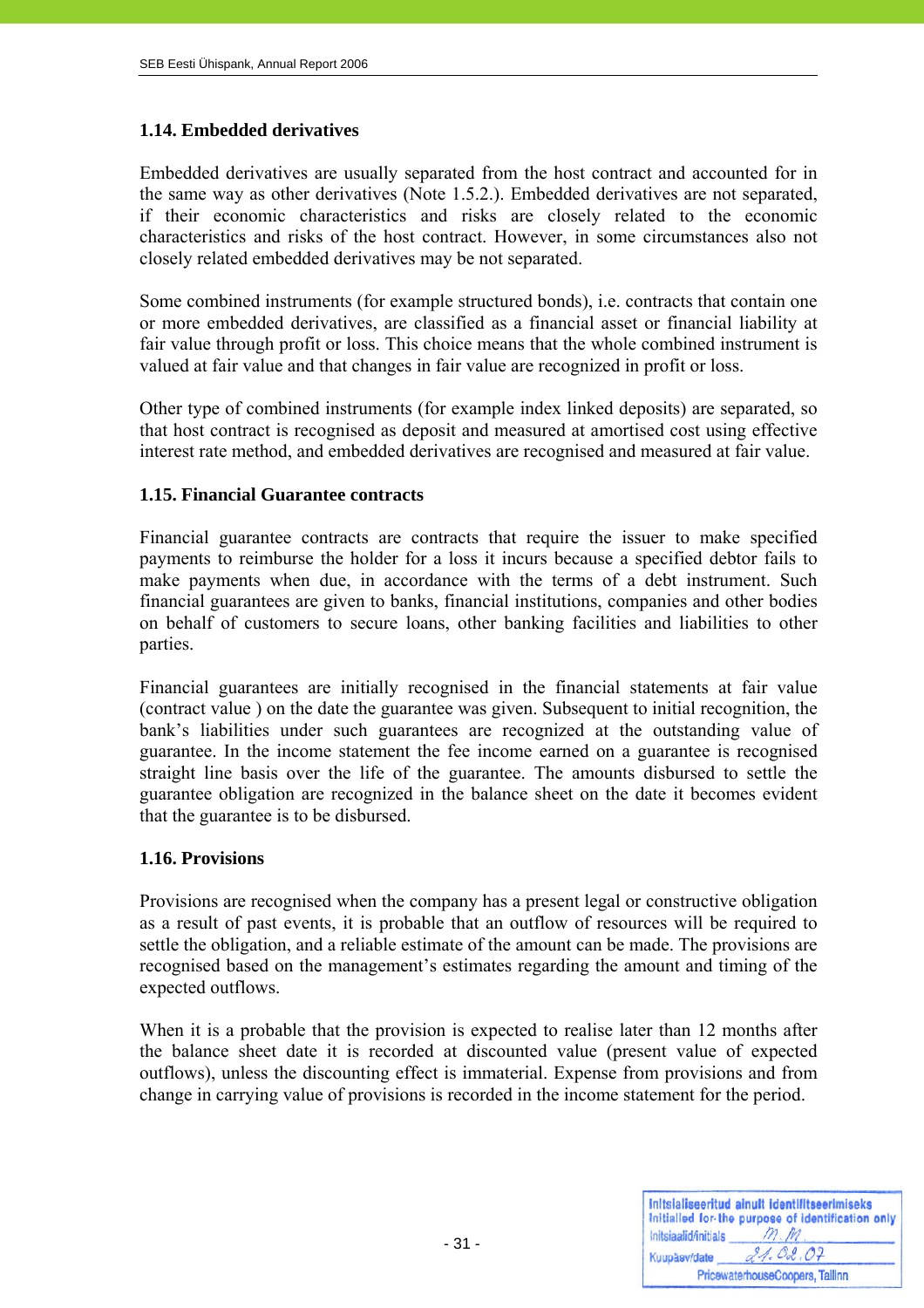### 1.14. Embedded derivatives

Embedded derivatives are usually separated from the host contract and accounted for in the same way as other derivatives (Note 1.5.2.). Embedded derivatives are not separated, if their economic characteristics and risks are closely related to the economic characteristics and risks of the host contract. However, in some circumstances also not closely related embedded derivatives may be not separated.

Some combined instruments (for example structured bonds), i.e. contracts that contain one or more embedded derivatives, are classified as a financial asset or financial liability at fair value through profit or loss. This choice means that the whole combined instrument is valued at fair value and that changes in fair value are recognized in profit or loss.

Other type of combined instruments (for example index linked deposits) are separated, so that host contract is recognised as deposit and measured at amortised cost using effective interest rate method, and embedded derivatives are recognised and measured at fair value.

### 1.15. Financial Guarantee contracts

Financial guarantee contracts are contracts that require the issuer to make specified payments to reimburse the holder for a loss it incurs because a specified debtor fails to make payments when due, in accordance with the terms of a debt instrument. Such financial guarantees are given to banks, financial institutions, companies and other bodies on behalf of customers to secure loans, other banking facilities and liabilities to other parties.

Financial guarantees are initially recognised in the financial statements at fair value (contract value ) on the date the guarantee was given. Subsequent to initial recognition, the bank's liabilities under such guarantees are recognized at the outstanding value of guarantee. In the income statement the fee income earned on a guarantee is recognised straight line basis over the life of the guarantee. The amounts disbursed to settle the guarantee obligation are recognized in the balance sheet on the date it becomes evident that the guarantee is to be disbursed.

### 1.16. Provisions

Provisions are recognised when the company has a present legal or constructive obligation as a result of past events, it is probable that an outflow of resources will be required to settle the obligation, and a reliable estimate of the amount can be made. The provisions are recognised based on the management's estimates regarding the amount and timing of the expected outflows.

When it is a probable that the provision is expected to realise later than 12 months after the balance sheet date it is recorded at discounted value (present value of expected outflows), unless the discounting effect is immaterial. Expense from provisions and from change in carrying value of provisions is recorded in the income statement for the period.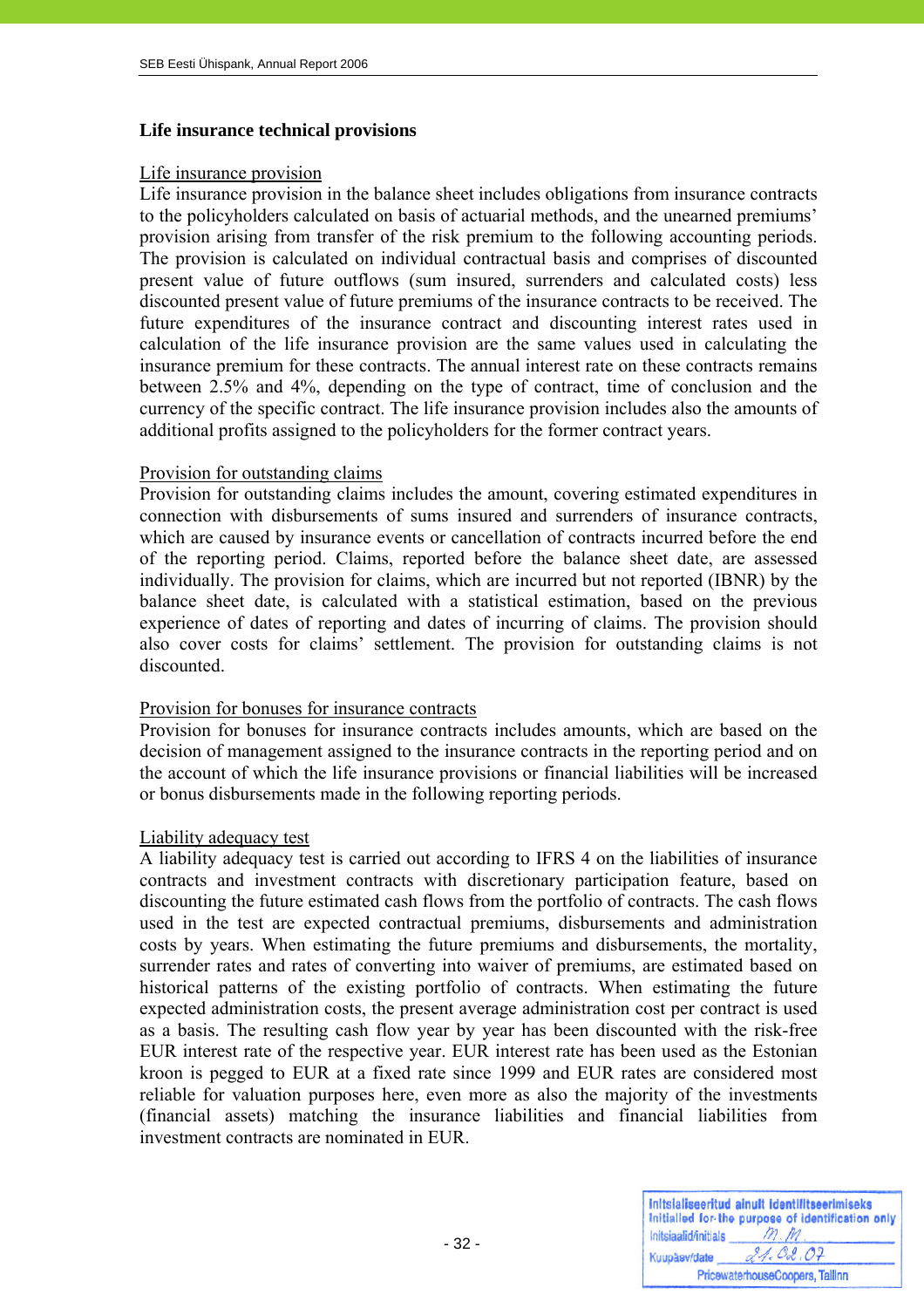**Life insurance technical provisions**

Life insurance provision

Life insurance provision in the balance sheet includes obligations from insurance contracts to the policyholders calculated on basis of actuarial methods, and the unearned premiums' provision arising from transfer of the risk premium to the following accounting periods. The provision is calculated on individual contractual basis and comprises of discounted present value of future outflows (sum insured, surrenders and calculated costs) less discounted present value of future premiums of the insurance contracts to be received. The future expenditures of the insurance contract and discounting interest rates used in calculation of the life insurance provision are the same values used in calculating the insurance premium for these contracts. The annual interest rate on these contracts remains between 2.5% and 4%, depending on the type of contract, time of conclusion and the currency of the specific contract. The life insurance provision includes also the amounts of additional profits assigned to the policyholders for the former contract years.

Provision for outstanding claims

Provision for outstanding claims includes the amount, covering estimated expenditures in connection with disbursements of sums insured and surrenders of insurance contracts, which are caused by insurance events or cancellation of contracts incurred before the end of the reporting period. Claims, reported before the balance sheet date, are assessed individually. The provision for claims, which are incurred but not reported (IBNR) by the balance sheet date, is calculated with a statistical estimation, based on the previous experience of dates of reporting and dates of incurring of claims. The provision should also cover costs for claims' settlement. The provision for outstanding claims is not discounted.

Provision for bonuses for insurance contracts

Provision for bonuses for insurance contracts includes amounts, which are based on the decision of management assigned to the insurance contracts in the reporting period and on the account of which the life insurance provisions or financial liabilities will be increased or bonus disbursements made in the following reporting periods.

Liability adequacy test

A liability adequacy test is carried out according to IFRS 4 on the liabilities of insurance contracts and investment contracts with discretionary participation feature, based on discounting the future estimated cash flows from the portfolio of contracts. The cash flows used in the test are expected contractual premiums, disbursements and administration costs by years. When estimating the future premiums and disbursements, the mortality, surrender rates and rates of converting into waiver of premiums, are estimated based on historical patterns of the existing portfolio of contracts. When estimating the future expected administration costs, the present average administration cost per contract is used as a basis. The resulting cash flow year by year has been discounted with the risk-free EUR interest rate of the respective year. EUR interest rate has been used as the Estonian kroon is pegged to EUR at a fixed rate since 1999 and EUR rates are considered most reliable for valuation purposes here, even more as also the majority of the investments (financial assets) matching the insurance liabilities and financial liabilities from investment contracts are nominated in EUR.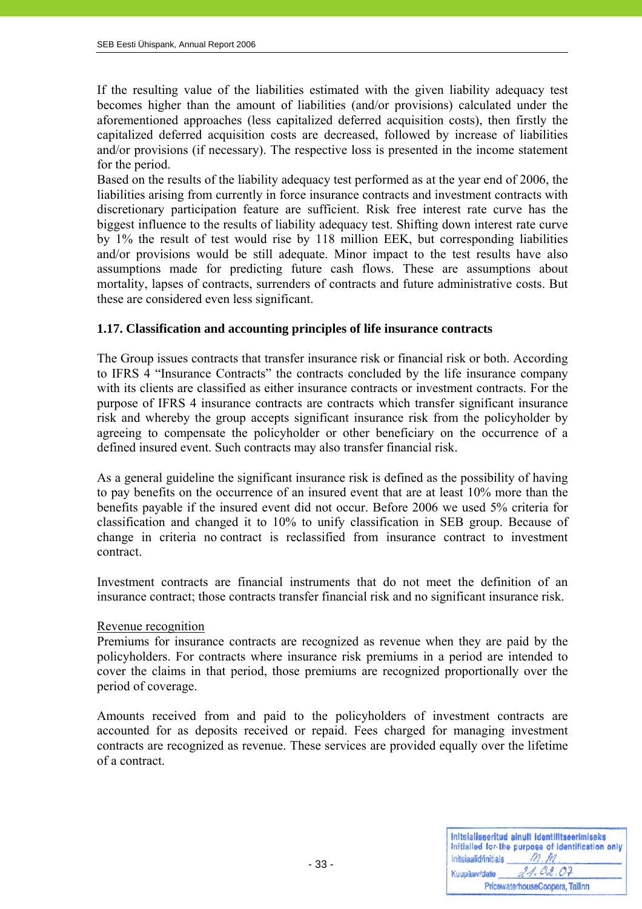If the resulting value of the liabilities estimated with the given liability adequacy test becomes higher than the amount of liabilities (and/or provisions) calculated under the aforementioned approaches (less capitalized deferred acquisition costs), then firstly the capitalized deferred acquisition costs are decreased, followed by increase of liabilities and/or provisions (if necessary). The respective loss is presented in the income statement for the period.
Based on the results of the liability adequacy test performed as at the year end of 2006, the liabilities arising from currently in force insurance contracts and investment contracts with discretionary participation feature are sufficient. Risk free interest rate curve has the biggest influence to the results of liability adequacy test. Shifting down interest rate curve by 1% the result of test would rise by 118 million EEK, but corresponding liabilities and/or provisions would be still adequate. Minor impact to the test results have also assumptions made for predicting future cash flows. These are assumptions about mortality, lapses of contracts, surrenders of contracts and future administrative costs. But these are considered even less significant.

**1.17. Classification and accounting principles of life insurance contracts**

The Group issues contracts that transfer insurance risk or financial risk or both. According to IFRS 4 "Insurance Contracts" the contracts concluded by the life insurance company with its clients are classified as either insurance contracts or investment contracts. For the purpose of IFRS 4 insurance contracts are contracts which transfer significant insurance risk and whereby the group accepts significant insurance risk from the policyholder by agreeing to compensate the policyholder or other beneficiary on the occurrence of a defined insured event. Such contracts may also transfer financial risk.

As a general guideline the significant insurance risk is defined as the possibility of having to pay benefits on the occurrence of an insured event that are at least 10% more than the benefits payable if the insured event did not occur. Before 2006 we used 5% criteria for classification and changed it to 10% to unify classification in SEB group. Because of change in criteria no contract is reclassified from insurance contract to investment contract.

Investment contracts are financial instruments that do not meet the definition of an insurance contract; those contracts transfer financial risk and no significant insurance risk.

Revenue recognition
Premiums for insurance contracts are recognized as revenue when they are paid by the policyholders. For contracts where insurance risk premiums in a period are intended to cover the claims in that period, those premiums are recognized proportionally over the period of coverage.

Amounts received from and paid to the policyholders of investment contracts are accounted for as deposits received or repaid. Fees charged for managing investment contracts are recognized as revenue. These services are provided equally over the lifetime of a contract.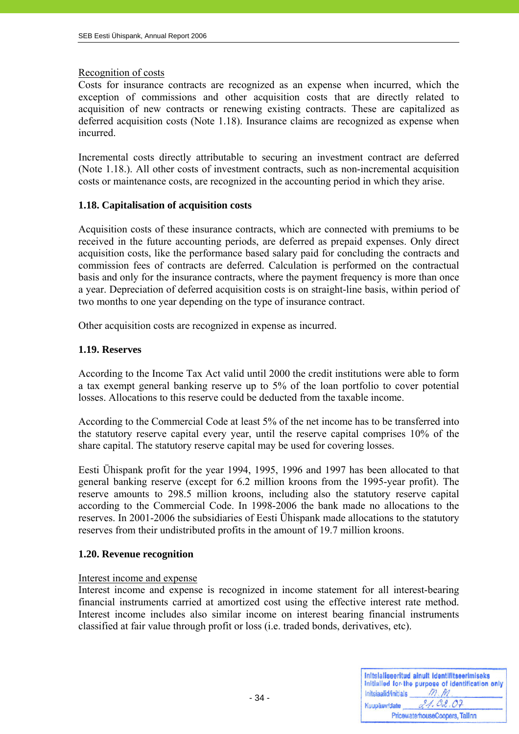Recognition of costs

Costs for insurance contracts are recognized as an expense when incurred, which the exception of commissions and other acquisition costs that are directly related to acquisition of new contracts or renewing existing contracts. These are capitalized as deferred acquisition costs (Note 1.18). Insurance claims are recognized as expense when incurred.

Incremental costs directly attributable to securing an investment contract are deferred (Note 1.18.). All other costs of investment contracts, such as non-incremental acquisition costs or maintenance costs, are recognized in the accounting period in which they arise.

### 1.18. Capitalisation of acquisition costs

Acquisition costs of these insurance contracts, which are connected with premiums to be received in the future accounting periods, are deferred as prepaid expenses. Only direct acquisition costs, like the performance based salary paid for concluding the contracts and commission fees of contracts are deferred. Calculation is performed on the contractual basis and only for the insurance contracts, where the payment frequency is more than once a year. Depreciation of deferred acquisition costs is on straight-line basis, within period of two months to one year depending on the type of insurance contract.

Other acquisition costs are recognized in expense as incurred.

### 1.19. Reserves

According to the Income Tax Act valid until 2000 the credit institutions were able to form a tax exempt general banking reserve up to 5% of the loan portfolio to cover potential losses. Allocations to this reserve could be deducted from the taxable income.

According to the Commercial Code at least 5% of the net income has to be transferred into the statutory reserve capital every year, until the reserve capital comprises 10% of the share capital. The statutory reserve capital may be used for covering losses.

Eesti Ühispank profit for the year 1994, 1995, 1996 and 1997 has been allocated to that general banking reserve (except for 6.2 million kroons from the 1995-year profit). The reserve amounts to 298.5 million kroons, including also the statutory reserve capital according to the Commercial Code. In 1998-2006 the bank made no allocations to the reserves. In 2001-2006 the subsidiaries of Eesti Ühispank made allocations to the statutory reserves from their undistributed profits in the amount of 19.7 million kroons.

### 1.20. Revenue recognition

Interest income and expense

Interest income and expense is recognized in income statement for all interest-bearing financial instruments carried at amortized cost using the effective interest rate method. Interest income includes also similar income on interest bearing financial instruments classified at fair value through profit or loss (i.e. traded bonds, derivatives, etc).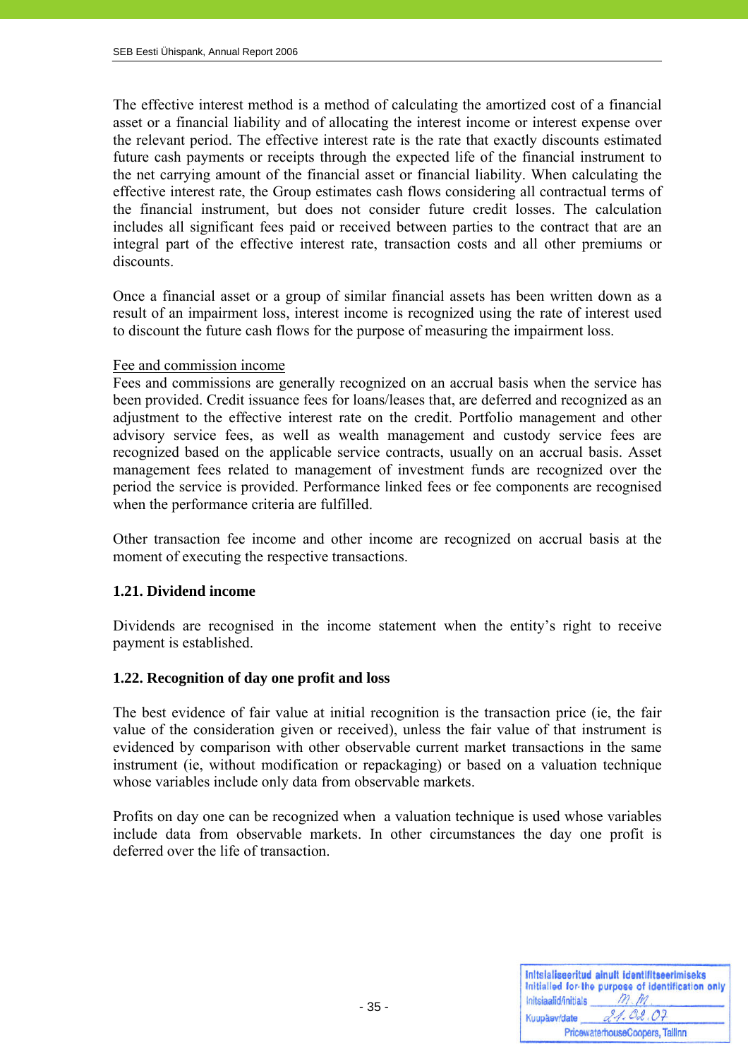The effective interest method is a method of calculating the amortized cost of a financial asset or a financial liability and of allocating the interest income or interest expense over the relevant period. The effective interest rate is the rate that exactly discounts estimated future cash payments or receipts through the expected life of the financial instrument to the net carrying amount of the financial asset or financial liability. When calculating the effective interest rate, the Group estimates cash flows considering all contractual terms of the financial instrument, but does not consider future credit losses. The calculation includes all significant fees paid or received between parties to the contract that are an integral part of the effective interest rate, transaction costs and all other premiums or discounts.

Once a financial asset or a group of similar financial assets has been written down as a result of an impairment loss, interest income is recognized using the rate of interest used to discount the future cash flows for the purpose of measuring the impairment loss.

Fee and commission income

Fees and commissions are generally recognized on an accrual basis when the service has been provided. Credit issuance fees for loans/leases that, are deferred and recognized as an adjustment to the effective interest rate on the credit. Portfolio management and other advisory service fees, as well as wealth management and custody service fees are recognized based on the applicable service contracts, usually on an accrual basis. Asset management fees related to management of investment funds are recognized over the period the service is provided. Performance linked fees or fee components are recognised when the performance criteria are fulfilled.

Other transaction fee income and other income are recognized on accrual basis at the moment of executing the respective transactions.

**1.21. Dividend income**

Dividends are recognised in the income statement when the entity's right to receive payment is established.

**1.22. Recognition of day one profit and loss**

The best evidence of fair value at initial recognition is the transaction price (ie, the fair value of the consideration given or received), unless the fair value of that instrument is evidenced by comparison with other observable current market transactions in the same instrument (ie, without modification or repackaging) or based on a valuation technique whose variables include only data from observable markets.

Profits on day one can be recognized when a valuation technique is used whose variables include data from observable markets. In other circumstances the day one profit is deferred over the life of transaction.

Initsialiseeritud ainult identifitseerimiseks
Initialled for the purpose of identification only
Initsiaalid/initials M.M
Kuupäev/date 21.02.07
PricewaterhouseCoopers, Tallinn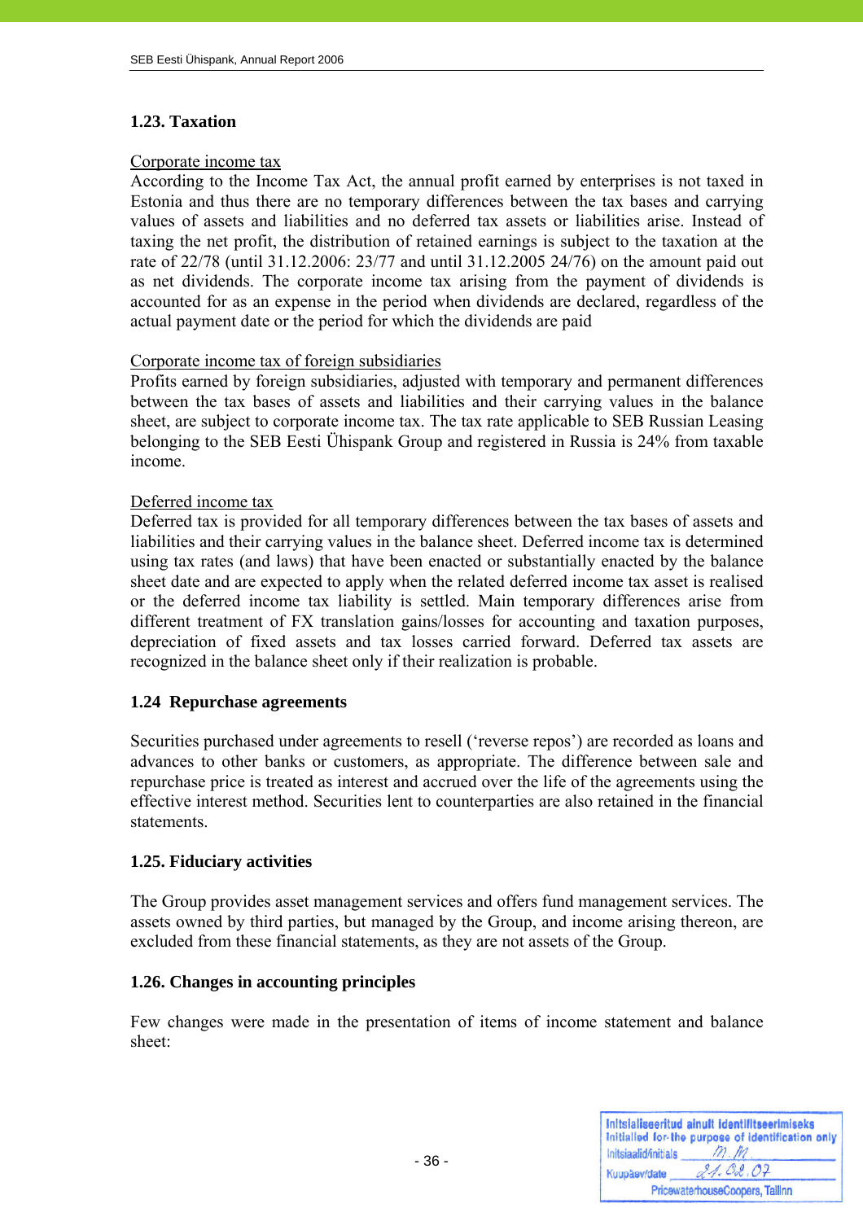### 1.23. Taxation

Corporate income tax

According to the Income Tax Act, the annual profit earned by enterprises is not taxed in Estonia and thus there are no temporary differences between the tax bases and carrying values of assets and liabilities and no deferred tax assets or liabilities arise. Instead of taxing the net profit, the distribution of retained earnings is subject to the taxation at the rate of 22/78 (until 31.12.2006: 23/77 and until 31.12.2005 24/76) on the amount paid out as net dividends. The corporate income tax arising from the payment of dividends is accounted for as an expense in the period when dividends are declared, regardless of the actual payment date or the period for which the dividends are paid

Corporate income tax of foreign subsidiaries

Profits earned by foreign subsidiaries, adjusted with temporary and permanent differences between the tax bases of assets and liabilities and their carrying values in the balance sheet, are subject to corporate income tax. The tax rate applicable to SEB Russian Leasing belonging to the SEB Eesti Ühispank Group and registered in Russia is 24% from taxable income.

Deferred income tax

Deferred tax is provided for all temporary differences between the tax bases of assets and liabilities and their carrying values in the balance sheet. Deferred income tax is determined using tax rates (and laws) that have been enacted or substantially enacted by the balance sheet date and are expected to apply when the related deferred income tax asset is realised or the deferred income tax liability is settled. Main temporary differences arise from different treatment of FX translation gains/losses for accounting and taxation purposes, depreciation of fixed assets and tax losses carried forward. Deferred tax assets are recognized in the balance sheet only if their realization is probable.

### 1.24 Repurchase agreements

Securities purchased under agreements to resell ('reverse repos') are recorded as loans and advances to other banks or customers, as appropriate. The difference between sale and repurchase price is treated as interest and accrued over the life of the agreements using the effective interest method. Securities lent to counterparties are also retained in the financial statements.

### 1.25. Fiduciary activities

The Group provides asset management services and offers fund management services. The assets owned by third parties, but managed by the Group, and income arising thereon, are excluded from these financial statements, as they are not assets of the Group.

### 1.26. Changes in accounting principles

Few changes were made in the presentation of items of income statement and balance sheet:

Initsialiseeritud ainult identifitseerimiseks
Initialled for the purpose of identification only
Initsiaalid/initials M.M.
Kuupäev/date 21.02.07
PricewaterhouseCoopers, Tallinn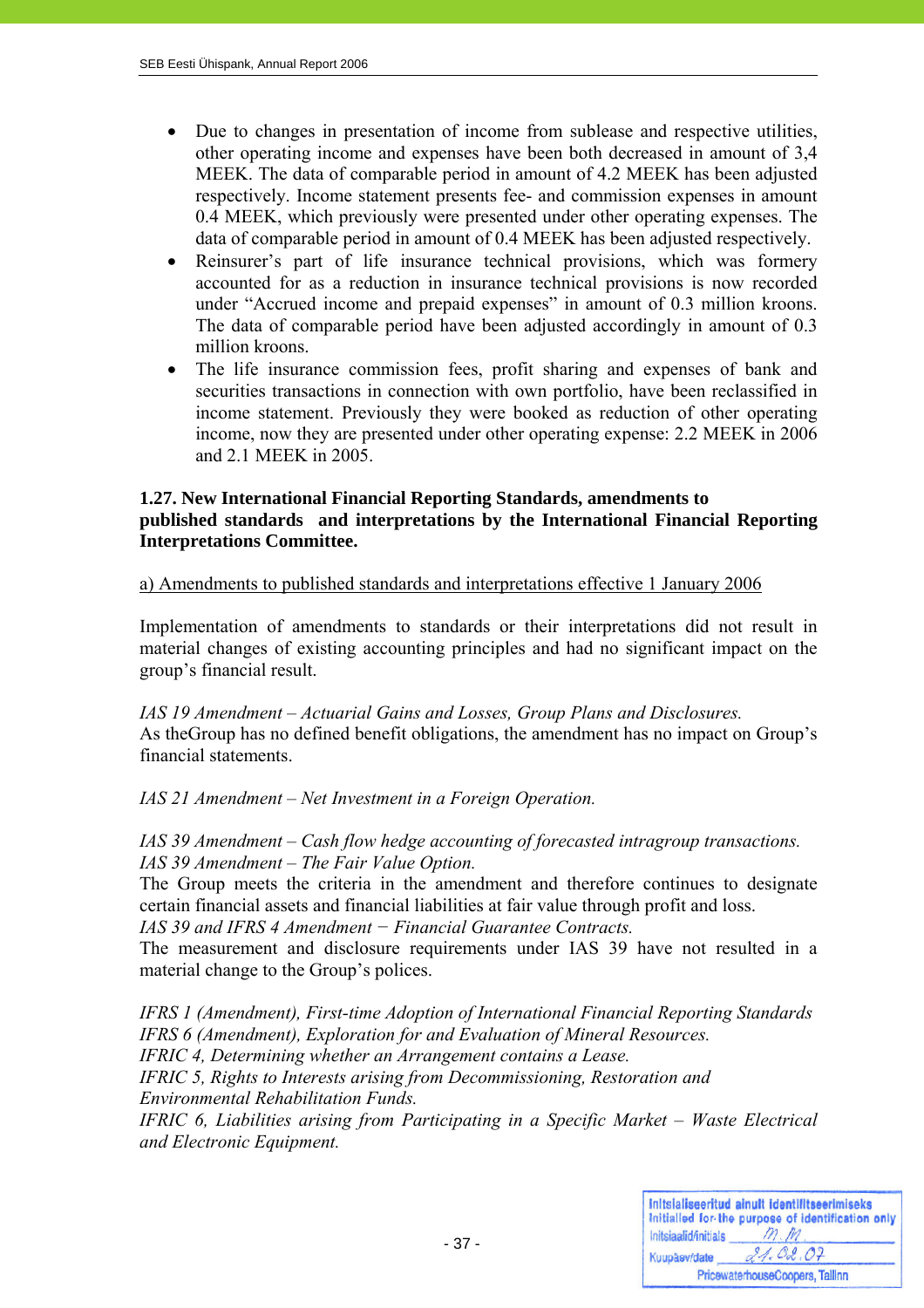- Due to changes in presentation of income from sublease and respective utilities, other operating income and expenses have been both decreased in amount of 3,4 MEEK. The data of comparable period in amount of 4.2 MEEK has been adjusted respectively. Income statement presents fee- and commission expenses in amount 0.4 MEEK, which previously were presented under other operating expenses. The data of comparable period in amount of 0.4 MEEK has been adjusted respectively.
- Reinsurer's part of life insurance technical provisions, which was formery accounted for as a reduction in insurance technical provisions is now recorded under "Accrued income and prepaid expenses" in amount of 0.3 million kroons. The data of comparable period have been adjusted accordingly in amount of 0.3 million kroons.
- The life insurance commission fees, profit sharing and expenses of bank and securities transactions in connection with own portfolio, have been reclassified in income statement. Previously they were booked as reduction of other operating income, now they are presented under other operating expense: 2.2 MEEK in 2006 and 2.1 MEEK in 2005.

**1.27. New International Financial Reporting Standards, amendments to published standards and interpretations by the International Financial Reporting Interpretations Committee.**

a) Amendments to published standards and interpretations effective 1 January 2006

Implementation of amendments to standards or their interpretations did not result in material changes of existing accounting principles and had no significant impact on the group's financial result.

*IAS 19 Amendment – Actuarial Gains and Losses, Group Plans and Disclosures.*
As theGroup has no defined benefit obligations, the amendment has no impact on Group's financial statements.

*IAS 21 Amendment – Net Investment in a Foreign Operation.*

*IAS 39 Amendment – Cash flow hedge accounting of forecasted intragroup transactions.*
*IAS 39 Amendment – The Fair Value Option.*
The Group meets the criteria in the amendment and therefore continues to designate certain financial assets and financial liabilities at fair value through profit and loss.
*IAS 39 and IFRS 4 Amendment − Financial Guarantee Contracts.*
The measurement and disclosure requirements under IAS 39 have not resulted in a material change to the Group's polices.

*IFRS 1 (Amendment), First-time Adoption of International Financial Reporting Standards*
*IFRS 6 (Amendment), Exploration for and Evaluation of Mineral Resources.*
*IFRIC 4, Determining whether an Arrangement contains a Lease.*
*IFRIC 5, Rights to Interests arising from Decommissioning, Restoration and Environmental Rehabilitation Funds.*
*IFRIC 6, Liabilities arising from Participating in a Specific Market – Waste Electrical and Electronic Equipment.*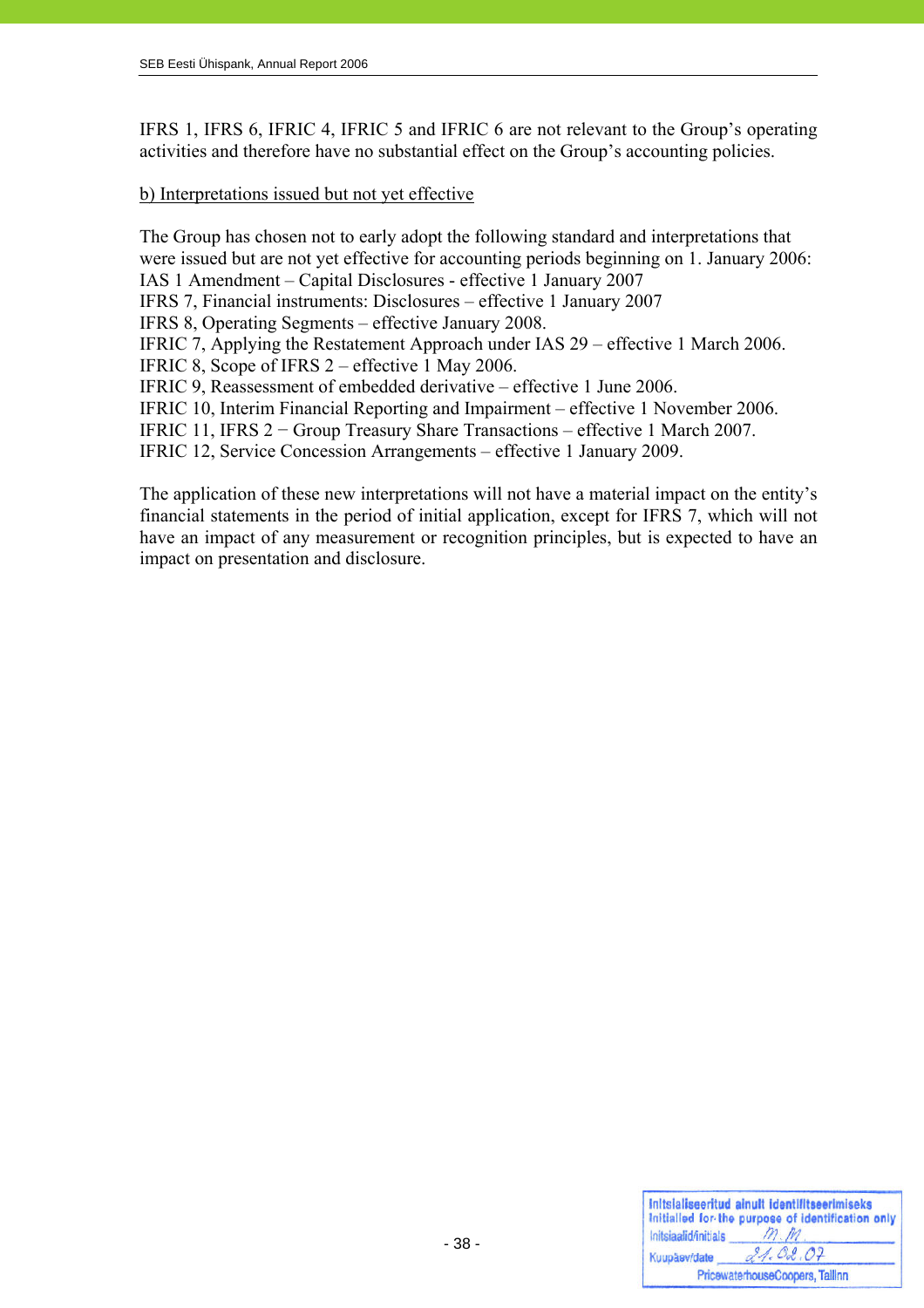IFRS 1, IFRS 6, IFRIC 4, IFRIC 5 and IFRIC 6 are not relevant to the Group's operating activities and therefore have no substantial effect on the Group's accounting policies.

b) Interpretations issued but not yet effective

The Group has chosen not to early adopt the following standard and interpretations that were issued but are not yet effective for accounting periods beginning on 1. January 2006:
IAS 1 Amendment – Capital Disclosures - effective 1 January 2007
IFRS 7, Financial instruments: Disclosures – effective 1 January 2007
IFRS 8, Operating Segments – effective January 2008.
IFRIC 7, Applying the Restatement Approach under IAS 29 – effective 1 March 2006.
IFRIC 8, Scope of IFRS 2 – effective 1 May 2006.
IFRIC 9, Reassessment of embedded derivative – effective 1 June 2006.
IFRIC 10, Interim Financial Reporting and Impairment – effective 1 November 2006.
IFRIC 11, IFRS 2 − Group Treasury Share Transactions – effective 1 March 2007.
IFRIC 12, Service Concession Arrangements – effective 1 January 2009.

The application of these new interpretations will not have a material impact on the entity's financial statements in the period of initial application, except for IFRS 7, which will not have an impact of any measurement or recognition principles, but is expected to have an impact on presentation and disclosure.

Initsialiseeritud ainult identifitseerimiseks
Initialled for the purpose of identification only
Initsiaalid/initials M.M.
Kuupäev/date 21.02.07
PricewaterhouseCoopers, Tallinn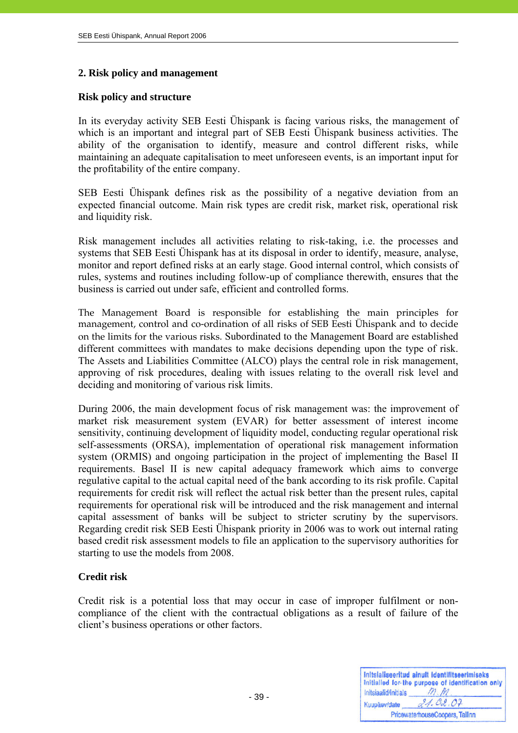## 2. Risk policy and management

### Risk policy and structure

In its everyday activity SEB Eesti Ühispank is facing various risks, the management of which is an important and integral part of SEB Eesti Ühispank business activities. The ability of the organisation to identify, measure and control different risks, while maintaining an adequate capitalisation to meet unforeseen events, is an important input for the profitability of the entire company.

SEB Eesti Ühispank defines risk as the possibility of a negative deviation from an expected financial outcome. Main risk types are credit risk, market risk, operational risk and liquidity risk.

Risk management includes all activities relating to risk-taking, i.e. the processes and systems that SEB Eesti Ühispank has at its disposal in order to identify, measure, analyse, monitor and report defined risks at an early stage. Good internal control, which consists of rules, systems and routines including follow-up of compliance therewith, ensures that the business is carried out under safe, efficient and controlled forms.

The Management Board is responsible for establishing the main principles for management, control and co-ordination of all risks of SEB Eesti Ühispank and to decide on the limits for the various risks. Subordinated to the Management Board are established different committees with mandates to make decisions depending upon the type of risk. The Assets and Liabilities Committee (ALCO) plays the central role in risk management, approving of risk procedures, dealing with issues relating to the overall risk level and deciding and monitoring of various risk limits.

During 2006, the main development focus of risk management was: the improvement of market risk measurement system (EVAR) for better assessment of interest income sensitivity, continuing development of liquidity model, conducting regular operational risk self-assessments (ORSA), implementation of operational risk management information system (ORMIS) and ongoing participation in the project of implementing the Basel II requirements. Basel II is new capital adequacy framework which aims to converge regulative capital to the actual capital need of the bank according to its risk profile. Capital requirements for credit risk will reflect the actual risk better than the present rules, capital requirements for operational risk will be introduced and the risk management and internal capital assessment of banks will be subject to stricter scrutiny by the supervisors. Regarding credit risk SEB Eesti Ühispank priority in 2006 was to work out internal rating based credit risk assessment models to file an application to the supervisory authorities for starting to use the models from 2008.

### Credit risk

Credit risk is a potential loss that may occur in case of improper fulfilment or non-compliance of the client with the contractual obligations as a result of failure of the client's business operations or other factors.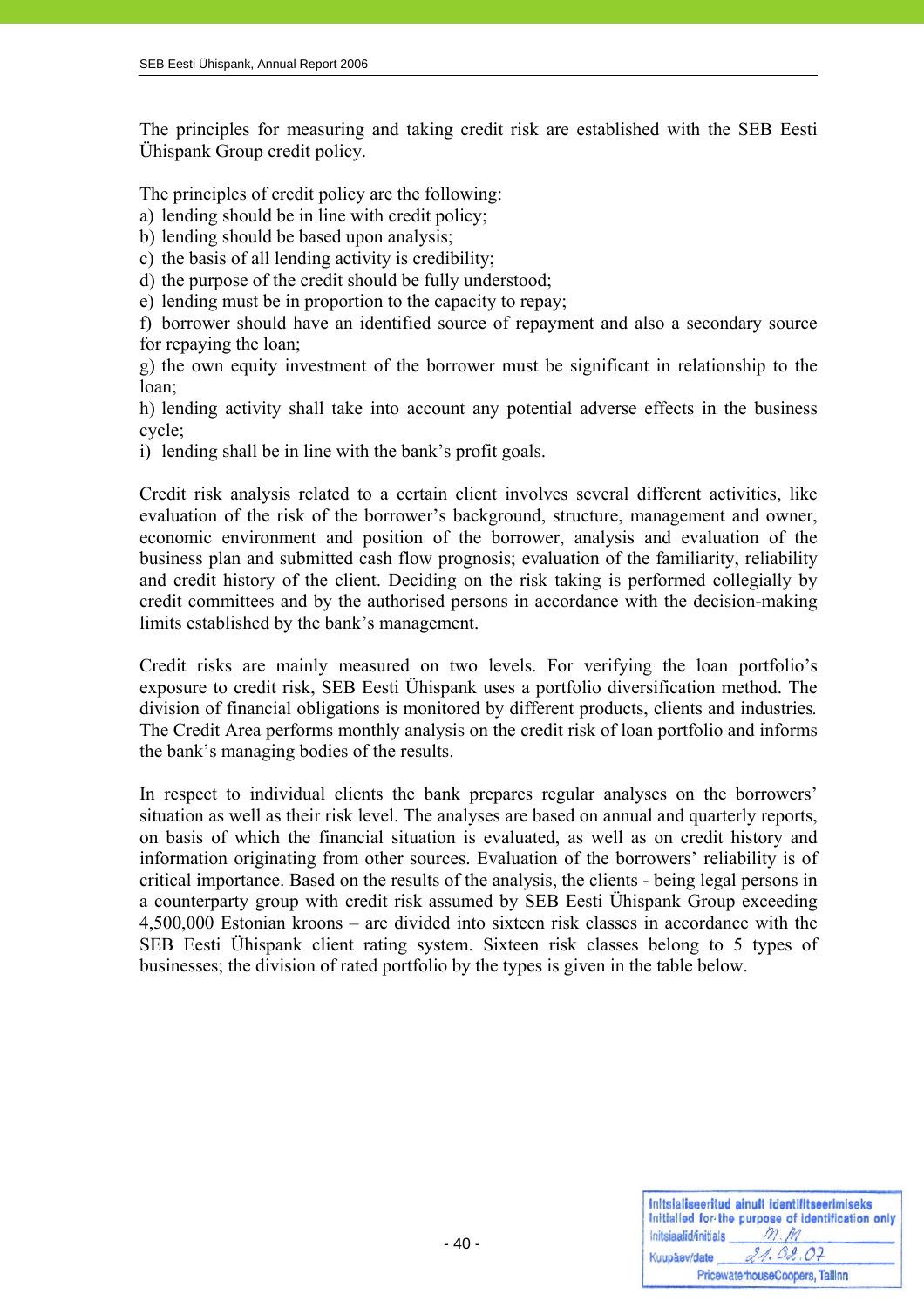The principles for measuring and taking credit risk are established with the SEB Eesti Ühispank Group credit policy.

The principles of credit policy are the following:

a) lending should be in line with credit policy;
b) lending should be based upon analysis;
c) the basis of all lending activity is credibility;
d) the purpose of the credit should be fully understood;
e) lending must be in proportion to the capacity to repay;
f) borrower should have an identified source of repayment and also a secondary source for repaying the loan;
g) the own equity investment of the borrower must be significant in relationship to the loan;
h) lending activity shall take into account any potential adverse effects in the business cycle;
i) lending shall be in line with the bank's profit goals.

Credit risk analysis related to a certain client involves several different activities, like evaluation of the risk of the borrower's background, structure, management and owner, economic environment and position of the borrower, analysis and evaluation of the business plan and submitted cash flow prognosis; evaluation of the familiarity, reliability and credit history of the client. Deciding on the risk taking is performed collegially by credit committees and by the authorised persons in accordance with the decision-making limits established by the bank's management.

Credit risks are mainly measured on two levels. For verifying the loan portfolio's exposure to credit risk, SEB Eesti Ühispank uses a portfolio diversification method. The division of financial obligations is monitored by different products, clients and industries. The Credit Area performs monthly analysis on the credit risk of loan portfolio and informs the bank's managing bodies of the results.

In respect to individual clients the bank prepares regular analyses on the borrowers' situation as well as their risk level. The analyses are based on annual and quarterly reports, on basis of which the financial situation is evaluated, as well as on credit history and information originating from other sources. Evaluation of the borrowers' reliability is of critical importance. Based on the results of the analysis, the clients - being legal persons in a counterparty group with credit risk assumed by SEB Eesti Ühispank Group exceeding 4,500,000 Estonian kroons – are divided into sixteen risk classes in accordance with the SEB Eesti Ühispank client rating system. Sixteen risk classes belong to 5 types of businesses; the division of rated portfolio by the types is given in the table below.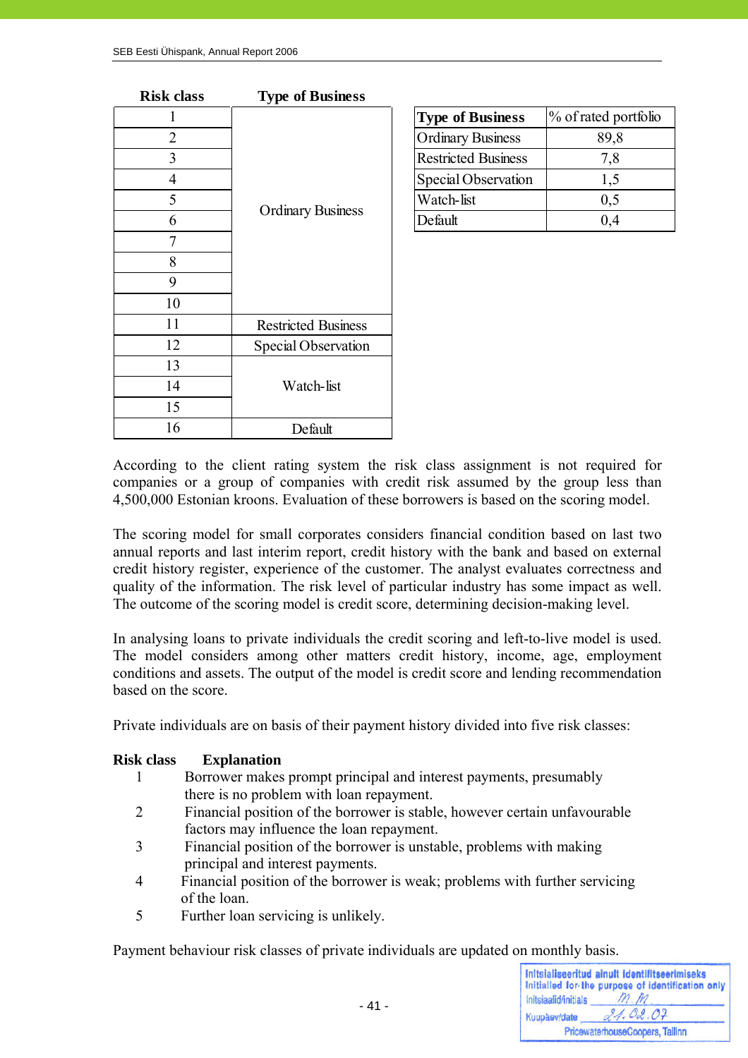| Risk class | Type of Business |
|---|---|
| 1 | Ordinary Business |
| 2 | |
| 3 | |
| 4 | |
| 5 | |
| 6 | |
| 7 | |
| 8 | |
| 9 | |
| 10 | |
| 11 | Restricted Business |
| 12 | Special Observation |
| 13 | Watch-list |
| 14 | |
| 15 | |
| 16 | Default |

| Type of Business | % of rated portfolio |
|---|---|
| Ordinary Business | 89,8 |
| Restricted Business | 7,8 |
| Special Observation | 1,5 |
| Watch-list | 0,5 |
| Default | 0,4 |

According to the client rating system the risk class assignment is not required for companies or a group of companies with credit risk assumed by the group less than 4,500,000 Estonian kroons. Evaluation of these borrowers is based on the scoring model.

The scoring model for small corporates considers financial condition based on last two annual reports and last interim report, credit history with the bank and based on external credit history register, experience of the customer. The analyst evaluates correctness and quality of the information. The risk level of particular industry has some impact as well. The outcome of the scoring model is credit score, determining decision-making level.

In analysing loans to private individuals the credit scoring and left-to-live model is used. The model considers among other matters credit history, income, age, employment conditions and assets. The output of the model is credit score and lending recommendation based on the score.

Private individuals are on basis of their payment history divided into five risk classes:

| Risk class | Explanation |
|---|---|
| 1 | Borrower makes prompt principal and interest payments, presumably there is no problem with loan repayment. |
| 2 | Financial position of the borrower is stable, however certain unfavourable factors may influence the loan repayment. |
| 3 | Financial position of the borrower is unstable, problems with making principal and interest payments. |
| 4 | Financial position of the borrower is weak; problems with further servicing of the loan. |
| 5 | Further loan servicing is unlikely. |

Payment behaviour risk classes of private individuals are updated on monthly basis.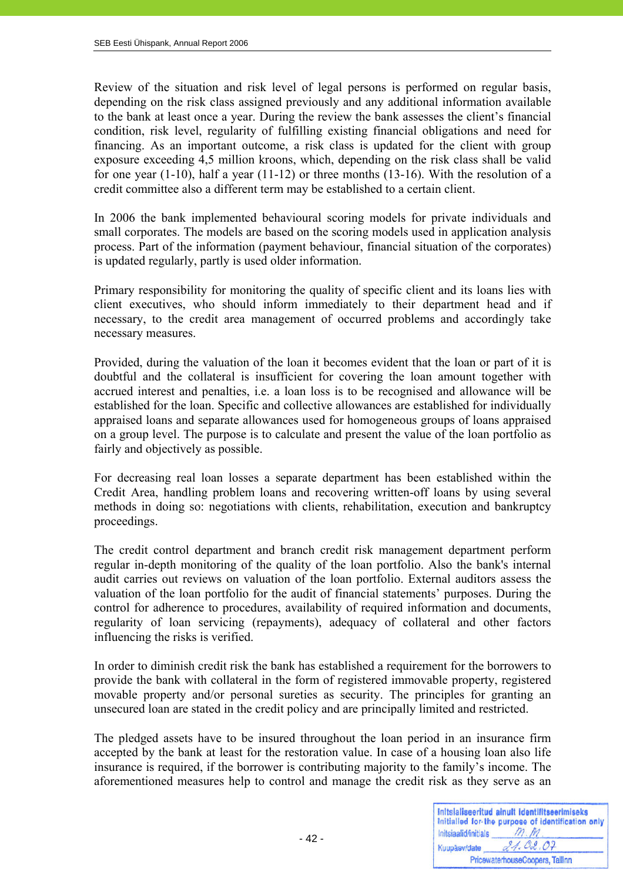Review of the situation and risk level of legal persons is performed on regular basis, depending on the risk class assigned previously and any additional information available to the bank at least once a year. During the review the bank assesses the client's financial condition, risk level, regularity of fulfilling existing financial obligations and need for financing. As an important outcome, a risk class is updated for the client with group exposure exceeding 4,5 million kroons, which, depending on the risk class shall be valid for one year (1-10), half a year (11-12) or three months (13-16). With the resolution of a credit committee also a different term may be established to a certain client.

In 2006 the bank implemented behavioural scoring models for private individuals and small corporates. The models are based on the scoring models used in application analysis process. Part of the information (payment behaviour, financial situation of the corporates) is updated regularly, partly is used older information.

Primary responsibility for monitoring the quality of specific client and its loans lies with client executives, who should inform immediately to their department head and if necessary, to the credit area management of occurred problems and accordingly take necessary measures.

Provided, during the valuation of the loan it becomes evident that the loan or part of it is doubtful and the collateral is insufficient for covering the loan amount together with accrued interest and penalties, i.e. a loan loss is to be recognised and allowance will be established for the loan. Specific and collective allowances are established for individually appraised loans and separate allowances used for homogeneous groups of loans appraised on a group level. The purpose is to calculate and present the value of the loan portfolio as fairly and objectively as possible.

For decreasing real loan losses a separate department has been established within the Credit Area, handling problem loans and recovering written-off loans by using several methods in doing so: negotiations with clients, rehabilitation, execution and bankruptcy proceedings.

The credit control department and branch credit risk management department perform regular in-depth monitoring of the quality of the loan portfolio. Also the bank's internal audit carries out reviews on valuation of the loan portfolio. External auditors assess the valuation of the loan portfolio for the audit of financial statements' purposes. During the control for adherence to procedures, availability of required information and documents, regularity of loan servicing (repayments), adequacy of collateral and other factors influencing the risks is verified.

In order to diminish credit risk the bank has established a requirement for the borrowers to provide the bank with collateral in the form of registered immovable property, registered movable property and/or personal sureties as security. The principles for granting an unsecured loan are stated in the credit policy and are principally limited and restricted.

The pledged assets have to be insured throughout the loan period in an insurance firm accepted by the bank at least for the restoration value. In case of a housing loan also life insurance is required, if the borrower is contributing majority to the family's income. The aforementioned measures help to control and manage the credit risk as they serve as an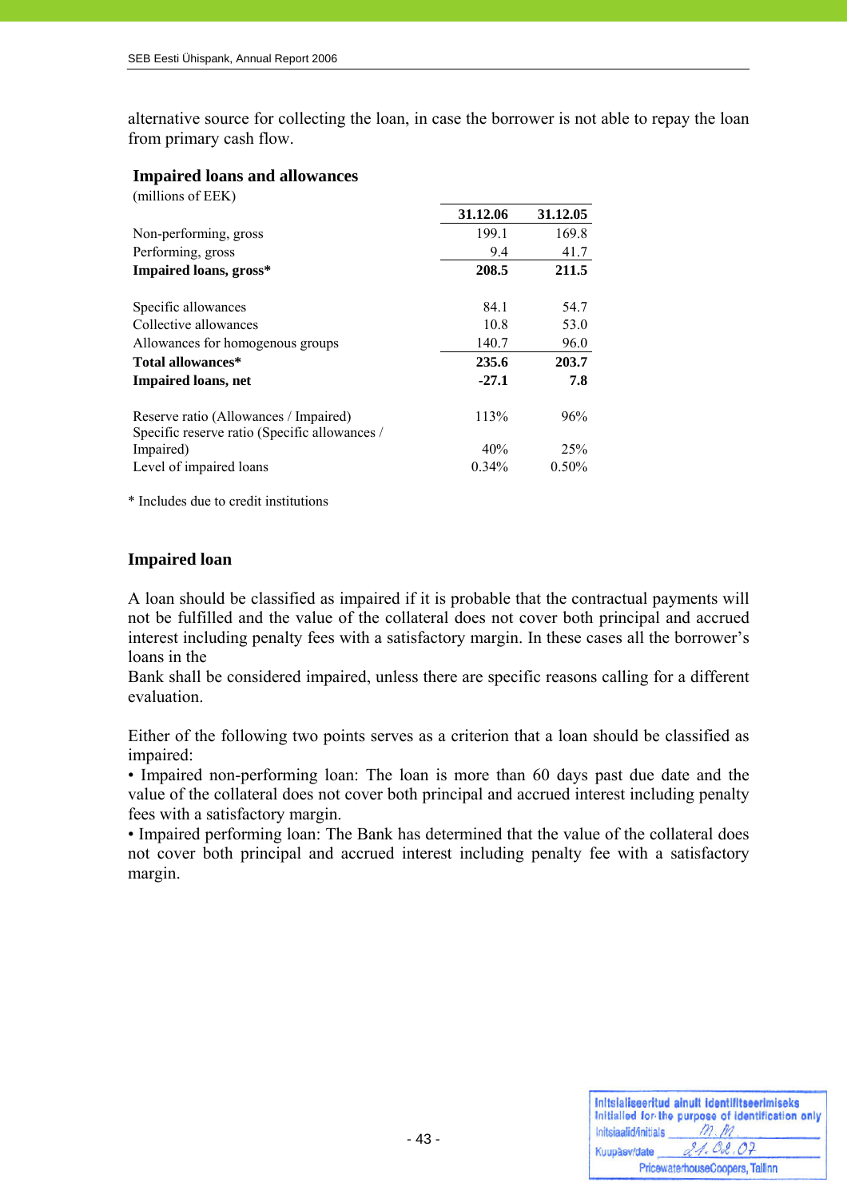alternative source for collecting the loan, in case the borrower is not able to repay the loan from primary cash flow.

### Impaired loans and allowances

(millions of EEK)

| | 31.12.06 | 31.12.05 |
|---|---|---|
| Non-performing, gross | 199.1 | 169.8 |
| Performing, gross | 9.4 | 41.7 |
| **Impaired loans, gross*** | **208.5** | **211.5** |
| | | |
| Specific allowances | 84.1 | 54.7 |
| Collective allowances | 10.8 | 53.0 |
| Allowances for homogenous groups | 140.7 | 96.0 |
| **Total allowances*** | **235.6** | **203.7** |
| **Impaired loans, net** | **-27.1** | **7.8** |
| | | |
| Reserve ratio (Allowances / Impaired) | 113% | 96% |
| Specific reserve ratio (Specific allowances / Impaired) | 40% | 25% |
| Level of impaired loans | 0.34% | 0.50% |

\* Includes due to credit institutions

### Impaired loan

A loan should be classified as impaired if it is probable that the contractual payments will not be fulfilled and the value of the collateral does not cover both principal and accrued interest including penalty fees with a satisfactory margin. In these cases all the borrower's loans in the
Bank shall be considered impaired, unless there are specific reasons calling for a different evaluation.

Either of the following two points serves as a criterion that a loan should be classified as impaired:
• Impaired non-performing loan: The loan is more than 60 days past due date and the value of the collateral does not cover both principal and accrued interest including penalty fees with a satisfactory margin.
• Impaired performing loan: The Bank has determined that the value of the collateral does not cover both principal and accrued interest including penalty fee with a satisfactory margin.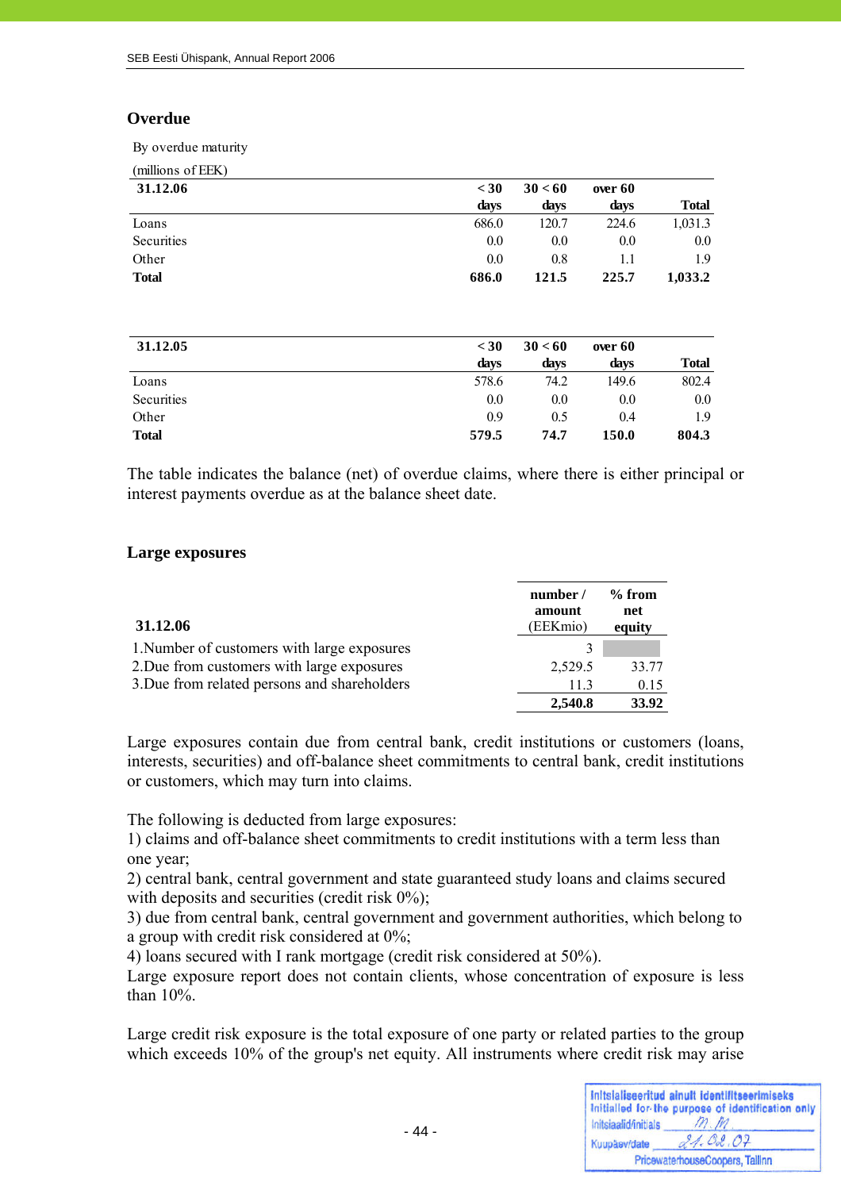## Overdue

By overdue maturity

(millions of EEK)

| 31.12.06 | < 30 days | 30 < 60 days | over 60 days | Total |
|---|---|---|---|---|
| Loans | 686.0 | 120.7 | 224.6 | 1,031.3 |
| Securities | 0.0 | 0.0 | 0.0 | 0.0 |
| Other | 0.0 | 0.8 | 1.1 | 1.9 |
| **Total** | **686.0** | **121.5** | **225.7** | **1,033.2** |

| 31.12.05 | < 30 days | 30 < 60 days | over 60 days | Total |
|---|---|---|---|---|
| Loans | 578.6 | 74.2 | 149.6 | 802.4 |
| Securities | 0.0 | 0.0 | 0.0 | 0.0 |
| Other | 0.9 | 0.5 | 0.4 | 1.9 |
| **Total** | **579.5** | **74.7** | **150.0** | **804.3** |

The table indicates the balance (net) of overdue claims, where there is either principal or interest payments overdue as at the balance sheet date.

## Large exposures

| 31.12.06 | number / amount (EEKmio) | % from net equity |
|---|---|---|
| 1.Number of customers with large exposures | 3 | |
| 2.Due from customers with large exposures | 2,529.5 | 33.77 |
| 3.Due from related persons and shareholders | 11.3 | 0.15 |
| | **2,540.8** | **33.92** |

Large exposures contain due from central bank, credit institutions or customers (loans, interests, securities) and off-balance sheet commitments to central bank, credit institutions or customers, which may turn into claims.

The following is deducted from large exposures:
1) claims and off-balance sheet commitments to credit institutions with a term less than one year;
2) central bank, central government and state guaranteed study loans and claims secured with deposits and securities (credit risk 0%);
3) due from central bank, central government and government authorities, which belong to a group with credit risk considered at 0%;
4) loans secured with I rank mortgage (credit risk considered at 50%).
Large exposure report does not contain clients, whose concentration of exposure is less than 10%.

Large credit risk exposure is the total exposure of one party or related parties to the group which exceeds 10% of the group's net equity. All instruments where credit risk may arise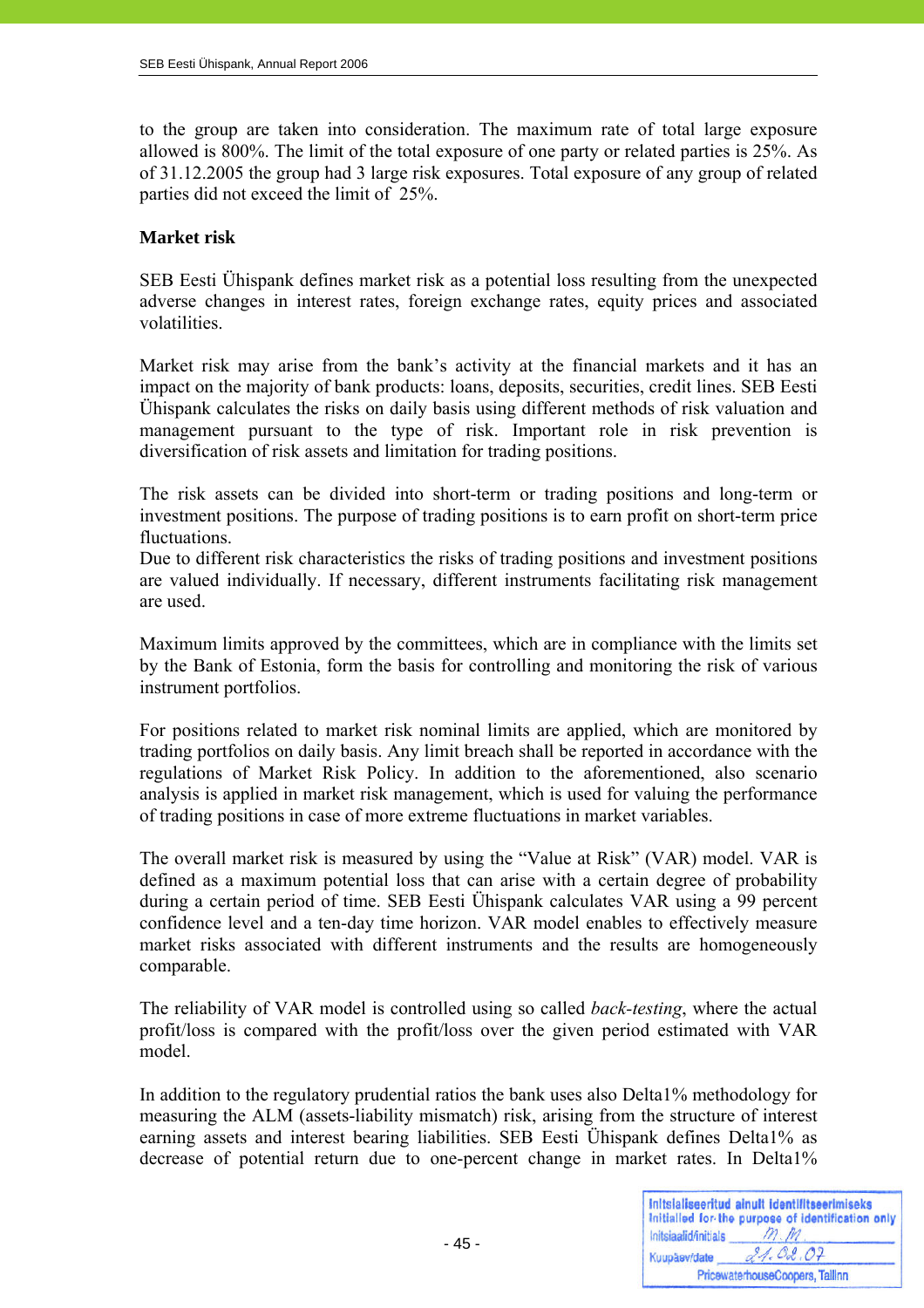to the group are taken into consideration. The maximum rate of total large exposure allowed is 800%. The limit of the total exposure of one party or related parties is 25%. As of 31.12.2005 the group had 3 large risk exposures. Total exposure of any group of related parties did not exceed the limit of 25%.

**Market risk**

SEB Eesti Ühispank defines market risk as a potential loss resulting from the unexpected adverse changes in interest rates, foreign exchange rates, equity prices and associated volatilities.

Market risk may arise from the bank's activity at the financial markets and it has an impact on the majority of bank products: loans, deposits, securities, credit lines. SEB Eesti Ühispank calculates the risks on daily basis using different methods of risk valuation and management pursuant to the type of risk. Important role in risk prevention is diversification of risk assets and limitation for trading positions.

The risk assets can be divided into short-term or trading positions and long-term or investment positions. The purpose of trading positions is to earn profit on short-term price fluctuations.
Due to different risk characteristics the risks of trading positions and investment positions are valued individually. If necessary, different instruments facilitating risk management are used.

Maximum limits approved by the committees, which are in compliance with the limits set by the Bank of Estonia, form the basis for controlling and monitoring the risk of various instrument portfolios.

For positions related to market risk nominal limits are applied, which are monitored by trading portfolios on daily basis. Any limit breach shall be reported in accordance with the regulations of Market Risk Policy. In addition to the aforementioned, also scenario analysis is applied in market risk management, which is used for valuing the performance of trading positions in case of more extreme fluctuations in market variables.

The overall market risk is measured by using the "Value at Risk" (VAR) model. VAR is defined as a maximum potential loss that can arise with a certain degree of probability during a certain period of time. SEB Eesti Ühispank calculates VAR using a 99 percent confidence level and a ten-day time horizon. VAR model enables to effectively measure market risks associated with different instruments and the results are homogeneously comparable.

The reliability of VAR model is controlled using so called *back-testing*, where the actual profit/loss is compared with the profit/loss over the given period estimated with VAR model.

In addition to the regulatory prudential ratios the bank uses also Delta1% methodology for measuring the ALM (assets-liability mismatch) risk, arising from the structure of interest earning assets and interest bearing liabilities. SEB Eesti Ühispank defines Delta1% as decrease of potential return due to one-percent change in market rates. In Delta1%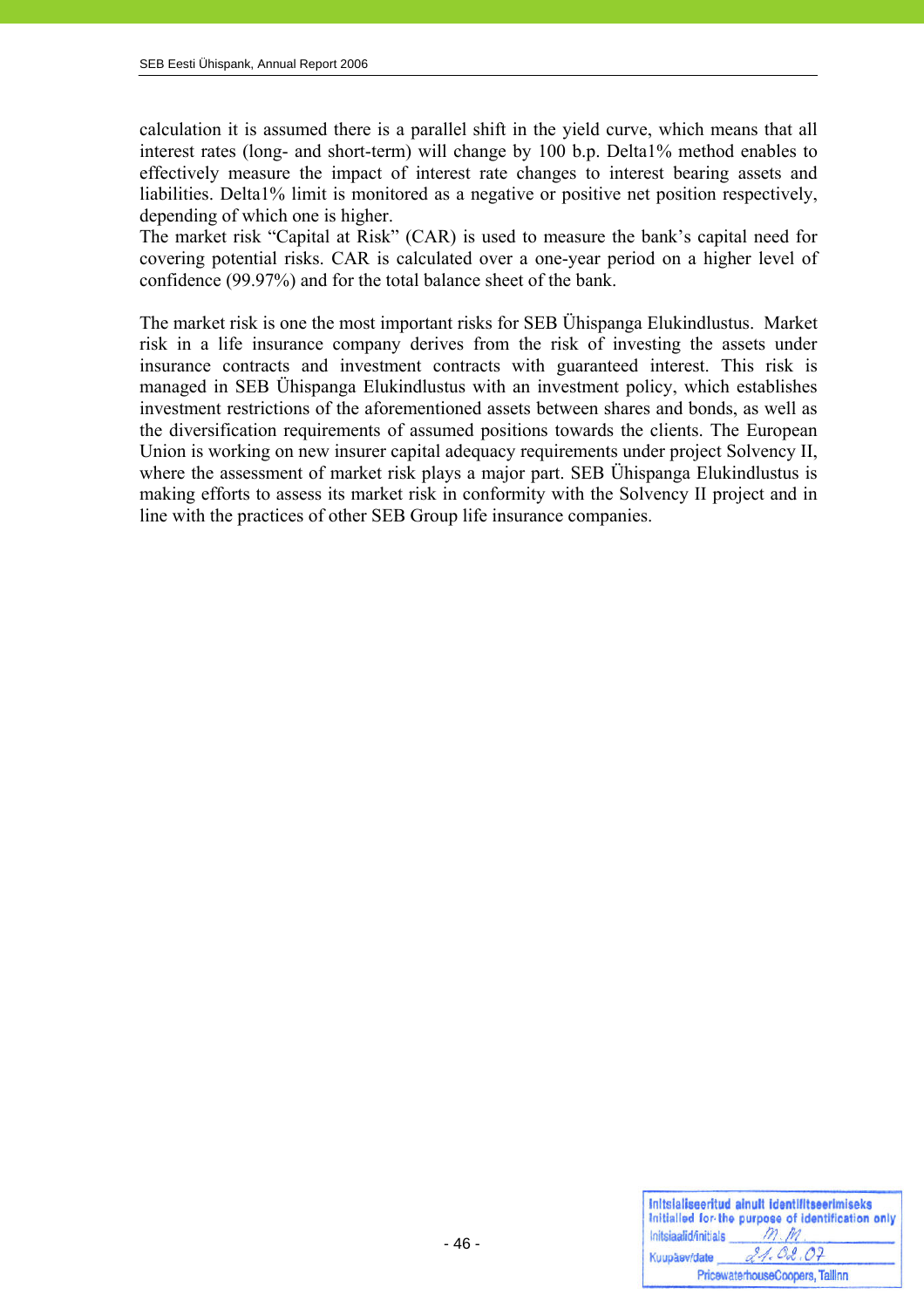calculation it is assumed there is a parallel shift in the yield curve, which means that all interest rates (long- and short-term) will change by 100 b.p. Delta1% method enables to effectively measure the impact of interest rate changes to interest bearing assets and liabilities. Delta1% limit is monitored as a negative or positive net position respectively, depending of which one is higher.
The market risk "Capital at Risk" (CAR) is used to measure the bank's capital need for covering potential risks. CAR is calculated over a one-year period on a higher level of confidence (99.97%) and for the total balance sheet of the bank.

The market risk is one the most important risks for SEB Ühispanga Elukindlustus. Market risk in a life insurance company derives from the risk of investing the assets under insurance contracts and investment contracts with guaranteed interest. This risk is managed in SEB Ühispanga Elukindlustus with an investment policy, which establishes investment restrictions of the aforementioned assets between shares and bonds, as well as the diversification requirements of assumed positions towards the clients. The European Union is working on new insurer capital adequacy requirements under project Solvency II, where the assessment of market risk plays a major part. SEB Ühispanga Elukindlustus is making efforts to assess its market risk in conformity with the Solvency II project and in line with the practices of other SEB Group life insurance companies.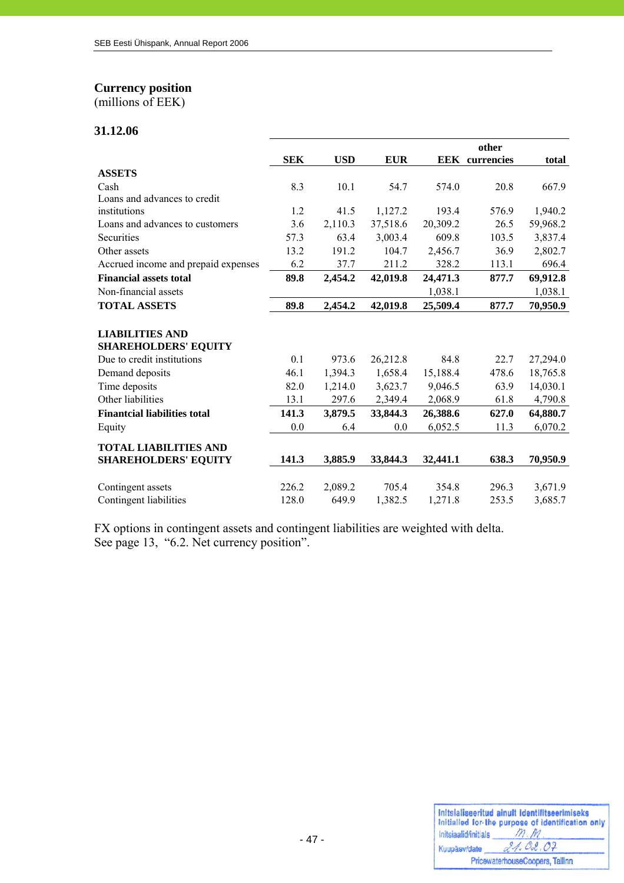## Currency position

(millions of EEK)

### 31.12.06

| | SEK | USD | EUR | EEK | other currencies | total |
|---|---|---|---|---|---|---|
| **ASSETS** | | | | | | |
| Cash | 8.3 | 10.1 | 54.7 | 574.0 | 20.8 | 667.9 |
| Loans and advances to credit institutions | 1.2 | 41.5 | 1,127.2 | 193.4 | 576.9 | 1,940.2 |
| Loans and advances to customers | 3.6 | 2,110.3 | 37,518.6 | 20,309.2 | 26.5 | 59,968.2 |
| Securities | 57.3 | 63.4 | 3,003.4 | 609.8 | 103.5 | 3,837.4 |
| Other assets | 13.2 | 191.2 | 104.7 | 2,456.7 | 36.9 | 2,802.7 |
| Accrued income and prepaid expenses | 6.2 | 37.7 | 211.2 | 328.2 | 113.1 | 696.4 |
| **Financial assets total** | **89.8** | **2,454.2** | **42,019.8** | **24,471.3** | **877.7** | **69,912.8** |
| Non-financial assets | | | | 1,038.1 | | 1,038.1 |
| **TOTAL ASSETS** | **89.8** | **2,454.2** | **42,019.8** | **25,509.4** | **877.7** | **70,950.9** |
| | | | | | | |
| **LIABILITIES AND SHAREHOLDERS' EQUITY** | | | | | | |
| Due to credit institutions | 0.1 | 973.6 | 26,212.8 | 84.8 | 22.7 | 27,294.0 |
| Demand deposits | 46.1 | 1,394.3 | 1,658.4 | 15,188.4 | 478.6 | 18,765.8 |
| Time deposits | 82.0 | 1,214.0 | 3,623.7 | 9,046.5 | 63.9 | 14,030.1 |
| Other liabilities | 13.1 | 297.6 | 2,349.4 | 2,068.9 | 61.8 | 4,790.8 |
| **Finantcial liabilities total** | **141.3** | **3,879.5** | **33,844.3** | **26,388.6** | **627.0** | **64,880.7** |
| Equity | 0.0 | 6.4 | 0.0 | 6,052.5 | 11.3 | 6,070.2 |
| **TOTAL LIABILITIES AND SHAREHOLDERS' EQUITY** | **141.3** | **3,885.9** | **33,844.3** | **32,441.1** | **638.3** | **70,950.9** |
| | | | | | | |
| Contingent assets | 226.2 | 2,089.2 | 705.4 | 354.8 | 296.3 | 3,671.9 |
| Contingent liabilities | 128.0 | 649.9 | 1,382.5 | 1,271.8 | 253.5 | 3,685.7 |

FX options in contingent assets and contingent liabilities are weighted with delta.
See page 13, "6.2. Net currency position".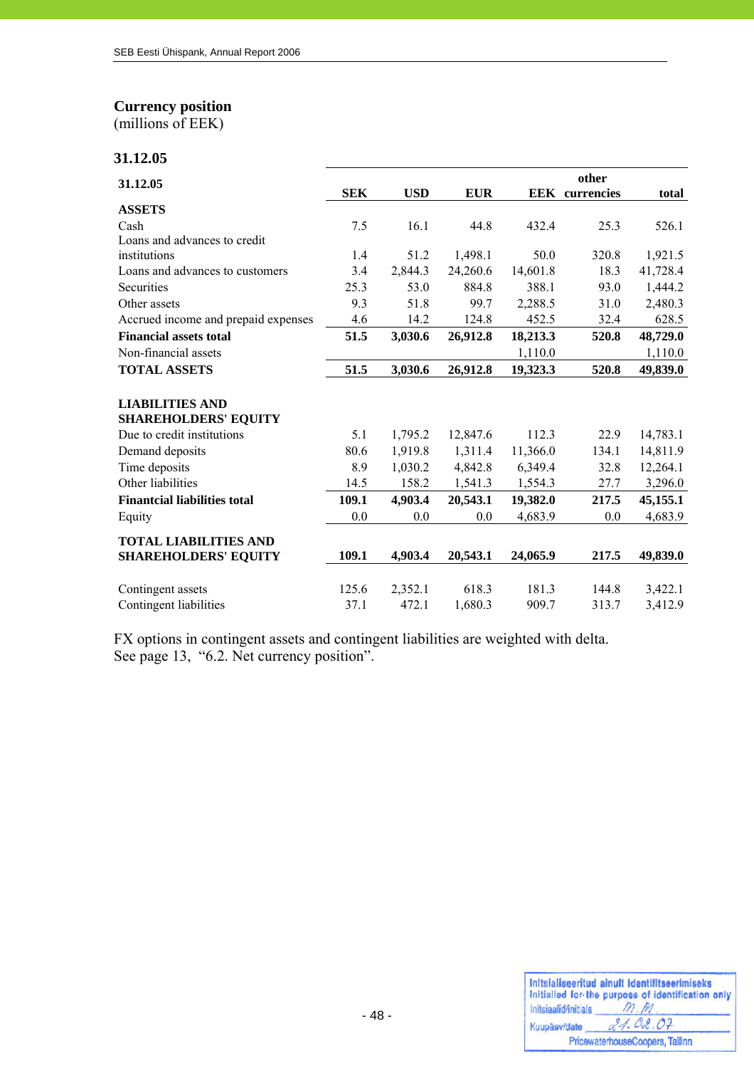## Currency position
(millions of EEK)

### 31.12.05

| 31.12.05 | SEK | USD | EUR | EEK | other currencies | total |
|---|---|---|---|---|---|---|
| **ASSETS** | | | | | | |
| Cash | 7.5 | 16.1 | 44.8 | 432.4 | 25.3 | 526.1 |
| Loans and advances to credit institutions | 1.4 | 51.2 | 1,498.1 | 50.0 | 320.8 | 1,921.5 |
| Loans and advances to customers | 3.4 | 2,844.3 | 24,260.6 | 14,601.8 | 18.3 | 41,728.4 |
| Securities | 25.3 | 53.0 | 884.8 | 388.1 | 93.0 | 1,444.2 |
| Other assets | 9.3 | 51.8 | 99.7 | 2,288.5 | 31.0 | 2,480.3 |
| Accrued income and prepaid expenses | 4.6 | 14.2 | 124.8 | 452.5 | 32.4 | 628.5 |
| **Financial assets total** | **51.5** | **3,030.6** | **26,912.8** | **18,213.3** | **520.8** | **48,729.0** |
| Non-financial assets | | | | 1,110.0 | | 1,110.0 |
| **TOTAL ASSETS** | **51.5** | **3,030.6** | **26,912.8** | **19,323.3** | **520.8** | **49,839.0** |
| | | | | | | |
| **LIABILITIES AND SHAREHOLDERS' EQUITY** | | | | | | |
| Due to credit institutions | 5.1 | 1,795.2 | 12,847.6 | 112.3 | 22.9 | 14,783.1 |
| Demand deposits | 80.6 | 1,919.8 | 1,311.4 | 11,366.0 | 134.1 | 14,811.9 |
| Time deposits | 8.9 | 1,030.2 | 4,842.8 | 6,349.4 | 32.8 | 12,264.1 |
| Other liabilities | 14.5 | 158.2 | 1,541.3 | 1,554.3 | 27.7 | 3,296.0 |
| **Finantcial liabilities total** | **109.1** | **4,903.4** | **20,543.1** | **19,382.0** | **217.5** | **45,155.1** |
| Equity | 0.0 | 0.0 | 0.0 | 4,683.9 | 0.0 | 4,683.9 |
| **TOTAL LIABILITIES AND SHAREHOLDERS' EQUITY** | **109.1** | **4,903.4** | **20,543.1** | **24,065.9** | **217.5** | **49,839.0** |
| | | | | | | |
| Contingent assets | 125.6 | 2,352.1 | 618.3 | 181.3 | 144.8 | 3,422.1 |
| Contingent liabilities | 37.1 | 472.1 | 1,680.3 | 909.7 | 313.7 | 3,412.9 |

FX options in contingent assets and contingent liabilities are weighted with delta.
See page 13, "6.2. Net currency position".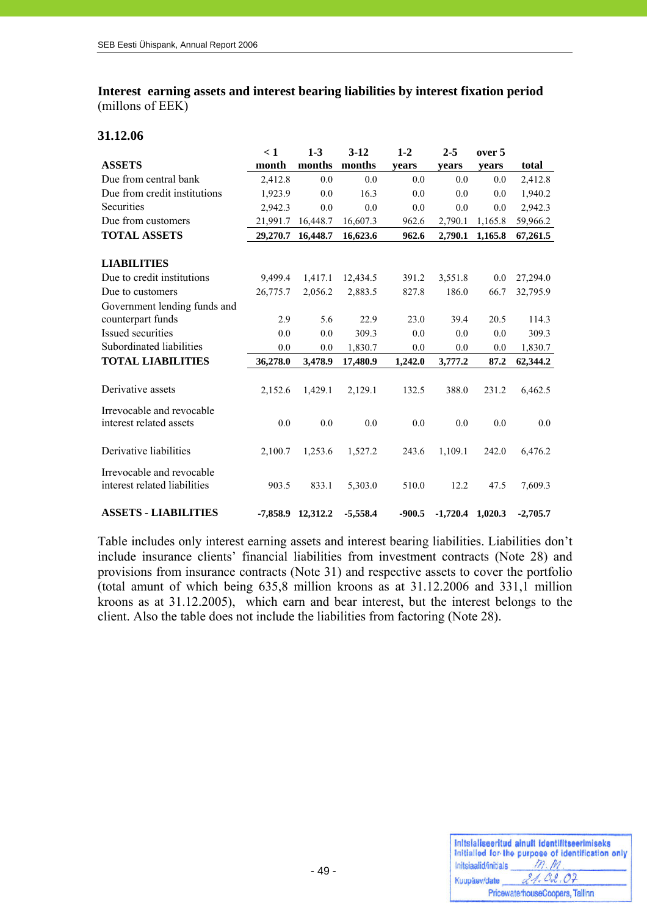### Interest earning assets and interest bearing liabilities by interest fixation period

(millons of EEK)

#### 31.12.06

| ASSETS | < 1 month | 1-3 months | 3-12 months | 1-2 years | 2-5 years | over 5 years | total |
|---|---|---|---|---|---|---|---|
| Due from central bank | 2,412.8 | 0.0 | 0.0 | 0.0 | 0.0 | 0.0 | 2,412.8 |
| Due from credit institutions | 1,923.9 | 0.0 | 16.3 | 0.0 | 0.0 | 0.0 | 1,940.2 |
| Securities | 2,942.3 | 0.0 | 0.0 | 0.0 | 0.0 | 0.0 | 2,942.3 |
| Due from customers | 21,991.7 | 16,448.7 | 16,607.3 | 962.6 | 2,790.1 | 1,165.8 | 59,966.2 |
| **TOTAL ASSETS** | **29,270.7** | **16,448.7** | **16,623.6** | **962.6** | **2,790.1** | **1,165.8** | **67,261.5** |
| | | | | | | | |
| **LIABILITIES** | | | | | | | |
| Due to credit institutions | 9,499.4 | 1,417.1 | 12,434.5 | 391.2 | 3,551.8 | 0.0 | 27,294.0 |
| Due to customers | 26,775.7 | 2,056.2 | 2,883.5 | 827.8 | 186.0 | 66.7 | 32,795.9 |
| Government lending funds and counterpart funds | 2.9 | 5.6 | 22.9 | 23.0 | 39.4 | 20.5 | 114.3 |
| Issued securities | 0.0 | 0.0 | 309.3 | 0.0 | 0.0 | 0.0 | 309.3 |
| Subordinated liabilities | 0.0 | 0.0 | 1,830.7 | 0.0 | 0.0 | 0.0 | 1,830.7 |
| **TOTAL LIABILITIES** | **36,278.0** | **3,478.9** | **17,480.9** | **1,242.0** | **3,777.2** | **87.2** | **62,344.2** |
| | | | | | | | |
| Derivative assets | 2,152.6 | 1,429.1 | 2,129.1 | 132.5 | 388.0 | 231.2 | 6,462.5 |
| Irrevocable and revocable interest related assets | 0.0 | 0.0 | 0.0 | 0.0 | 0.0 | 0.0 | 0.0 |
| Derivative liabilities | 2,100.7 | 1,253.6 | 1,527.2 | 243.6 | 1,109.1 | 242.0 | 6,476.2 |
| Irrevocable and revocable interest related liabilities | 903.5 | 833.1 | 5,303.0 | 510.0 | 12.2 | 47.5 | 7,609.3 |
| | | | | | | | |
| **ASSETS - LIABILITIES** | **-7,858.9** | **12,312.2** | **-5,558.4** | **-900.5** | **-1,720.4** | **1,020.3** | **-2,705.7** |

Table includes only interest earning assets and interest bearing liabilities. Liabilities don't include insurance clients' financial liabilities from investment contracts (Note 28) and provisions from insurance contracts (Note 31) and respective assets to cover the portfolio (total amunt of which being 635,8 million kroons as at 31.12.2006 and 331,1 million kroons as at 31.12.2005), which earn and bear interest, but the interest belongs to the client. Also the table does not include the liabilities from factoring (Note 28).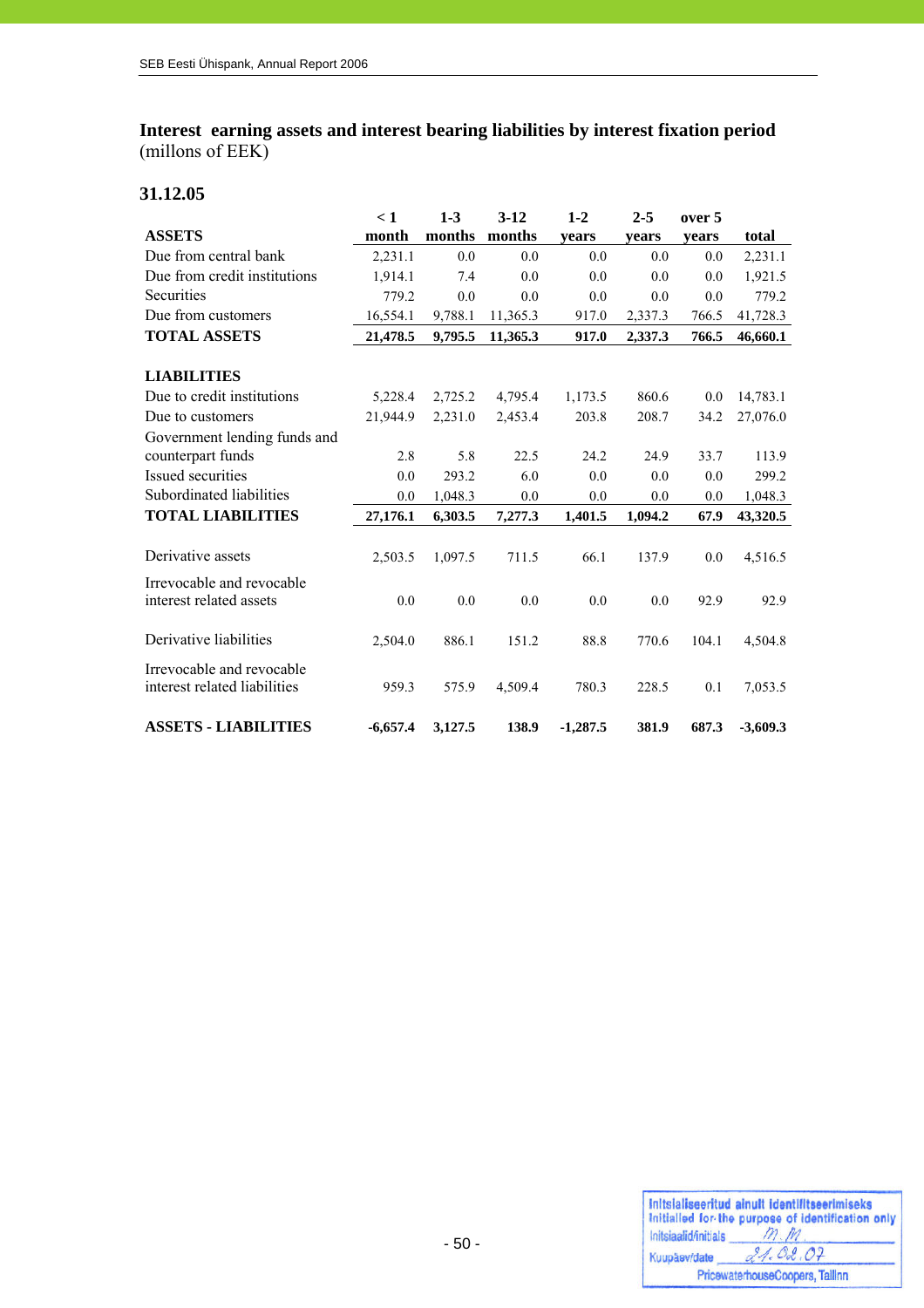## Interest earning assets and interest bearing liabilities by interest fixation period
(millons of EEK)

### 31.12.05

| ASSETS | < 1 month | 1-3 months | 3-12 months | 1-2 years | 2-5 years | over 5 years | total |
|---|---|---|---|---|---|---|---|
| Due from central bank | 2,231.1 | 0.0 | 0.0 | 0.0 | 0.0 | 0.0 | 2,231.1 |
| Due from credit institutions | 1,914.1 | 7.4 | 0.0 | 0.0 | 0.0 | 0.0 | 1,921.5 |
| Securities | 779.2 | 0.0 | 0.0 | 0.0 | 0.0 | 0.0 | 779.2 |
| Due from customers | 16,554.1 | 9,788.1 | 11,365.3 | 917.0 | 2,337.3 | 766.5 | 41,728.3 |
| **TOTAL ASSETS** | **21,478.5** | **9,795.5** | **11,365.3** | **917.0** | **2,337.3** | **766.5** | **46,660.1** |
| | | | | | | | |
| **LIABILITIES** | | | | | | | |
| Due to credit institutions | 5,228.4 | 2,725.2 | 4,795.4 | 1,173.5 | 860.6 | 0.0 | 14,783.1 |
| Due to customers | 21,944.9 | 2,231.0 | 2,453.4 | 203.8 | 208.7 | 34.2 | 27,076.0 |
| Government lending funds and counterpart funds | 2.8 | 5.8 | 22.5 | 24.2 | 24.9 | 33.7 | 113.9 |
| Issued securities | 0.0 | 293.2 | 6.0 | 0.0 | 0.0 | 0.0 | 299.2 |
| Subordinated liabilities | 0.0 | 1,048.3 | 0.0 | 0.0 | 0.0 | 0.0 | 1,048.3 |
| **TOTAL LIABILITIES** | **27,176.1** | **6,303.5** | **7,277.3** | **1,401.5** | **1,094.2** | **67.9** | **43,320.5** |
| | | | | | | | |
| Derivative assets | 2,503.5 | 1,097.5 | 711.5 | 66.1 | 137.9 | 0.0 | 4,516.5 |
| Irrevocable and revocable interest related assets | 0.0 | 0.0 | 0.0 | 0.0 | 0.0 | 92.9 | 92.9 |
| Derivative liabilities | 2,504.0 | 886.1 | 151.2 | 88.8 | 770.6 | 104.1 | 4,504.8 |
| Irrevocable and revocable interest related liabilities | 959.3 | 575.9 | 4,509.4 | 780.3 | 228.5 | 0.1 | 7,053.5 |
| | | | | | | | |
| **ASSETS - LIABILITIES** | **-6,657.4** | **3,127.5** | **138.9** | **-1,287.5** | **381.9** | **687.3** | **-3,609.3** |

Initsialiseeritud ainult identifitseerimiseks
Initialled for the purpose of identification only
Initsiaalid/initials M.M.
Kuupäev/date 21.02.07
PricewaterhouseCoopers, Tallinn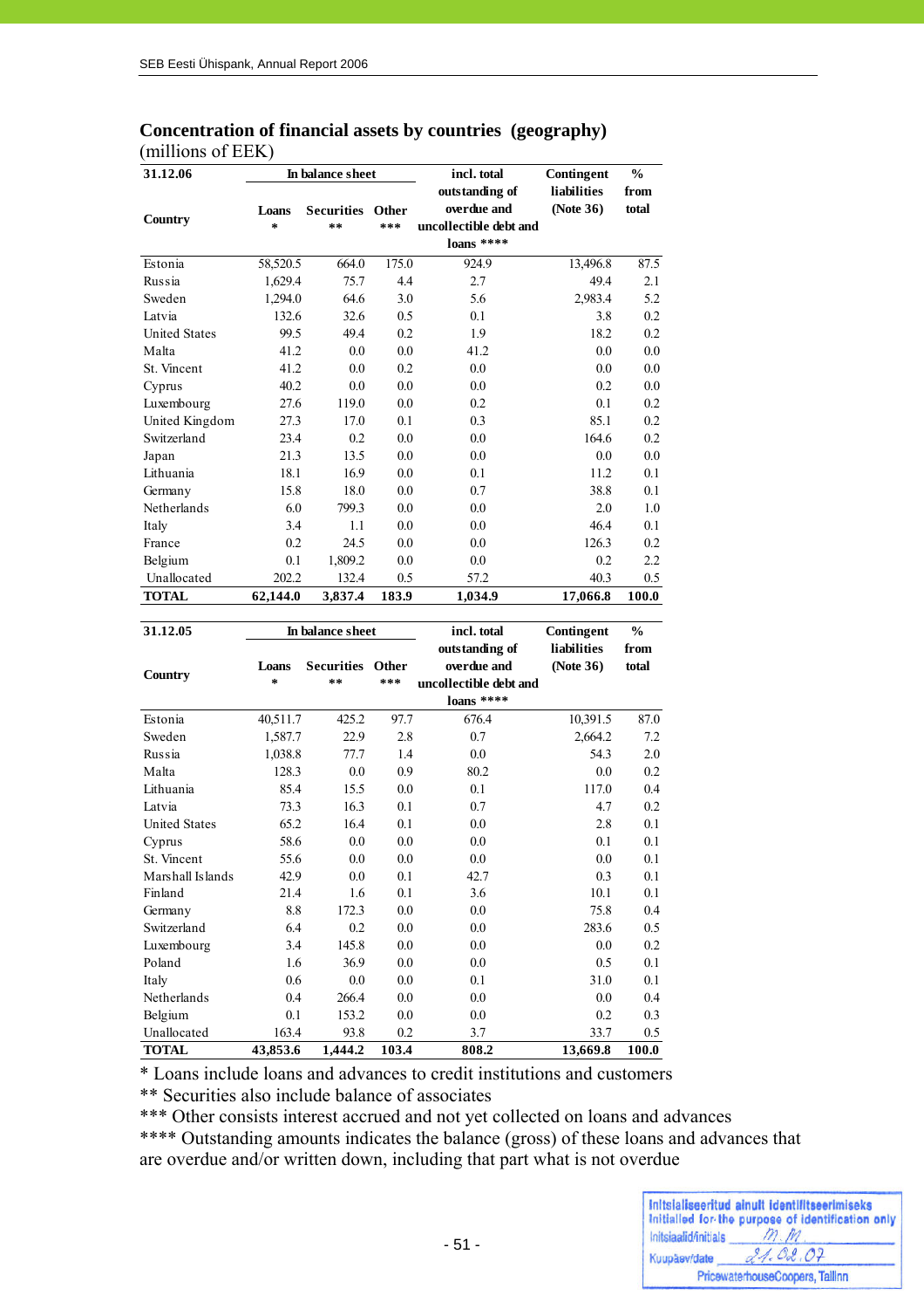## Concentration of financial assets by countries (geography)
(millions of EEK)

| 31.12.06 Country | In balance sheet Loans * | Securities ** | Other *** | incl. total outstanding of overdue and uncollectible debt and loans **** | Contingent liabilities (Note 36) | % from total |
|---|---|---|---|---|---|---|
| Estonia | 58,520.5 | 664.0 | 175.0 | 924.9 | 13,496.8 | 87.5 |
| Russia | 1,629.4 | 75.7 | 4.4 | 2.7 | 49.4 | 2.1 |
| Sweden | 1,294.0 | 64.6 | 3.0 | 5.6 | 2,983.4 | 5.2 |
| Latvia | 132.6 | 32.6 | 0.5 | 0.1 | 3.8 | 0.2 |
| United States | 99.5 | 49.4 | 0.2 | 1.9 | 18.2 | 0.2 |
| Malta | 41.2 | 0.0 | 0.0 | 41.2 | 0.0 | 0.0 |
| St. Vincent | 41.2 | 0.0 | 0.2 | 0.0 | 0.0 | 0.0 |
| Cyprus | 40.2 | 0.0 | 0.0 | 0.0 | 0.2 | 0.0 |
| Luxembourg | 27.6 | 119.0 | 0.0 | 0.2 | 0.1 | 0.2 |
| United Kingdom | 27.3 | 17.0 | 0.1 | 0.3 | 85.1 | 0.2 |
| Switzerland | 23.4 | 0.2 | 0.0 | 0.0 | 164.6 | 0.2 |
| Japan | 21.3 | 13.5 | 0.0 | 0.0 | 0.0 | 0.0 |
| Lithuania | 18.1 | 16.9 | 0.0 | 0.1 | 11.2 | 0.1 |
| Germany | 15.8 | 18.0 | 0.0 | 0.7 | 38.8 | 0.1 |
| Netherlands | 6.0 | 799.3 | 0.0 | 0.0 | 2.0 | 1.0 |
| Italy | 3.4 | 1.1 | 0.0 | 0.0 | 46.4 | 0.1 |
| France | 0.2 | 24.5 | 0.0 | 0.0 | 126.3 | 0.2 |
| Belgium | 0.1 | 1,809.2 | 0.0 | 0.0 | 0.2 | 2.2 |
| Unallocated | 202.2 | 132.4 | 0.5 | 57.2 | 40.3 | 0.5 |
| **TOTAL** | **62,144.0** | **3,837.4** | **183.9** | **1,034.9** | **17,066.8** | **100.0** |

| 31.12.05 Country | In balance sheet Loans * | Securities ** | Other *** | incl. total outstanding of overdue and uncollectible debt and loans **** | Contingent liabilities (Note 36) | % from total |
|---|---|---|---|---|---|---|
| Estonia | 40,511.7 | 425.2 | 97.7 | 676.4 | 10,391.5 | 87.0 |
| Sweden | 1,587.7 | 22.9 | 2.8 | 0.7 | 2,664.2 | 7.2 |
| Russia | 1,038.8 | 77.7 | 1.4 | 0.0 | 54.3 | 2.0 |
| Malta | 128.3 | 0.0 | 0.9 | 80.2 | 0.0 | 0.2 |
| Lithuania | 85.4 | 15.5 | 0.0 | 0.1 | 117.0 | 0.4 |
| Latvia | 73.3 | 16.3 | 0.1 | 0.7 | 4.7 | 0.2 |
| United States | 65.2 | 16.4 | 0.1 | 0.0 | 2.8 | 0.1 |
| Cyprus | 58.6 | 0.0 | 0.0 | 0.0 | 0.1 | 0.1 |
| St. Vincent | 55.6 | 0.0 | 0.0 | 0.0 | 0.0 | 0.1 |
| Marshall Islands | 42.9 | 0.0 | 0.1 | 42.7 | 0.3 | 0.1 |
| Finland | 21.4 | 1.6 | 0.1 | 3.6 | 10.1 | 0.1 |
| Germany | 8.8 | 172.3 | 0.0 | 0.0 | 75.8 | 0.4 |
| Switzerland | 6.4 | 0.2 | 0.0 | 0.0 | 283.6 | 0.5 |
| Luxembourg | 3.4 | 145.8 | 0.0 | 0.0 | 0.0 | 0.2 |
| Poland | 1.6 | 36.9 | 0.0 | 0.0 | 0.5 | 0.1 |
| Italy | 0.6 | 0.0 | 0.0 | 0.1 | 31.0 | 0.1 |
| Netherlands | 0.4 | 266.4 | 0.0 | 0.0 | 0.0 | 0.4 |
| Belgium | 0.1 | 153.2 | 0.0 | 0.0 | 0.2 | 0.3 |
| Unallocated | 163.4 | 93.8 | 0.2 | 3.7 | 33.7 | 0.5 |
| **TOTAL** | **43,853.6** | **1,444.2** | **103.4** | **808.2** | **13,669.8** | **100.0** |

* Loans include loans and advances to credit institutions and customers
** Securities also include balance of associates
*** Other consists interest accrued and not yet collected on loans and advances
**** Outstanding amounts indicates the balance (gross) of these loans and advances that are overdue and/or written down, including that part what is not overdue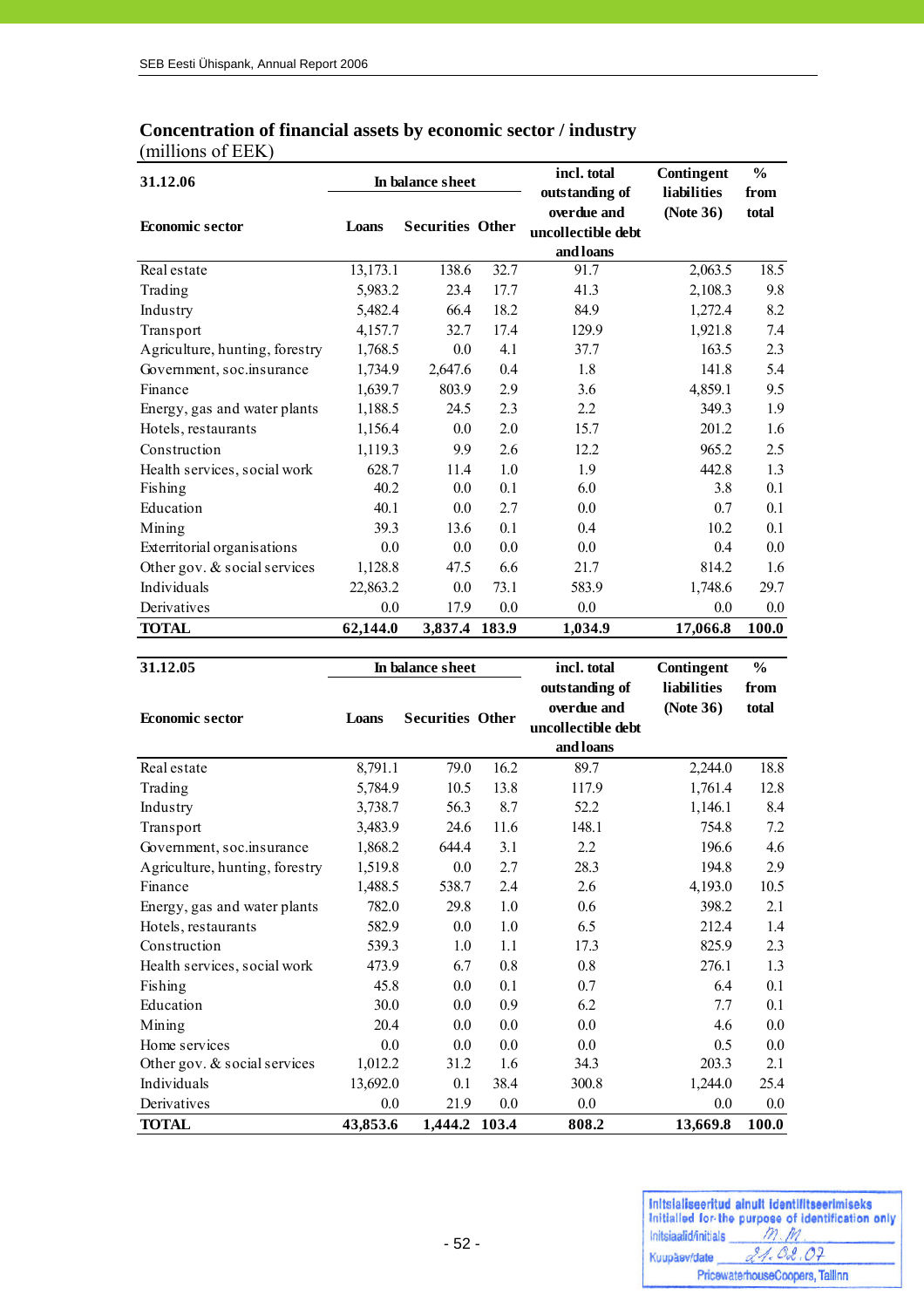## Concentration of financial assets by economic sector / industry

(millions of EEK)

| 31.12.06 | In balance sheet | | | incl. total outstanding of overdue and uncollectible debt and loans | Contingent liabilities (Note 36) | % from total |
|---|---|---|---|---|---|---|
| Economic sector | Loans | Securities | Other | | | |
| Real estate | 13,173.1 | 138.6 | 32.7 | 91.7 | 2,063.5 | 18.5 |
| Trading | 5,983.2 | 23.4 | 17.7 | 41.3 | 2,108.3 | 9.8 |
| Industry | 5,482.4 | 66.4 | 18.2 | 84.9 | 1,272.4 | 8.2 |
| Transport | 4,157.7 | 32.7 | 17.4 | 129.9 | 1,921.8 | 7.4 |
| Agriculture, hunting, forestry | 1,768.5 | 0.0 | 4.1 | 37.7 | 163.5 | 2.3 |
| Government, soc.insurance | 1,734.9 | 2,647.6 | 0.4 | 1.8 | 141.8 | 5.4 |
| Finance | 1,639.7 | 803.9 | 2.9 | 3.6 | 4,859.1 | 9.5 |
| Energy, gas and water plants | 1,188.5 | 24.5 | 2.3 | 2.2 | 349.3 | 1.9 |
| Hotels, restaurants | 1,156.4 | 0.0 | 2.0 | 15.7 | 201.2 | 1.6 |
| Construction | 1,119.3 | 9.9 | 2.6 | 12.2 | 965.2 | 2.5 |
| Health services, social work | 628.7 | 11.4 | 1.0 | 1.9 | 442.8 | 1.3 |
| Fishing | 40.2 | 0.0 | 0.1 | 6.0 | 3.8 | 0.1 |
| Education | 40.1 | 0.0 | 2.7 | 0.0 | 0.7 | 0.1 |
| Mining | 39.3 | 13.6 | 0.1 | 0.4 | 10.2 | 0.1 |
| Exterritorial organisations | 0.0 | 0.0 | 0.0 | 0.0 | 0.4 | 0.0 |
| Other gov. & social services | 1,128.8 | 47.5 | 6.6 | 21.7 | 814.2 | 1.6 |
| Individuals | 22,863.2 | 0.0 | 73.1 | 583.9 | 1,748.6 | 29.7 |
| Derivatives | 0.0 | 17.9 | 0.0 | 0.0 | 0.0 | 0.0 |
| **TOTAL** | **62,144.0** | **3,837.4** | **183.9** | **1,034.9** | **17,066.8** | **100.0** |

| 31.12.05 | In balance sheet | | | incl. total outstanding of overdue and uncollectible debt and loans | Contingent liabilities (Note 36) | % from total |
|---|---|---|---|---|---|---|
| Economic sector | Loans | Securities | Other | | | |
| Real estate | 8,791.1 | 79.0 | 16.2 | 89.7 | 2,244.0 | 18.8 |
| Trading | 5,784.9 | 10.5 | 13.8 | 117.9 | 1,761.4 | 12.8 |
| Industry | 3,738.7 | 56.3 | 8.7 | 52.2 | 1,146.1 | 8.4 |
| Transport | 3,483.9 | 24.6 | 11.6 | 148.1 | 754.8 | 7.2 |
| Government, soc.insurance | 1,868.2 | 644.4 | 3.1 | 2.2 | 196.6 | 4.6 |
| Agriculture, hunting, forestry | 1,519.8 | 0.0 | 2.7 | 28.3 | 194.8 | 2.9 |
| Finance | 1,488.5 | 538.7 | 2.4 | 2.6 | 4,193.0 | 10.5 |
| Energy, gas and water plants | 782.0 | 29.8 | 1.0 | 0.6 | 398.2 | 2.1 |
| Hotels, restaurants | 582.9 | 0.0 | 1.0 | 6.5 | 212.4 | 1.4 |
| Construction | 539.3 | 1.0 | 1.1 | 17.3 | 825.9 | 2.3 |
| Health services, social work | 473.9 | 6.7 | 0.8 | 0.8 | 276.1 | 1.3 |
| Fishing | 45.8 | 0.0 | 0.1 | 0.7 | 6.4 | 0.1 |
| Education | 30.0 | 0.0 | 0.9 | 6.2 | 7.7 | 0.1 |
| Mining | 20.4 | 0.0 | 0.0 | 0.0 | 4.6 | 0.0 |
| Home services | 0.0 | 0.0 | 0.0 | 0.0 | 0.5 | 0.0 |
| Other gov. & social services | 1,012.2 | 31.2 | 1.6 | 34.3 | 203.3 | 2.1 |
| Individuals | 13,692.0 | 0.1 | 38.4 | 300.8 | 1,244.0 | 25.4 |
| Derivatives | 0.0 | 21.9 | 0.0 | 0.0 | 0.0 | 0.0 |
| **TOTAL** | **43,853.6** | **1,444.2** | **103.4** | **808.2** | **13,669.8** | **100.0** |

Initsialiseeritud ainult identifitseerimiseks
Initialled for the purpose of identification only
Initsiaalid/initials M.M.
Kuupäev/date 21.02.07
PricewaterhouseCoopers, Tallinn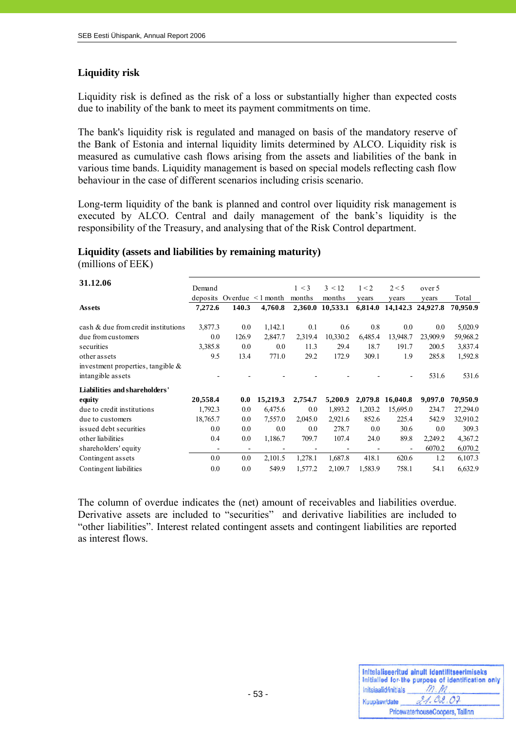## Liquidity risk

Liquidity risk is defined as the risk of a loss or substantially higher than expected costs due to inability of the bank to meet its payment commitments on time.

The bank's liquidity risk is regulated and managed on basis of the mandatory reserve of the Bank of Estonia and internal liquidity limits determined by ALCO. Liquidity risk is measured as cumulative cash flows arising from the assets and liabilities of the bank in various time bands. Liquidity management is based on special models reflecting cash flow behaviour in the case of different scenarios including crisis scenario.

Long-term liquidity of the bank is planned and control over liquidity risk management is executed by ALCO. Central and daily management of the bank's liquidity is the responsibility of the Treasury, and analysing that of the Risk Control department.

### Liquidity (assets and liabilities by remaining maturity)

(millions of EEK)

| 31.12.06 | Demand deposits | Overdue | < 1 month | 1 < 3 months | 3 < 12 months | 1 < 2 years | 2 < 5 years | over 5 years | Total |
|---|---|---|---|---|---|---|---|---|---|
| **Assets** | **7,272.6** | **140.3** | **4,760.8** | **2,360.0** | **10,533.1** | **6,814.0** | **14,142.3** | **24,927.8** | **70,950.9** |
| cash & due from credit institutions | 3,877.3 | 0.0 | 1,142.1 | 0.1 | 0.6 | 0.8 | 0.0 | 0.0 | 5,020.9 |
| due from customers | 0.0 | 126.9 | 2,847.7 | 2,319.4 | 10,330.2 | 6,485.4 | 13,948.7 | 23,909.9 | 59,968.2 |
| securities | 3,385.8 | 0.0 | 0.0 | 11.3 | 29.4 | 18.7 | 191.7 | 200.5 | 3,837.4 |
| other assets | 9.5 | 13.4 | 771.0 | 29.2 | 172.9 | 309.1 | 1.9 | 285.8 | 1,592.8 |
| investment properties, tangible & intangible assets | - | - | - | - | - | - | - | 531.6 | 531.6 |
| **Liabilities and shareholders' equity** | **20,558.4** | **0.0** | **15,219.3** | **2,754.7** | **5,200.9** | **2,079.8** | **16,040.8** | **9,097.0** | **70,950.9** |
| due to credit institutions | 1,792.3 | 0.0 | 6,475.6 | 0.0 | 1,893.2 | 1,203.2 | 15,695.0 | 234.7 | 27,294.0 |
| due to customers | 18,765.7 | 0.0 | 7,557.0 | 2,045.0 | 2,921.6 | 852.6 | 225.4 | 542.9 | 32,910.2 |
| issued debt securities | 0.0 | 0.0 | 0.0 | 0.0 | 278.7 | 0.0 | 30.6 | 0.0 | 309.3 |
| other liabilities | 0.4 | 0.0 | 1,186.7 | 709.7 | 107.4 | 24.0 | 89.8 | 2,249.2 | 4,367.2 |
| shareholders' equity | - | - | - | - | - | - | - | 6070.2 | 6,070.2 |
| Contingent assets | 0.0 | 0.0 | 2,101.5 | 1,278.1 | 1,687.8 | 418.1 | 620.6 | 1.2 | 6,107.3 |
| Contingent liabilities | 0.0 | 0.0 | 549.9 | 1,577.2 | 2,109.7 | 1,583.9 | 758.1 | 54.1 | 6,632.9 |

The column of overdue indicates the (net) amount of receivables and liabilities overdue. Derivative assets are included to "securities" and derivative liabilities are included to "other liabilities". Interest related contingent assets and contingent liabilities are reported as interest flows.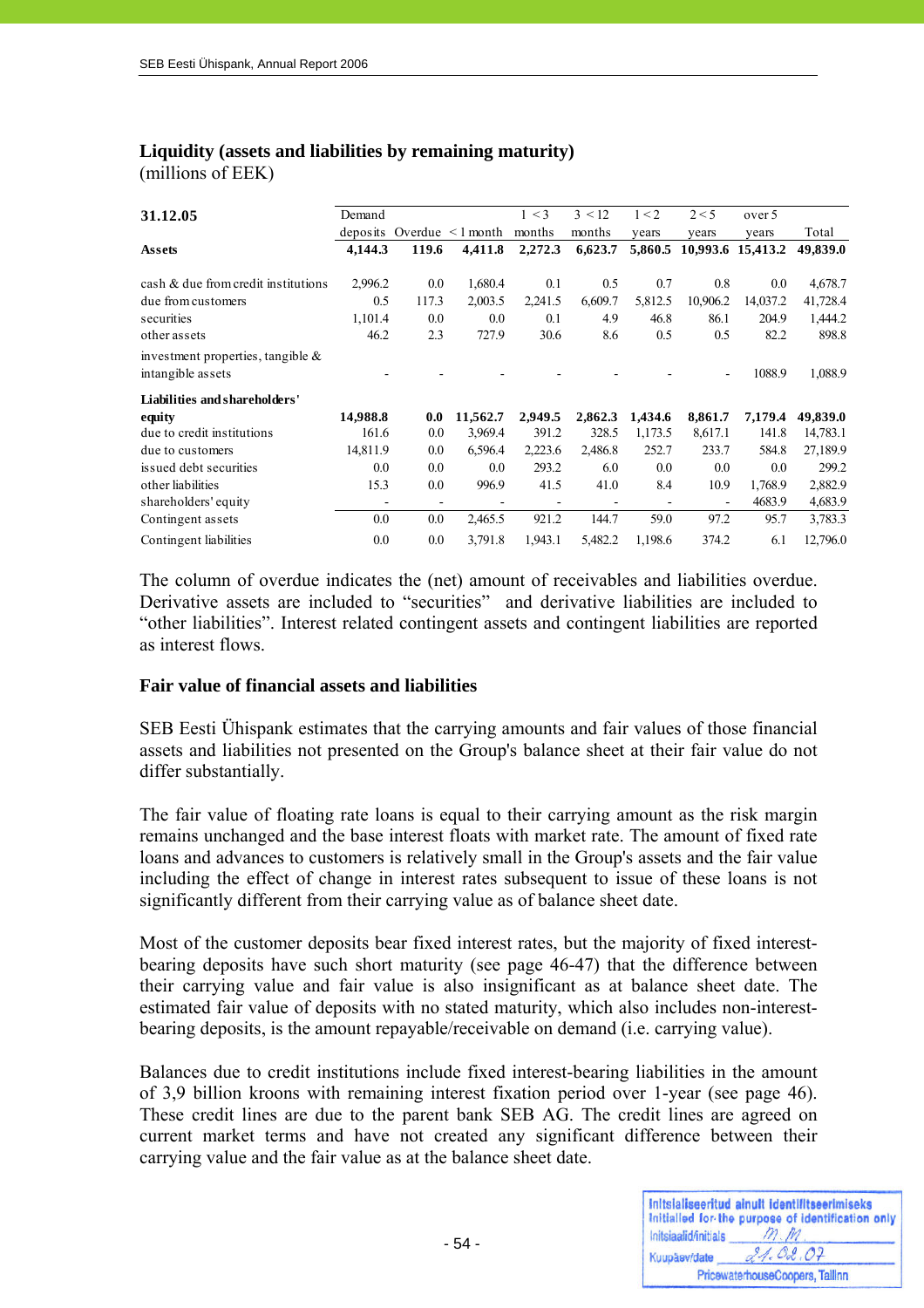## Liquidity (assets and liabilities by remaining maturity)

(millions of EEK)

| 31.12.05 | Demand deposits | Overdue | < 1 month | 1 < 3 months | 3 < 12 months | 1 < 2 years | 2 < 5 years | over 5 years | Total |
|---|---|---|---|---|---|---|---|---|---|
| **Assets** | **4,144.3** | **119.6** | **4,411.8** | **2,272.3** | **6,623.7** | **5,860.5** | **10,993.6** | **15,413.2** | **49,839.0** |
| cash & due from credit institutions | 2,996.2 | 0.0 | 1,680.4 | 0.1 | 0.5 | 0.7 | 0.8 | 0.0 | 4,678.7 |
| due from customers | 0.5 | 117.3 | 2,003.5 | 2,241.5 | 6,609.7 | 5,812.5 | 10,906.2 | 14,037.2 | 41,728.4 |
| securities | 1,101.4 | 0.0 | 0.0 | 0.1 | 4.9 | 46.8 | 86.1 | 204.9 | 1,444.2 |
| other assets | 46.2 | 2.3 | 727.9 | 30.6 | 8.6 | 0.5 | 0.5 | 82.2 | 898.8 |
| investment properties, tangible & intangible assets | - | - | - | - | - | - | - | 1088.9 | 1,088.9 |
| **Liabilities and shareholders' equity** | **14,988.8** | **0.0** | **11,562.7** | **2,949.5** | **2,862.3** | **1,434.6** | **8,861.7** | **7,179.4** | **49,839.0** |
| due to credit institutions | 161.6 | 0.0 | 3,969.4 | 391.2 | 328.5 | 1,173.5 | 8,617.1 | 141.8 | 14,783.1 |
| due to customers | 14,811.9 | 0.0 | 6,596.4 | 2,223.6 | 2,486.8 | 252.7 | 233.7 | 584.8 | 27,189.9 |
| issued debt securities | 0.0 | 0.0 | 0.0 | 293.2 | 6.0 | 0.0 | 0.0 | 0.0 | 299.2 |
| other liabilities | 15.3 | 0.0 | 996.9 | 41.5 | 41.0 | 8.4 | 10.9 | 1,768.9 | 2,882.9 |
| shareholders' equity | - | - | - | - | - | - | - | 4683.9 | 4,683.9 |
| Contingent assets | 0.0 | 0.0 | 2,465.5 | 921.2 | 144.7 | 59.0 | 97.2 | 95.7 | 3,783.3 |
| Contingent liabilities | 0.0 | 0.0 | 3,791.8 | 1,943.1 | 5,482.2 | 1,198.6 | 374.2 | 6.1 | 12,796.0 |

The column of overdue indicates the (net) amount of receivables and liabilities overdue. Derivative assets are included to "securities" and derivative liabilities are included to "other liabilities". Interest related contingent assets and contingent liabilities are reported as interest flows.

### Fair value of financial assets and liabilities

SEB Eesti Ühispank estimates that the carrying amounts and fair values of those financial assets and liabilities not presented on the Group's balance sheet at their fair value do not differ substantially.

The fair value of floating rate loans is equal to their carrying amount as the risk margin remains unchanged and the base interest floats with market rate. The amount of fixed rate loans and advances to customers is relatively small in the Group's assets and the fair value including the effect of change in interest rates subsequent to issue of these loans is not significantly different from their carrying value as of balance sheet date.

Most of the customer deposits bear fixed interest rates, but the majority of fixed interest-bearing deposits have such short maturity (see page 46-47) that the difference between their carrying value and fair value is also insignificant as at balance sheet date. The estimated fair value of deposits with no stated maturity, which also includes non-interest-bearing deposits, is the amount repayable/receivable on demand (i.e. carrying value).

Balances due to credit institutions include fixed interest-bearing liabilities in the amount of 3,9 billion kroons with remaining interest fixation period over 1-year (see page 46). These credit lines are due to the parent bank SEB AG. The credit lines are agreed on current market terms and have not created any significant difference between their carrying value and the fair value as at the balance sheet date.

Initsialiseeritud ainult identifitseerimiseks
Initialled for the purpose of identification only
Initsiaalid/initials M.M
Kuupäev/date 21.02.07
PricewaterhouseCoopers, Tallinn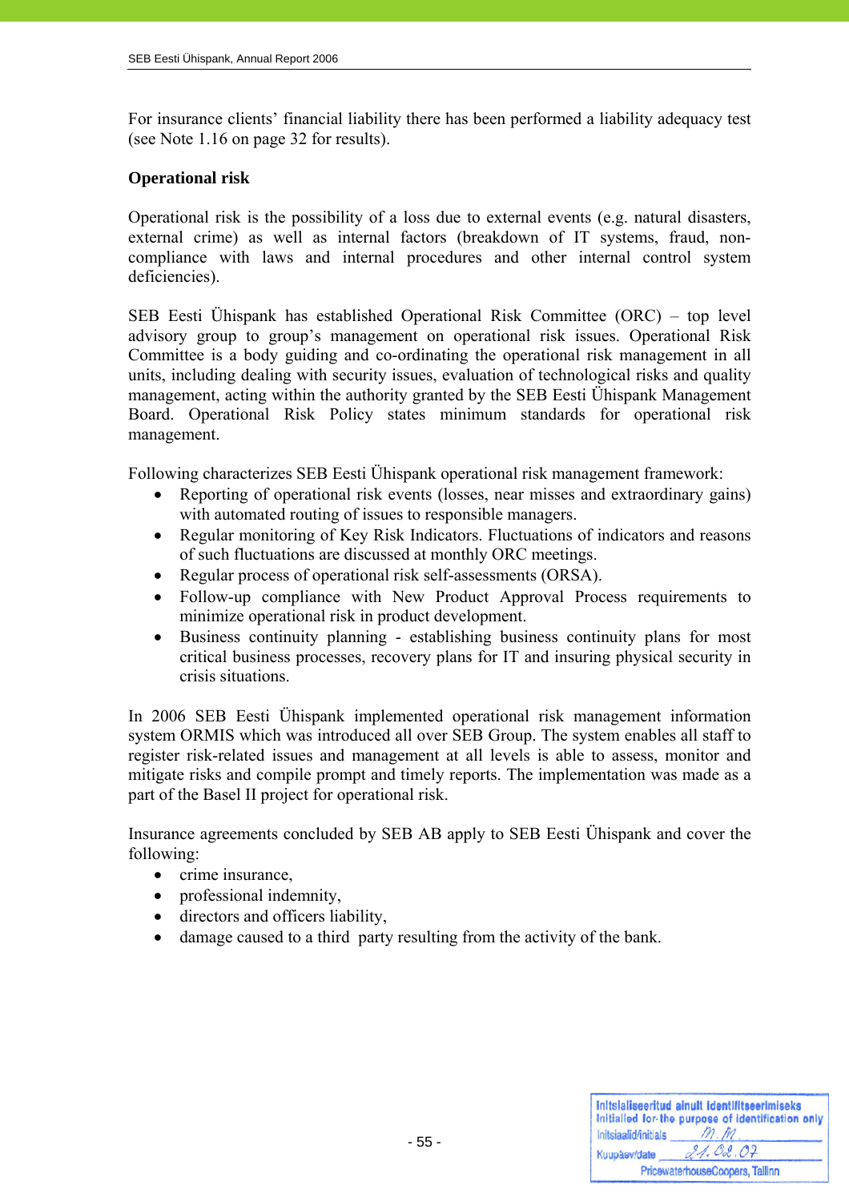For insurance clients' financial liability there has been performed a liability adequacy test (see Note 1.16 on page 32 for results).

**Operational risk**

Operational risk is the possibility of a loss due to external events (e.g. natural disasters, external crime) as well as internal factors (breakdown of IT systems, fraud, non-compliance with laws and internal procedures and other internal control system deficiencies).

SEB Eesti Ühispank has established Operational Risk Committee (ORC) – top level advisory group to group's management on operational risk issues. Operational Risk Committee is a body guiding and co-ordinating the operational risk management in all units, including dealing with security issues, evaluation of technological risks and quality management, acting within the authority granted by the SEB Eesti Ühispank Management Board. Operational Risk Policy states minimum standards for operational risk management.

Following characterizes SEB Eesti Ühispank operational risk management framework:

- Reporting of operational risk events (losses, near misses and extraordinary gains) with automated routing of issues to responsible managers.
- Regular monitoring of Key Risk Indicators. Fluctuations of indicators and reasons of such fluctuations are discussed at monthly ORC meetings.
- Regular process of operational risk self-assessments (ORSA).
- Follow-up compliance with New Product Approval Process requirements to minimize operational risk in product development.
- Business continuity planning - establishing business continuity plans for most critical business processes, recovery plans for IT and insuring physical security in crisis situations.

In 2006 SEB Eesti Ühispank implemented operational risk management information system ORMIS which was introduced all over SEB Group. The system enables all staff to register risk-related issues and management at all levels is able to assess, monitor and mitigate risks and compile prompt and timely reports. The implementation was made as a part of the Basel II project for operational risk.

Insurance agreements concluded by SEB AB apply to SEB Eesti Ühispank and cover the following:

- crime insurance,
- professional indemnity,
- directors and officers liability,
- damage caused to a third party resulting from the activity of the bank.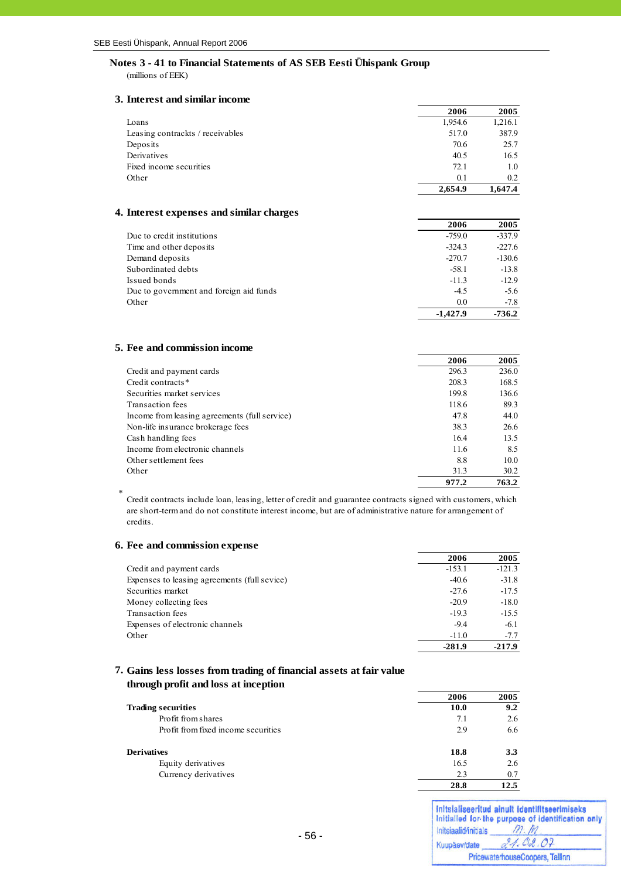## Notes 3 - 41 to Financial Statements of AS SEB Eesti Ühispank Group

(millions of EEK)

### 3. Interest and similar income

| | 2006 | 2005 |
|---|---|---|
| Loans | 1,954.6 | 1,216.1 |
| Leasing contrackts / receivables | 517.0 | 387.9 |
| Deposits | 70.6 | 25.7 |
| Derivatives | 40.5 | 16.5 |
| Fixed income securities | 72.1 | 1.0 |
| Other | 0.1 | 0.2 |
| | **2,654.9** | **1,647.4** |

### 4. Interest expenses and similar charges

| | 2006 | 2005 |
|---|---|---|
| Due to credit institutions | -759.0 | -337.9 |
| Time and other deposits | -324.3 | -227.6 |
| Demand deposits | -270.7 | -130.6 |
| Subordinated debts | -58.1 | -13.8 |
| Issued bonds | -11.3 | -12.9 |
| Due to government and foreign aid funds | -4.5 | -5.6 |
| Other | 0.0 | -7.8 |
| | **-1,427.9** | **-736.2** |

### 5. Fee and commission income

| | 2006 | 2005 |
|---|---|---|
| Credit and payment cards | 296.3 | 236.0 |
| Credit contracts* | 208.3 | 168.5 |
| Securities market services | 199.8 | 136.6 |
| Transaction fees | 118.6 | 89.3 |
| Income from leasing agreements (full service) | 47.8 | 44.0 |
| Non-life insurance brokerage fees | 38.3 | 26.6 |
| Cash handling fees | 16.4 | 13.5 |
| Income from electronic channels | 11.6 | 8.5 |
| Other settlement fees | 8.8 | 10.0 |
| Other | 31.3 | 30.2 |
| | **977.2** | **763.2** |

\* Credit contracts include loan, leasing, letter of credit and guarantee contracts signed with customers, which are short-term and do not constitute interest income, but are of administrative nature for arrangement of credits.

### 6. Fee and commission expense

| | 2006 | 2005 |
|---|---|---|
| Credit and payment cards | -153.1 | -121.3 |
| Expenses to leasing agreements (full sevice) | -40.6 | -31.8 |
| Securities market | -27.6 | -17.5 |
| Money collecting fees | -20.9 | -18.0 |
| Transaction fees | -19.3 | -15.5 |
| Expenses of electronic channels | -9.4 | -6.1 |
| Other | -11.0 | -7.7 |
| | **-281.9** | **-217.9** |

### 7. Gains less losses from trading of financial assets at fair value through profit and loss at inception

| | 2006 | 2005 |
|---|---|---|
| **Trading securities** | **10.0** | **9.2** |
| Profit from shares | 7.1 | 2.6 |
| Profit from fixed income securities | 2.9 | 6.6 |
| | | |
| **Derivatives** | **18.8** | **3.3** |
| Equity derivatives | 16.5 | 2.6 |
| Currency derivatives | 2.3 | 0.7 |
| | **28.8** | **12.5** |

Initsialiseeritud ainult identifitseerimiseks
Initialled for the purpose of identification only
Initsiaalid/initials M. M
Kuupäev/date 21.02.07
PricewaterhouseCoopers, Tallinn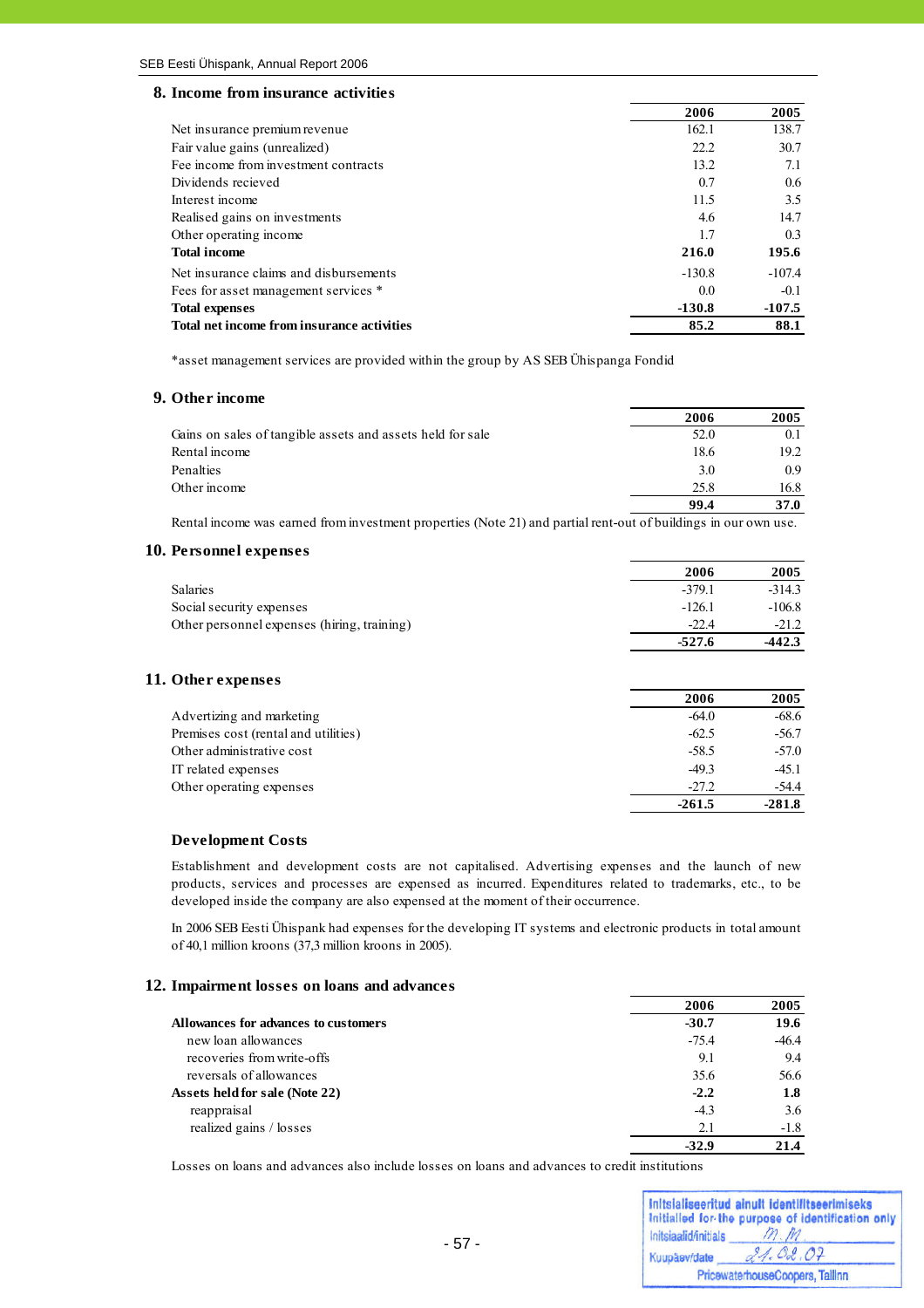## 8. Income from insurance activities

| | 2006 | 2005 |
|---|---|---|
| Net insurance premium revenue | 162.1 | 138.7 |
| Fair value gains (unrealized) | 22.2 | 30.7 |
| Fee income from investment contracts | 13.2 | 7.1 |
| Dividends recieved | 0.7 | 0.6 |
| Interest income | 11.5 | 3.5 |
| Realised gains on investments | 4.6 | 14.7 |
| Other operating income | 1.7 | 0.3 |
| **Total income** | **216.0** | **195.6** |
| Net insurance claims and disbursements | -130.8 | -107.4 |
| Fees for asset management services * | 0.0 | -0.1 |
| **Total expenses** | **-130.8** | **-107.5** |
| **Total net income from insurance activities** | **85.2** | **88.1** |

*asset management services are provided within the group by AS SEB Ühispanga Fondid

## 9. Other income

| | 2006 | 2005 |
|---|---|---|
| Gains on sales of tangible assets and assets held for sale | 52.0 | 0.1 |
| Rental income | 18.6 | 19.2 |
| Penalties | 3.0 | 0.9 |
| Other income | 25.8 | 16.8 |
| | **99.4** | **37.0** |

Rental income was earned from investment properties (Note 21) and partial rent-out of buildings in our own use.

## 10. Personnel expenses

| | 2006 | 2005 |
|---|---|---|
| Salaries | -379.1 | -314.3 |
| Social security expenses | -126.1 | -106.8 |
| Other personnel expenses (hiring, training) | -22.4 | -21.2 |
| | **-527.6** | **-442.3** |

## 11. Other expenses

| | 2006 | 2005 |
|---|---|---|
| Advertizing and marketing | -64.0 | -68.6 |
| Premises cost (rental and utilities) | -62.5 | -56.7 |
| Other administrative cost | -58.5 | -57.0 |
| IT related expenses | -49.3 | -45.1 |
| Other operating expenses | -27.2 | -54.4 |
| | **-261.5** | **-281.8** |

### Development Costs

Establishment and development costs are not capitalised. Advertising expenses and the launch of new products, services and processes are expensed as incurred. Expenditures related to trademarks, etc., to be developed inside the company are also expensed at the moment of their occurrence.

In 2006 SEB Eesti Ühispank had expenses for the developing IT systems and electronic products in total amount of 40,1 million kroons (37,3 million kroons in 2005).

## 12. Impairment losses on loans and advances

| | 2006 | 2005 |
|---|---|---|
| **Allowances for advances to customers** | **-30.7** | **19.6** |
| new loan allowances | -75.4 | -46.4 |
| recoveries from write-offs | 9.1 | 9.4 |
| reversals of allowances | 35.6 | 56.6 |
| **Assets held for sale (Note 22)** | **-2.2** | **1.8** |
| reappraisal | -4.3 | 3.6 |
| realized gains / losses | 2.1 | -1.8 |
| | **-32.9** | **21.4** |

Losses on loans and advances also include losses on loans and advances to credit institutions

Initsialiseeritud ainult identifitseerimiseks
Initialled for the purpose of identification only
Initsiaalid/initials M.M.
Kuupäev/date 21.02.07
PricewaterhouseCoopers, Tallinn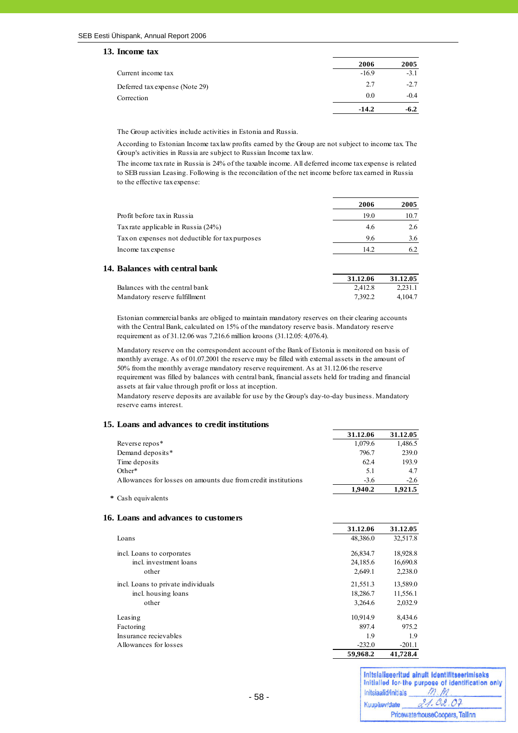## 13. Income tax

| | 2006 | 2005 |
|---|---|---|
| Current income tax | -16.9 | -3.1 |
| Deferred tax expense (Note 29) | 2.7 | -2.7 |
| Correction | 0.0 | -0.4 |
| | **-14.2** | **-6.2** |

The Group activities include activities in Estonia and Russia.

According to Estonian Income tax law profits earned by the Group are not subject to income tax. The Group's activities in Russia are subject to Russian Income tax law.

The income tax rate in Russia is 24% of the taxable income. All deferred income tax expense is related to SEB russian Leasing. Following is the reconcilation of the net income before tax earned in Russia to the effective tax expense:

| | 2006 | 2005 |
|---|---|---|
| Profit before tax in Russia | 19.0 | 10.7 |
| Tax rate applicable in Russia (24%) | 4.6 | 2.6 |
| Tax on expenses not deductible for tax purposes | 9.6 | 3.6 |
| Income tax expense | 14.2 | 6.2 |

## 14. Balances with central bank

| | 31.12.06 | 31.12.05 |
|---|---|---|
| Balances with the central bank | 2,412.8 | 2,231.1 |
| Mandatory reserve fulfillment | 7,392.2 | 4,104.7 |

Estonian commercial banks are obliged to maintain mandatory reserves on their clearing accounts with the Central Bank, calculated on 15% of the mandatory reserve basis. Mandatory reserve requirement as of 31.12.06 was 7,216.6 million kroons (31.12.05: 4,076.4).

Mandatory reserve on the correspondent account of the Bank of Estonia is monitored on basis of monthly average. As of 01.07.2001 the reserve may be filled with external assets in the amount of 50% from the monthly average mandatory reserve requirement. As at 31.12.06 the reserve requirement was filled by balances with central bank, financial assets held for trading and financial assets at fair value through profit or loss at inception.

Mandatory reserve deposits are available for use by the Group's day-to-day business. Mandatory reserve earns interest.

## 15. Loans and advances to credit institutions

| | 31.12.06 | 31.12.05 |
|---|---|---|
| Reverse repos* | 1,079.6 | 1,486.5 |
| Demand deposits* | 796.7 | 239.0 |
| Time deposits | 62.4 | 193.9 |
| Other* | 5.1 | 4.7 |
| Allowances for losses on amounts due from credit institutions | -3.6 | -2.6 |
| | **1,940.2** | **1,921.5** |

\* Cash equivalents

## 16. Loans and advances to customers

| | 31.12.06 | 31.12.05 |
|---|---|---|
| Loans | 48,386.0 | 32,517.8 |
| incl. Loans to corporates | 26,834.7 | 18,928.8 |
| incl. investment loans | 24,185.6 | 16,690.8 |
| other | 2,649.1 | 2,238.0 |
| incl. Loans to private individuals | 21,551.3 | 13,589.0 |
| incl. housing loans | 18,286.7 | 11,556.1 |
| other | 3,264.6 | 2,032.9 |
| Leasing | 10,914.9 | 8,434.6 |
| Factoring | 897.4 | 975.2 |
| Insurance recievables | 1.9 | 1.9 |
| Allowances for losses | -232.0 | -201.1 |
| | **59,968.2** | **41,728.4** |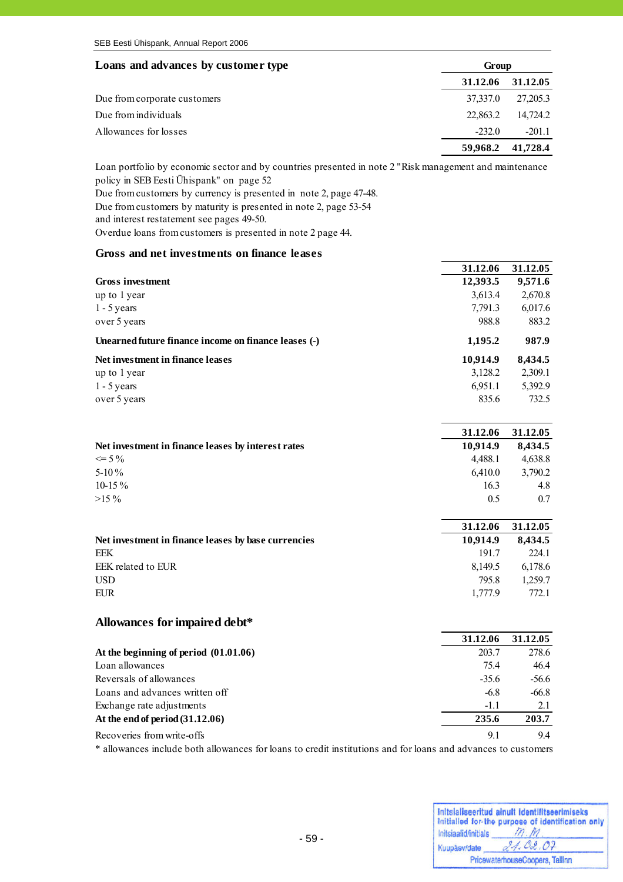## Loans and advances by customer type

| | Group | |
|---|---|---|
| | **31.12.06** | **31.12.05** |
| Due from corporate customers | 37,337.0 | 27,205.3 |
| Due from individuals | 22,863.2 | 14,724.2 |
| Allowances for losses | -232.0 | -201.1 |
| | **59,968.2** | **41,728.4** |

Loan portfolio by economic sector and by countries presented in note 2 "Risk management and maintenance policy in SEB Eesti Ühispank" on page 52
Due from customers by currency is presented in note 2, page 47-48.
Due from customers by maturity is presented in note 2, page 53-54
and interest restatement see pages 49-50.
Overdue loans from customers is presented in note 2 page 44.

## Gross and net investments on finance leases

| | **31.12.06** | **31.12.05** |
|---|---|---|
| **Gross investment** | **12,393.5** | **9,571.6** |
| up to 1 year | 3,613.4 | 2,670.8 |
| 1 - 5 years | 7,791.3 | 6,017.6 |
| over 5 years | 988.8 | 883.2 |
| **Unearned future finance income on finance leases (-)** | **1,195.2** | **987.9** |
| **Net investment in finance leases** | **10,914.9** | **8,434.5** |
| up to 1 year | 3,128.2 | 2,309.1 |
| 1 - 5 years | 6,951.1 | 5,392.9 |
| over 5 years | 835.6 | 732.5 |

| | **31.12.06** | **31.12.05** |
|---|---|---|
| **Net investment in finance leases by interest rates** | **10,914.9** | **8,434.5** |
| <= 5 % | 4,488.1 | 4,638.8 |
| 5-10 % | 6,410.0 | 3,790.2 |
| 10-15 % | 16.3 | 4.8 |
| >15 % | 0.5 | 0.7 |

| | **31.12.06** | **31.12.05** |
|---|---|---|
| **Net investment in finance leases by base currencies** | **10,914.9** | **8,434.5** |
| EEK | 191.7 | 224.1 |
| EEK related to EUR | 8,149.5 | 6,178.6 |
| USD | 795.8 | 1,259.7 |
| EUR | 1,777.9 | 772.1 |

## Allowances for impaired debt*

| | **31.12.06** | **31.12.05** |
|---|---|---|
| **At the beginning of period (01.01.06)** | 203.7 | 278.6 |
| Loan allowances | 75.4 | 46.4 |
| Reversals of allowances | -35.6 | -56.6 |
| Loans and advances written off | -6.8 | -66.8 |
| Exchange rate adjustments | -1.1 | 2.1 |
| **At the end of period (31.12.06)** | **235.6** | **203.7** |
| Recoveries from write-offs | 9.1 | 9.4 |

* allowances include both allowances for loans to credit institutions and for loans and advances to customers

Initsialiseeritud ainult identifitseerimiseks
Initialled for the purpose of identification only
Initsiaalid/initials M.M.
Kuupäev/date 21.02.07
PricewaterhouseCoopers, Tallinn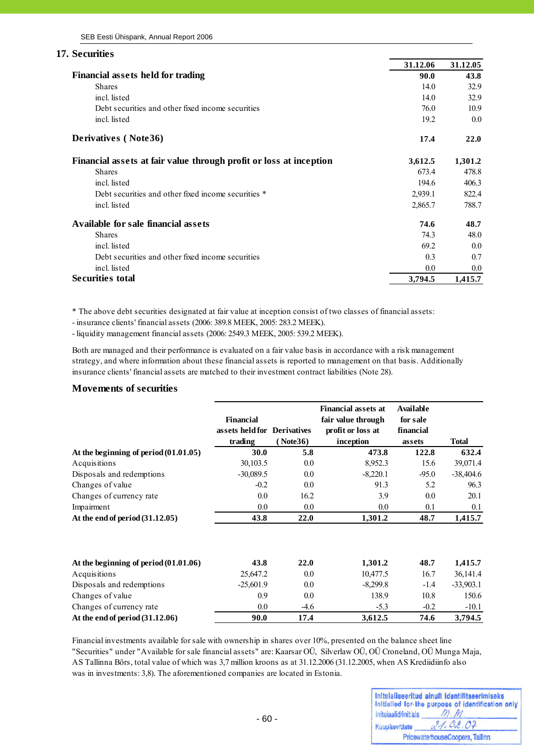## 17. Securities

| | 31.12.06 | 31.12.05 |
|---|---|---|
| **Financial assets held for trading** | **90.0** | **43.8** |
| Shares | 14.0 | 32.9 |
| incl. listed | 14.0 | 32.9 |
| Debt securities and other fixed income securities | 76.0 | 10.9 |
| incl. listed | 19.2 | 0.0 |
| **Derivatives ( Note36)** | **17.4** | **22.0** |
| **Financial assets at fair value through profit or loss at inception** | **3,612.5** | **1,301.2** |
| Shares | 673.4 | 478.8 |
| incl. listed | 194.6 | 406.3 |
| Debt securities and other fixed income securities * | 2,939.1 | 822.4 |
| incl. listed | 2,865.7 | 788.7 |
| **Available for sale financial assets** | **74.6** | **48.7** |
| Shares | 74.3 | 48.0 |
| incl. listed | 69.2 | 0.0 |
| Debt securities and other fixed income securities | 0.3 | 0.7 |
| incl. listed | 0.0 | 0.0 |
| **Securities total** | **3,794.5** | **1,415.7** |

* The above debt securities designated at fair value at inception consist of two classes of financial assets:
- insurance clients' financial assets (2006: 389.8 MEEK, 2005: 283.2 MEEK).
- liquidity management financial assets (2006: 2549.3 MEEK, 2005: 539.2 MEEK).

Both are managed and their performance is evaluated on a fair value basis in accordance with a risk management strategy, and where information about these financial assets is reported to management on that basis. Additionally insurance clients' financial assets are matched to their investment contract liabilities (Note 28).

### Movements of securities

| | Financial assets held for trading | Derivatives ( Note36) | Financial assets at fair value through profit or loss at inception | Available for sale financial assets | Total |
|---|---|---|---|---|---|
| **At the beginning of period (01.01.05)** | **30.0** | **5.8** | **473.8** | **122.8** | **632.4** |
| Acquisitions | 30,103.5 | 0.0 | 8,952.3 | 15.6 | 39,071.4 |
| Disposals and redemptions | -30,089.5 | 0.0 | -8,220.1 | -95.0 | -38,404.6 |
| Changes of value | -0.2 | 0.0 | 91.3 | 5.2 | 96.3 |
| Changes of currency rate | 0.0 | 16.2 | 3.9 | 0.0 | 20.1 |
| Impairment | 0.0 | 0.0 | 0.0 | 0.1 | 0.1 |
| **At the end of period (31.12.05)** | **43.8** | **22.0** | **1,301.2** | **48.7** | **1,415.7** |
| | | | | | |
| **At the beginning of period (01.01.06)** | **43.8** | **22.0** | **1,301.2** | **48.7** | **1,415.7** |
| Acquisitions | 25,647.2 | 0.0 | 10,477.5 | 16.7 | 36,141.4 |
| Disposals and redemptions | -25,601.9 | 0.0 | -8,299.8 | -1.4 | -33,903.1 |
| Changes of value | 0.9 | 0.0 | 138.9 | 10.8 | 150.6 |
| Changes of currency rate | 0.0 | -4.6 | -5.3 | -0.2 | -10.1 |
| **At the end of period (31.12.06)** | **90.0** | **17.4** | **3,612.5** | **74.6** | **3,794.5** |

Financial investments available for sale with ownership in shares over 10%, presented on the balance sheet line "Securities" under "Available for sale financial assets" are: Kaarsar OÜ, Silverlaw OÜ, OÜ Croneland, OÜ Munga Maja, AS Tallinna Börs, total value of which was 3,7 million kroons as at 31.12.2006 (31.12.2005, when AS Krediidiinfo also was in investments: 3,8). The aforementioned companies are located in Estonia.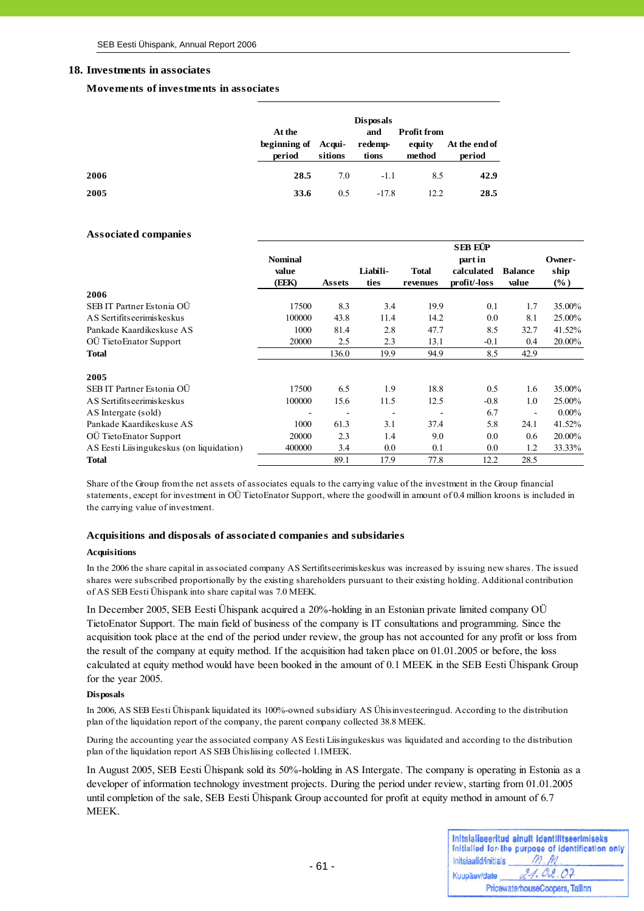## 18. Investments in associates

### Movements of investments in associates

| | At the beginning of period | Acqui-sitions | Disposals and redemp-tions | Profit from equity method | At the end of period |
|---|---|---|---|---|---|
| **2006** | **28.5** | 7.0 | -1.1 | 8.5 | **42.9** |
| **2005** | **33.6** | 0.5 | -17.8 | 12.2 | **28.5** |

### Associated companies

| | Nominal value (EEK) | Assets | Liabili-ties | Total revenues | SEB EÜP part in calculated profit/-loss | Balance value | Owner-ship (%) |
|---|---|---|---|---|---|---|---|
| **2006** | | | | | | | |
| SEB IT Partner Estonia OÜ | 17500 | 8.3 | 3.4 | 19.9 | 0.1 | 1.7 | 35.00% |
| AS Sertifitseerimiskeskus | 100000 | 43.8 | 11.4 | 14.2 | 0.0 | 8.1 | 25.00% |
| Pankade Kaardikeskuse AS | 1000 | 81.4 | 2.8 | 47.7 | 8.5 | 32.7 | 41.52% |
| OÜ TietoEnator Support | 20000 | 2.5 | 2.3 | 13.1 | -0.1 | 0.4 | 20.00% |
| **Total** | | 136.0 | 19.9 | 94.9 | 8.5 | 42.9 | |
| **2005** | | | | | | | |
| SEB IT Partner Estonia OÜ | 17500 | 6.5 | 1.9 | 18.8 | 0.5 | 1.6 | 35.00% |
| AS Sertifitseerimiskeskus | 100000 | 15.6 | 11.5 | 12.5 | -0.8 | 1.0 | 25.00% |
| AS Intergate (sold) | - | - | - | - | 6.7 | - | 0.00% |
| Pankade Kaardikeskuse AS | 1000 | 61.3 | 3.1 | 37.4 | 5.8 | 24.1 | 41.52% |
| OÜ TietoEnator Support | 20000 | 2.3 | 1.4 | 9.0 | 0.0 | 0.6 | 20.00% |
| AS Eesti Liisingukeskus (on liquidation) | 400000 | 3.4 | 0.0 | 0.1 | 0.0 | 1.2 | 33.33% |
| **Total** | | 89.1 | 17.9 | 77.8 | 12.2 | 28.5 | |

Share of the Group from the net assets of associates equals to the carrying value of the investment in the Group financial statements, except for investment in OÜ TietoEnator Support, where the goodwill in amount of 0.4 million kroons is included in the carrying value of investment.

### Acquisitions and disposals of associated companies and subsidaries

**Acquisitions**

In the 2006 the share capital in associated company AS Sertifitseerimiskeskus was increased by issuing new shares. The issued shares were subscribed proportionally by the existing shareholders pursuant to their existing holding. Additional contribution of AS SEB Eesti Ühispank into share capital was 7.0 MEEK.

In December 2005, SEB Eesti Ühispank acquired a 20%-holding in an Estonian private limited company OÜ TietoEnator Support. The main field of business of the company is IT consultations and programming. Since the acquisition took place at the end of the period under review, the group has not accounted for any profit or loss from the result of the company at equity method. If the acquisition had taken place on 01.01.2005 or before, the loss calculated at equity method would have been booked in the amount of 0.1 MEEK in the SEB Eesti Ühispank Group for the year 2005.

**Disposals**

In 2006, AS SEB Eesti Ühispank liquidated its 100%-owned subsidiary AS Ühisinvesteeringud. According to the distribution plan of the liquidation report of the company, the parent company collected 38.8 MEEK.

During the accounting year the associated company AS Eesti Liisingukeskus was liquidated and according to the distribution plan of the liquidation report AS SEB Ühisliising collected 1.1MEEK.

In August 2005, SEB Eesti Ühispank sold its 50%-holding in AS Intergate. The company is operating in Estonia as a developer of information technology investment projects. During the period under review, starting from 01.01.2005 until completion of the sale, SEB Eesti Ühispank Group accounted for profit at equity method in amount of 6.7 MEEK.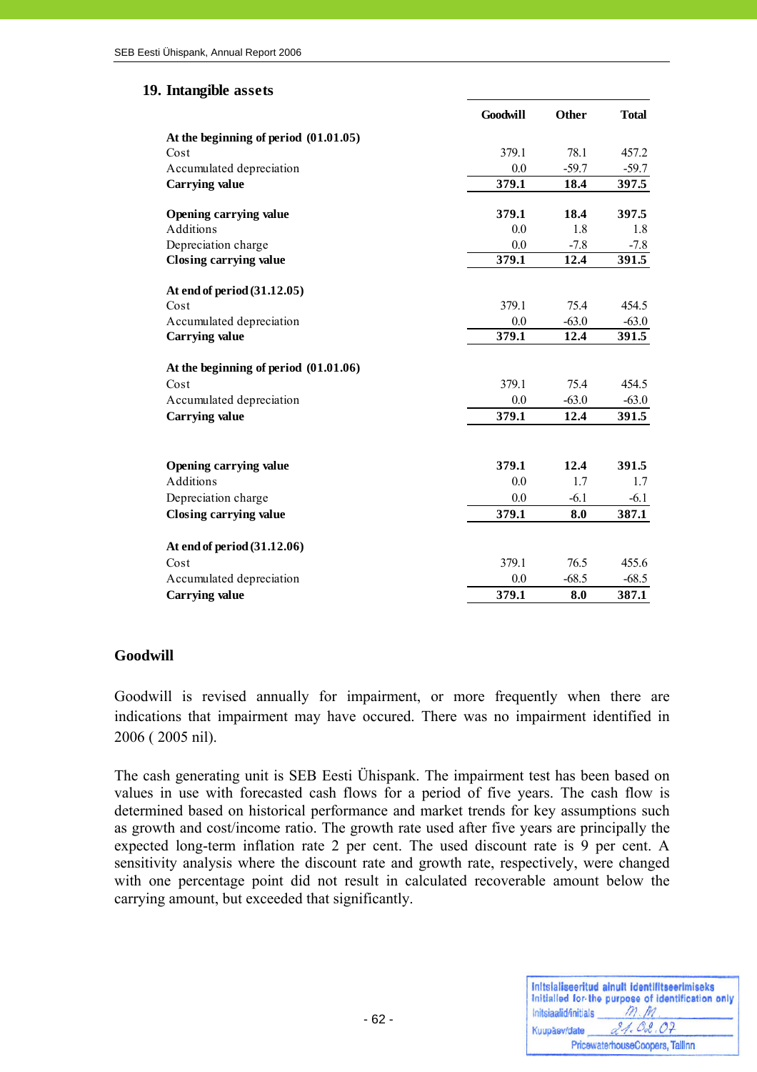## 19. Intangible assets

| | Goodwill | Other | Total |
|---|---|---|---|
| **At the beginning of period (01.01.05)** | | | |
| Cost | 379.1 | 78.1 | 457.2 |
| Accumulated depreciation | 0.0 | -59.7 | -59.7 |
| **Carrying value** | **379.1** | **18.4** | **397.5** |
| | | | |
| **Opening carrying value** | **379.1** | **18.4** | **397.5** |
| Additions | 0.0 | 1.8 | 1.8 |
| Depreciation charge | 0.0 | -7.8 | -7.8 |
| **Closing carrying value** | **379.1** | **12.4** | **391.5** |
| | | | |
| **At end of period (31.12.05)** | | | |
| Cost | 379.1 | 75.4 | 454.5 |
| Accumulated depreciation | 0.0 | -63.0 | -63.0 |
| **Carrying value** | **379.1** | **12.4** | **391.5** |
| | | | |
| **At the beginning of period (01.01.06)** | | | |
| Cost | 379.1 | 75.4 | 454.5 |
| Accumulated depreciation | 0.0 | -63.0 | -63.0 |
| **Carrying value** | **379.1** | **12.4** | **391.5** |
| | | | |
| **Opening carrying value** | **379.1** | **12.4** | **391.5** |
| Additions | 0.0 | 1.7 | 1.7 |
| Depreciation charge | 0.0 | -6.1 | -6.1 |
| **Closing carrying value** | **379.1** | **8.0** | **387.1** |
| | | | |
| **At end of period (31.12.06)** | | | |
| Cost | 379.1 | 76.5 | 455.6 |
| Accumulated depreciation | 0.0 | -68.5 | -68.5 |
| **Carrying value** | **379.1** | **8.0** | **387.1** |

### Goodwill

Goodwill is revised annually for impairment, or more frequently when there are indications that impairment may have occured. There was no impairment identified in 2006 ( 2005 nil).

The cash generating unit is SEB Eesti Ühispank. The impairment test has been based on values in use with forecasted cash flows for a period of five years. The cash flow is determined based on historical performance and market trends for key assumptions such as growth and cost/income ratio. The growth rate used after five years are principally the expected long-term inflation rate 2 per cent. The used discount rate is 9 per cent. A sensitivity analysis where the discount rate and growth rate, respectively, were changed with one percentage point did not result in calculated recoverable amount below the carrying amount, but exceeded that significantly.

Initsialiseeritud ainult identifitseerimiseks
Initialled for the purpose of identification only
Initsiaalid/initials M.M
Kuupäev/date 21.02.07
PricewaterhouseCoopers, Tallinn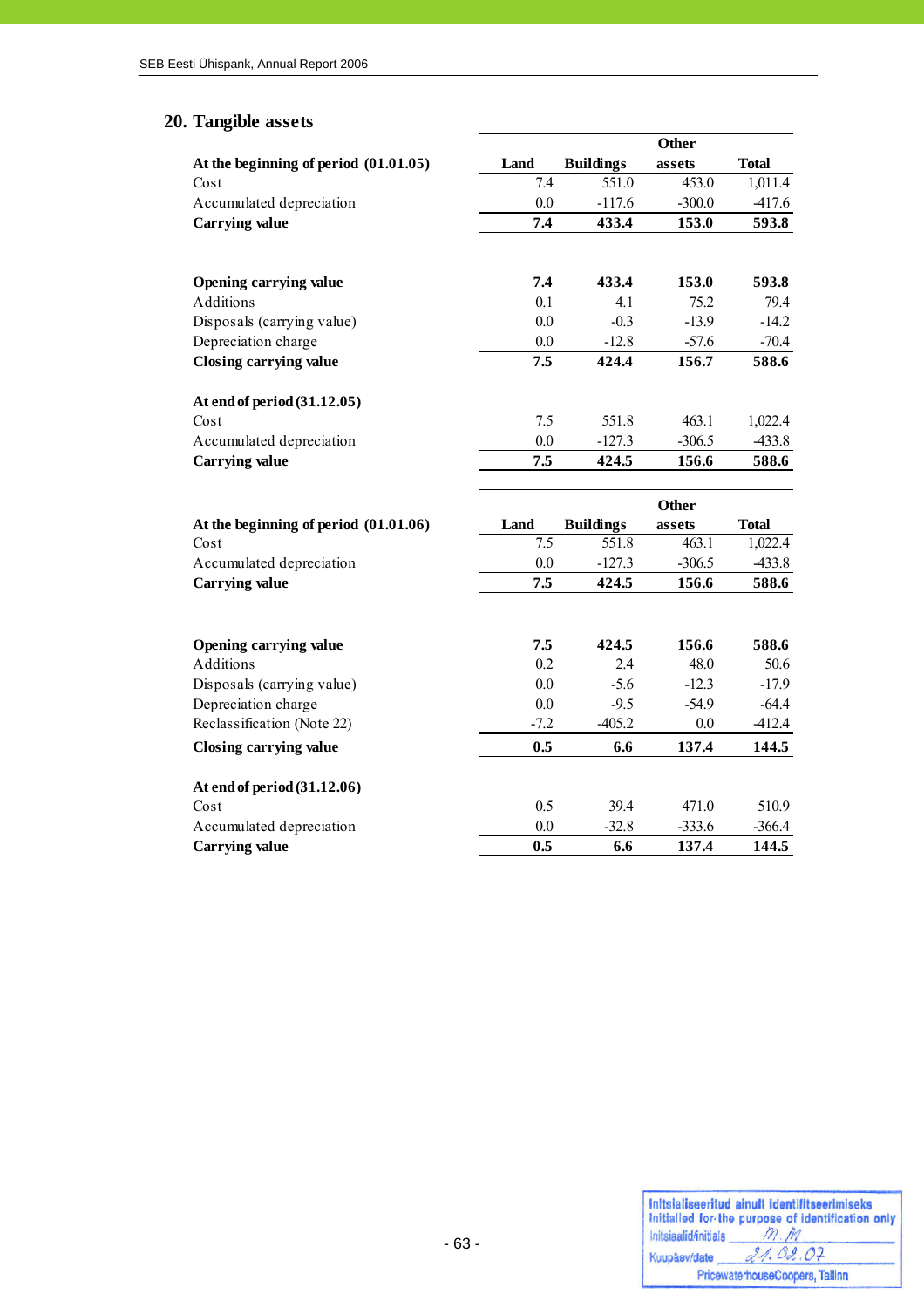## 20. Tangible assets

| At the beginning of period (01.01.05) | Land | Buildings | Other assets | Total |
|---|---|---|---|---|
| Cost | 7.4 | 551.0 | 453.0 | 1,011.4 |
| Accumulated depreciation | 0.0 | -117.6 | -300.0 | -417.6 |
| **Carrying value** | **7.4** | **433.4** | **153.0** | **593.8** |
| | | | | |
| **Opening carrying value** | **7.4** | **433.4** | **153.0** | **593.8** |
| Additions | 0.1 | 4.1 | 75.2 | 79.4 |
| Disposals (carrying value) | 0.0 | -0.3 | -13.9 | -14.2 |
| Depreciation charge | 0.0 | -12.8 | -57.6 | -70.4 |
| **Closing carrying value** | **7.5** | **424.4** | **156.7** | **588.6** |
| | | | | |
| **At end of period (31.12.05)** | | | | |
| Cost | 7.5 | 551.8 | 463.1 | 1,022.4 |
| Accumulated depreciation | 0.0 | -127.3 | -306.5 | -433.8 |
| **Carrying value** | **7.5** | **424.5** | **156.6** | **588.6** |

| At the beginning of period (01.01.06) | Land | Buildings | Other assets | Total |
|---|---|---|---|---|
| Cost | 7.5 | 551.8 | 463.1 | 1,022.4 |
| Accumulated depreciation | 0.0 | -127.3 | -306.5 | -433.8 |
| **Carrying value** | **7.5** | **424.5** | **156.6** | **588.6** |
| | | | | |
| **Opening carrying value** | **7.5** | **424.5** | **156.6** | **588.6** |
| Additions | 0.2 | 2.4 | 48.0 | 50.6 |
| Disposals (carrying value) | 0.0 | -5.6 | -12.3 | -17.9 |
| Depreciation charge | 0.0 | -9.5 | -54.9 | -64.4 |
| Reclassification (Note 22) | -7.2 | -405.2 | 0.0 | -412.4 |
| **Closing carrying value** | **0.5** | **6.6** | **137.4** | **144.5** |
| | | | | |
| **At end of period (31.12.06)** | | | | |
| Cost | 0.5 | 39.4 | 471.0 | 510.9 |
| Accumulated depreciation | 0.0 | -32.8 | -333.6 | -366.4 |
| **Carrying value** | **0.5** | **6.6** | **137.4** | **144.5** |

Initsialiseeritud ainult identifitseerimiseks
Initialled for the purpose of identification only
Initsiaalid/initials M.M.
Kuupäev/date 21.02.07
PricewaterhouseCoopers, Tallinn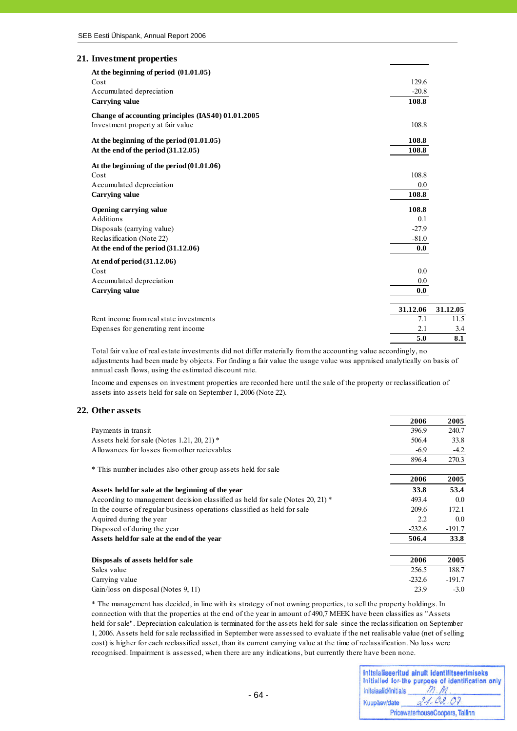## 21. Investment properties

| | | |
|---|---|---|
| **At the beginning of period (01.01.05)** | | |
| Cost | 129.6 | |
| Accumulated depreciation | -20.8 | |
| **Carrying value** | **108.8** | |
| **Change of accounting principles (IAS40) 01.01.2005** | | |
| Investment property at fair value | 108.8 | |
| **At the beginning of the period (01.01.05)** | **108.8** | |
| **At the end of the period (31.12.05)** | **108.8** | |
| **At the beginning of the period (01.01.06)** | | |
| Cost | 108.8 | |
| Accumulated depreciation | 0.0 | |
| **Carrying value** | **108.8** | |
| **Opening carrying value** | **108.8** | |
| Additions | 0.1 | |
| Disposals (carrying value) | -27.9 | |
| Reclasification (Note 22) | -81.0 | |
| **At the end of the period (31.12.06)** | **0.0** | |
| **At end of period (31.12.06)** | | |
| Cost | 0.0 | |
| Accumulated depreciation | 0.0 | |
| **Carrying value** | **0.0** | |

| | 31.12.06 | 31.12.05 |
|---|---|---|
| Rent income from real state investments | 7.1 | 11.5 |
| Expenses for generating rent income | 2.1 | 3.4 |
| | **5.0** | **8.1** |

Total fair value of real estate investments did not differ materially from the accounting value accordingly, no adjustments had been made by objects. For finding a fair value the usage value was appraised analytically on basis of annual cash flows, using the estimated discount rate.

Income and expenses on investment properties are recorded here until the sale of the property or reclassification of assets into assets held for sale on September 1, 2006 (Note 22).

## 22. Other assets

| | 2006 | 2005 |
|---|---|---|
| Payments in transit | 396.9 | 240.7 |
| Assets held for sale (Notes 1.21, 20, 21) * | 506.4 | 33.8 |
| Allowances for losses from other recievables | -6.9 | -4.2 |
| | 896.4 | 270.3 |

\* This number includes also other group assets held for sale

| | 2006 | 2005 |
|---|---|---|
| **Assets held for sale at the beginning of the year** | **33.8** | **53.4** |
| According to management decision classified as held for sale (Notes 20, 21) * | 493.4 | 0.0 |
| In the course of regular business operations classified as held for sale | 209.6 | 172.1 |
| Aquired during the year | 2.2 | 0.0 |
| Disposed of during the year | -232.6 | -191.7 |
| **Assets held for sale at the end of the year** | **506.4** | **33.8** |

| **Disposals of assets held for sale** | 2006 | 2005 |
|---|---|---|
| Sales value | 256.5 | 188.7 |
| Carrying value | -232.6 | -191.7 |
| Gain/loss on disposal (Notes 9, 11) | 23.9 | -3.0 |

\* The management has decided, in line with its strategy of not owning properties, to sell the property holdings. In connection with that the properties at the end of the year in amount of 490,7 MEEK have been classifies as "Assets held for sale". Depreciation calculation is terminated for the assets held for sale since the reclassification on September 1, 2006. Assets held for sale reclassified in September were assessed to evaluate if the net realisable value (net of selling cost) is higher for each reclassified asset, than its current carrying value at the time of reclassification. No loss were recognised. Impairment is assessed, when there are any indications, but currently there have been none.

Initsialiseeritud ainult identifitseerimiseks
Initialled for the purpose of identification only
Initsiaalid/initials M.M.
Kuupäev/date 21.02.07
PricewaterhouseCoopers, Tallinn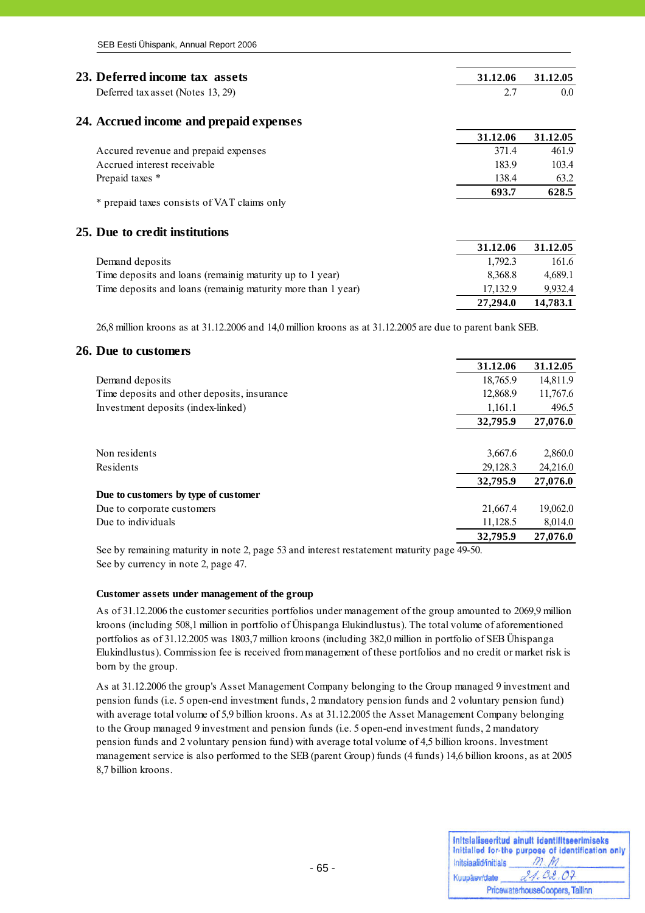## 23. Deferred income tax assets

| | 31.12.06 | 31.12.05 |
|---|---|---|
| Deferred tax asset (Notes 13, 29) | 2.7 | 0.0 |

## 24. Accrued income and prepaid expenses

| | 31.12.06 | 31.12.05 |
|---|---|---|
| Accured revenue and prepaid expenses | 371.4 | 461.9 |
| Accrued interest receivable | 183.9 | 103.4 |
| Prepaid taxes * | 138.4 | 63.2 |
| | **693.7** | **628.5** |

* prepaid taxes consists of VAT claims only

## 25. Due to credit institutions

| | 31.12.06 | 31.12.05 |
|---|---|---|
| Demand deposits | 1,792.3 | 161.6 |
| Time deposits and loans (remainig maturity up to 1 year) | 8,368.8 | 4,689.1 |
| Time deposits and loans (remainig maturity more than 1 year) | 17,132.9 | 9,932.4 |
| | **27,294.0** | **14,783.1** |

26,8 million kroons as at 31.12.2006 and 14,0 million kroons as at 31.12.2005 are due to parent bank SEB.

## 26. Due to customers

| | 31.12.06 | 31.12.05 |
|---|---|---|
| Demand deposits | 18,765.9 | 14,811.9 |
| Time deposits and other deposits, insurance | 12,868.9 | 11,767.6 |
| Investment deposits (index-linked) | 1,161.1 | 496.5 |
| | **32,795.9** | **27,076.0** |
| | | |
| Non residents | 3,667.6 | 2,860.0 |
| Residents | 29,128.3 | 24,216.0 |
| | **32,795.9** | **27,076.0** |
| **Due to customers by type of customer** | | |
| Due to corporate customers | 21,667.4 | 19,062.0 |
| Due to individuals | 11,128.5 | 8,014.0 |
| | **32,795.9** | **27,076.0** |

See by remaining maturity in note 2, page 53 and interest restatement maturity page 49-50.
See by currency in note 2, page 47.

**Customer assets under management of the group**

As of 31.12.2006 the customer securities portfolios under management of the group amounted to 2069,9 million kroons (including 508,1 million in portfolio of Ühispanga Elukindlustus). The total volume of aforementioned portfolios as of 31.12.2005 was 1803,7 million kroons (including 382,0 million in portfolio of SEB Ühispanga Elukindlustus). Commission fee is received from management of these portfolios and no credit or market risk is born by the group.

As at 31.12.2006 the group's Asset Management Company belonging to the Group managed 9 investment and pension funds (i.e. 5 open-end investment funds, 2 mandatory pension funds and 2 voluntary pension fund) with average total volume of 5,9 billion kroons. As at 31.12.2005 the Asset Management Company belonging to the Group managed 9 investment and pension funds (i.e. 5 open-end investment funds, 2 mandatory pension funds and 2 voluntary pension fund) with average total volume of 4,5 billion kroons. Investment management service is also performed to the SEB (parent Group) funds (4 funds) 14,6 billion kroons, as at 2005 8,7 billion kroons.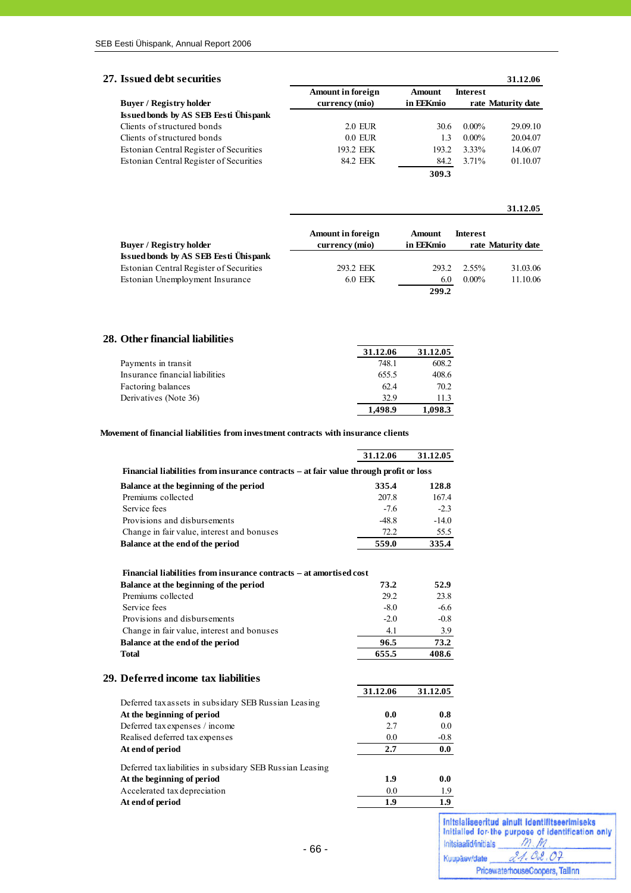## 27. Issued debt securities

| | 31.12.06 | | | |
|---|---|---|---|---|
| **Buyer / Registry holder** | **Amount in foreign currency (mio)** | **Amount in EEKmio** | **Interest rate** | **Maturity date** |
| **Issued bonds by AS SEB Eesti Ühispank** | | | | |
| Clients of structured bonds | 2.0 EUR | 30.6 | 0.00% | 29.09.10 |
| Clients of structured bonds | 0.0 EUR | 1.3 | 0.00% | 20.04.07 |
| Estonian Central Register of Securities | 193.2 EEK | 193.2 | 3.33% | 14.06.07 |
| Estonian Central Register of Securities | 84.2 EEK | 84.2 | 3.71% | 01.10.07 |
| | | **309.3** | | |

| | 31.12.05 | | | |
|---|---|---|---|---|
| **Buyer / Registry holder** | **Amount in foreign currency (mio)** | **Amount in EEKmio** | **Interest rate** | **Maturity date** |
| **Issued bonds by AS SEB Eesti Ühispank** | | | | |
| Estonian Central Register of Securities | 293.2 EEK | 293.2 | 2.55% | 31.03.06 |
| Estonian Unemployment Insurance | 6.0 EEK | 6.0 | 0.00% | 11.10.06 |
| | | **299.2** | | |

## 28. Other financial liabilities

| | 31.12.06 | 31.12.05 |
|---|---|---|
| Payments in transit | 748.1 | 608.2 |
| Insurance financial liabilities | 655.5 | 408.6 |
| Factoring balances | 62.4 | 70.2 |
| Derivatives (Note 36) | 32.9 | 11.3 |
| | **1,498.9** | **1,098.3** |

**Movement of financial liabilities from investment contracts with insurance clients**

| | 31.12.06 | 31.12.05 |
|---|---|---|
| **Financial liabilities from insurance contracts – at fair value through profit or loss** | | |
| **Balance at the beginning of the period** | **335.4** | **128.8** |
| Premiums collected | 207.8 | 167.4 |
| Service fees | -7.6 | -2.3 |
| Provisions and disbursements | -48.8 | -14.0 |
| Change in fair value, interest and bonuses | 72.2 | 55.5 |
| **Balance at the end of the period** | **559.0** | **335.4** |
| | | |
| **Financial liabilities from insurance contracts – at amortised cost** | | |
| **Balance at the beginning of the period** | **73.2** | **52.9** |
| Premiums collected | 29.2 | 23.8 |
| Service fees | -8.0 | -6.6 |
| Provisions and disbursements | -2.0 | -0.8 |
| Change in fair value, interest and bonuses | 4.1 | 3.9 |
| **Balance at the end of the period** | **96.5** | **73.2** |
| **Total** | **655.5** | **408.6** |

## 29. Deferred income tax liabilities

| | 31.12.06 | 31.12.05 |
|---|---|---|
| Deferred tax assets in subsidary SEB Russian Leasing | | |
| **At the beginning of period** | **0.0** | **0.8** |
| Deferred tax expenses / income | 2.7 | 0.0 |
| Realised deferred tax expenses | 0.0 | -0.8 |
| **At end of period** | **2.7** | **0.0** |
| | | |
| Deferred tax liabilities in subsidary SEB Russian Leasing | | |
| **At the beginning of period** | **1.9** | **0.0** |
| Accelerated tax depreciation | 0.0 | 1.9 |
| **At end of period** | **1.9** | **1.9** |

Initsialiseeritud ainult identifitseerimiseks
Initialled for the purpose of identification only
Initsiaalid/initials M.M
Kuupäev/date 21.02.07
PricewaterhouseCoopers, Tallinn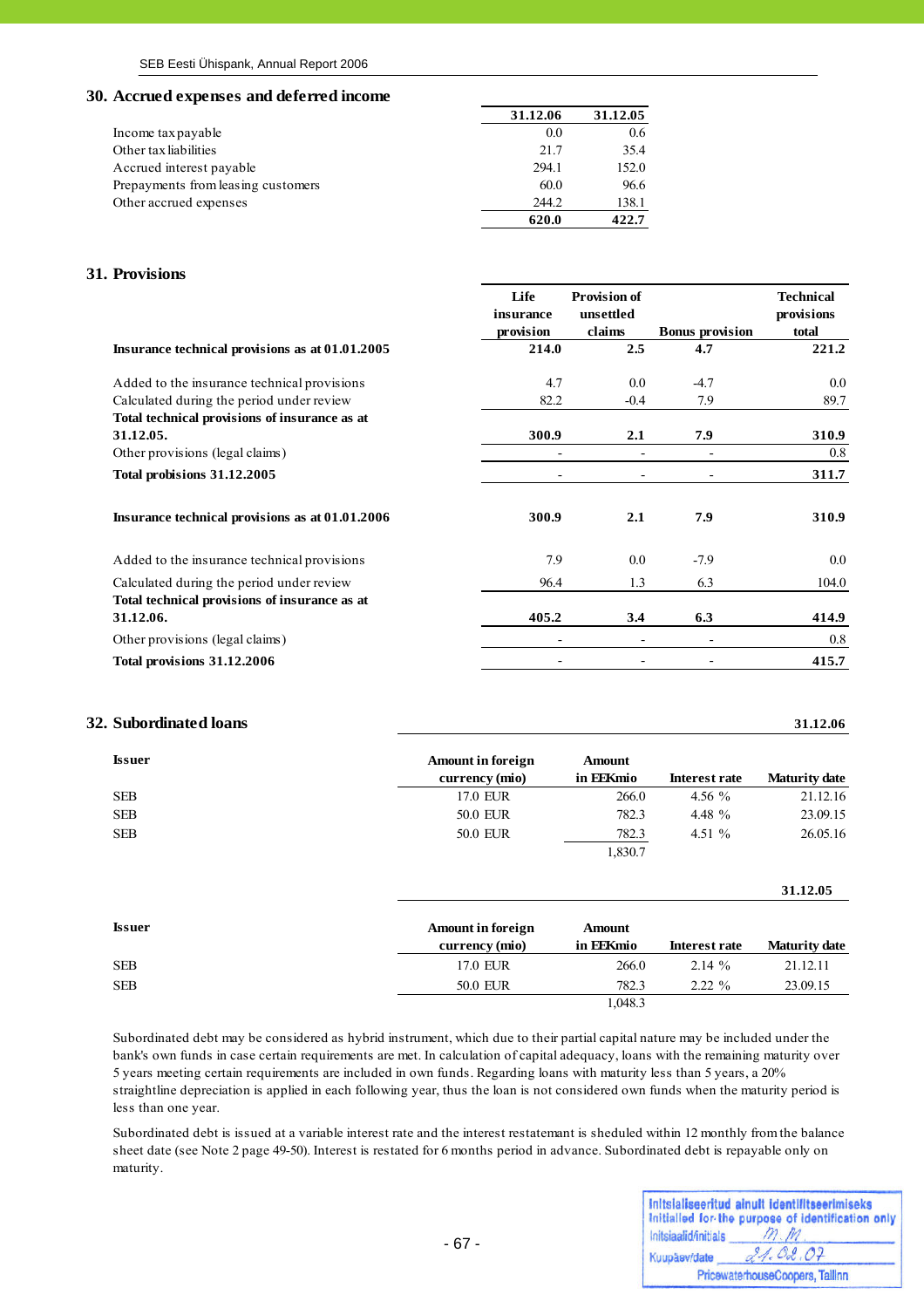## 30. Accrued expenses and deferred income

| | 31.12.06 | 31.12.05 |
|---|---|---|
| Income tax payable | 0.0 | 0.6 |
| Other tax liabilities | 21.7 | 35.4 |
| Accrued interest payable | 294.1 | 152.0 |
| Prepayments from leasing customers | 60.0 | 96.6 |
| Other accrued expenses | 244.2 | 138.1 |
| | **620.0** | **422.7** |

## 31. Provisions

| | Life insurance provision | Provision of unsettled claims | Bonus provision | Technical provisions total |
|---|---|---|---|---|
| **Insurance technical provisions as at 01.01.2005** | **214.0** | **2.5** | **4.7** | **221.2** |
| Added to the insurance technical provisions | 4.7 | 0.0 | -4.7 | 0.0 |
| Calculated during the period under review | 82.2 | -0.4 | 7.9 | 89.7 |
| **Total technical provisions of insurance as at 31.12.05.** | **300.9** | **2.1** | **7.9** | **310.9** |
| Other provisions (legal claims) | - | - | - | 0.8 |
| **Total probisions 31.12.2005** | - | - | - | **311.7** |
| **Insurance technical provisions as at 01.01.2006** | **300.9** | **2.1** | **7.9** | **310.9** |
| Added to the insurance technical provisions | 7.9 | 0.0 | -7.9 | 0.0 |
| Calculated during the period under review | 96.4 | 1.3 | 6.3 | 104.0 |
| **Total technical provisions of insurance as at 31.12.06.** | **405.2** | **3.4** | **6.3** | **414.9** |
| Other provisions (legal claims) | - | - | - | 0.8 |
| **Total provisions 31.12.2006** | - | - | - | **415.7** |

## 32. Subordinated loans

**31.12.06**

| Issuer | Amount in foreign currency (mio) | Amount in EEKmio | Interest rate | Maturity date |
|---|---|---|---|---|
| SEB | 17.0 EUR | 266.0 | 4.56 % | 21.12.16 |
| SEB | 50.0 EUR | 782.3 | 4.48 % | 23.09.15 |
| SEB | 50.0 EUR | 782.3 | 4.51 % | 26.05.16 |
| | | 1,830.7 | | |

**31.12.05**

| Issuer | Amount in foreign currency (mio) | Amount in EEKmio | Interest rate | Maturity date |
|---|---|---|---|---|
| SEB | 17.0 EUR | 266.0 | 2.14 % | 21.12.11 |
| SEB | 50.0 EUR | 782.3 | 2.22 % | 23.09.15 |
| | | 1,048.3 | | |

Subordinated debt may be considered as hybrid instrument, which due to their partial capital nature may be included under the bank's own funds in case certain requirements are met. In calculation of capital adequacy, loans with the remaining maturity over 5 years meeting certain requirements are included in own funds. Regarding loans with maturity less than 5 years, a 20% straightline depreciation is applied in each following year, thus the loan is not considered own funds when the maturity period is less than one year.

Subordinated debt is issued at a variable interest rate and the interest restatemant is sheduled within 12 monthly from the balance sheet date (see Note 2 page 49-50). Interest is restated for 6 months period in advance. Subordinated debt is repayable only on maturity.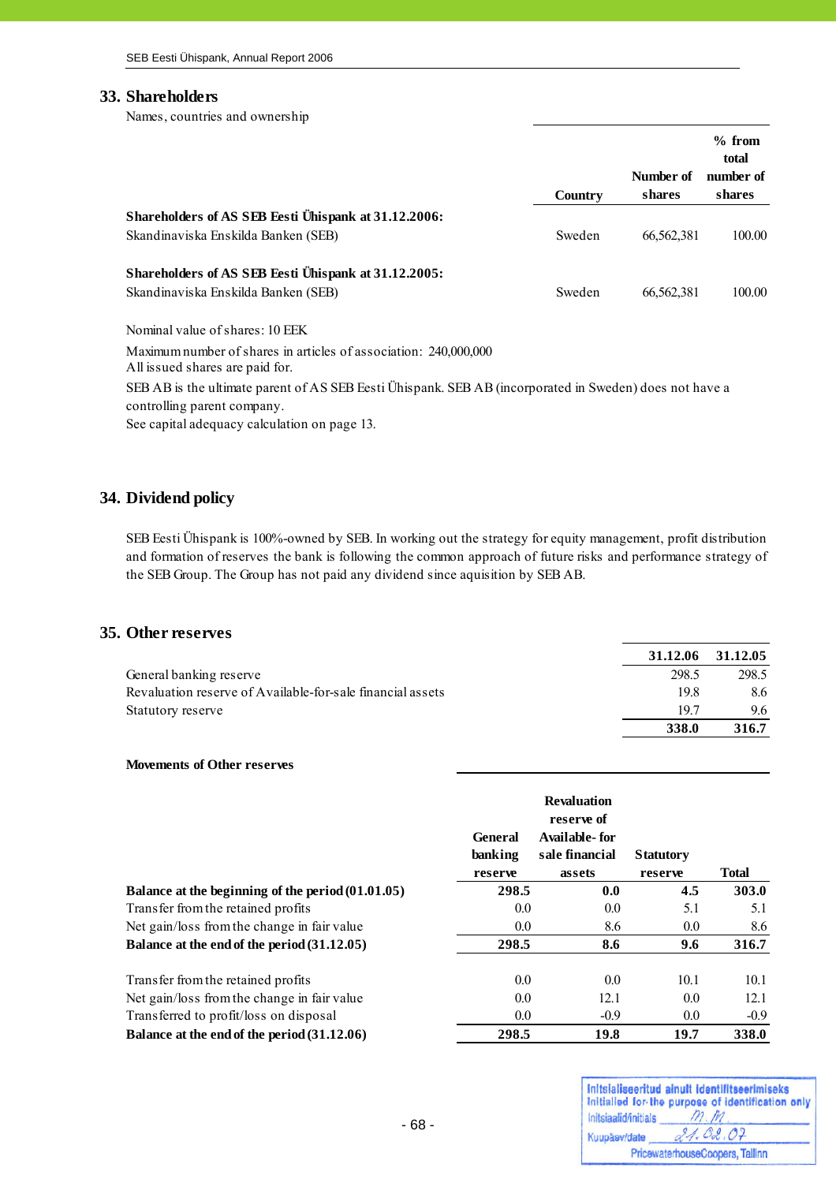## 33. Shareholders

Names, countries and ownership

| | Country | Number of shares | % from total number of shares |
|---|---|---|---|
| **Shareholders of AS SEB Eesti Ühispank at 31.12.2006:** | | | |
| Skandinaviska Enskilda Banken (SEB) | Sweden | 66,562,381 | 100.00 |
| | | | |
| **Shareholders of AS SEB Eesti Ühispank at 31.12.2005:** | | | |
| Skandinaviska Enskilda Banken (SEB) | Sweden | 66,562,381 | 100.00 |

Nominal value of shares: 10 EEK

Maximum number of shares in articles of association: 240,000,000
All issued shares are paid for.

SEB AB is the ultimate parent of AS SEB Eesti Ühispank. SEB AB (incorporated in Sweden) does not have a controlling parent company.
See capital adequacy calculation on page 13.

## 34. Dividend policy

SEB Eesti Ühispank is 100%-owned by SEB. In working out the strategy for equity management, profit distribution and formation of reserves the bank is following the common approach of future risks and performance strategy of the SEB Group. The Group has not paid any dividend since aquisition by SEB AB.

## 35. Other reserves

| | 31.12.06 | 31.12.05 |
|---|---|---|
| General banking reserve | 298.5 | 298.5 |
| Revaluation reserve of Available-for-sale financial assets | 19.8 | 8.6 |
| Statutory reserve | 19.7 | 9.6 |
| | **338.0** | **316.7** |

**Movements of Other reserves**

| | General banking reserve | Revaluation reserve of Available-for sale financial assets | Statutory reserve | Total |
|---|---|---|---|---|
| **Balance at the beginning of the period (01.01.05)** | **298.5** | **0.0** | **4.5** | **303.0** |
| Transfer from the retained profits | 0.0 | 0.0 | 5.1 | 5.1 |
| Net gain/loss from the change in fair value | 0.0 | 8.6 | 0.0 | 8.6 |
| **Balance at the end of the period (31.12.05)** | **298.5** | **8.6** | **9.6** | **316.7** |
| | | | | |
| Transfer from the retained profits | 0.0 | 0.0 | 10.1 | 10.1 |
| Net gain/loss from the change in fair value | 0.0 | 12.1 | 0.0 | 12.1 |
| Transferred to profit/loss on disposal | 0.0 | -0.9 | 0.0 | -0.9 |
| **Balance at the end of the period (31.12.06)** | **298.5** | **19.8** | **19.7** | **338.0** |

Initsialiseeritud ainult identifitseerimiseks
Initialled for the purpose of identification only
Initsiaalid/initials M.M
Kuupäev/date 21.02.07
PricewaterhouseCoopers, Tallinn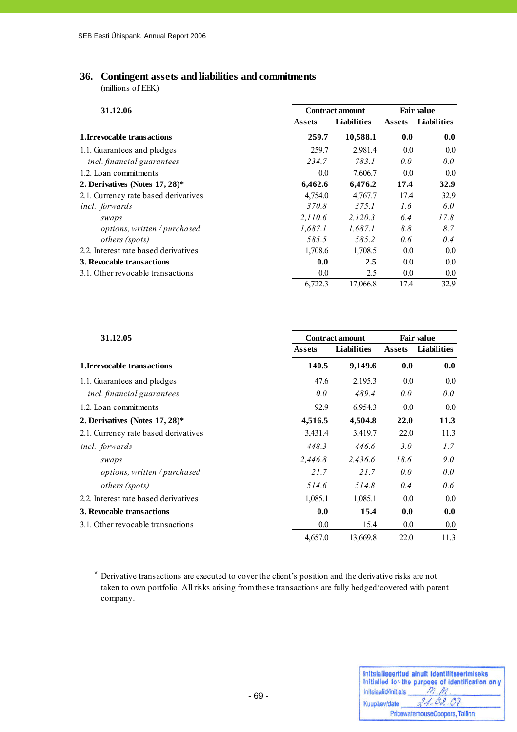## 36. Contingent assets and liabilities and commitments

(millions of EEK)

| 31.12.06 | Contract amount | | Fair value | |
|---|---|---|---|---|
| | Assets | Liabilities | Assets | Liabilities |
| **1.Irrevocable transactions** | **259.7** | **10,588.1** | **0.0** | **0.0** |
| 1.1. Guarantees and pledges | 259.7 | 2,981.4 | 0.0 | 0.0 |
| *incl. financial guarantees* | *234.7* | *783.1* | *0.0* | *0.0* |
| 1.2. Loan commitments | 0.0 | 7,606.7 | 0.0 | 0.0 |
| **2. Derivatives (Notes 17, 28)*** | **6,462.6** | **6,476.2** | **17.4** | **32.9** |
| 2.1. Currency rate based derivatives | 4,754.0 | 4,767.7 | 17.4 | 32.9 |
| *incl. forwards* | *370.8* | *375.1* | *1.6* | *6.0* |
| *swaps* | *2,110.6* | *2,120.3* | *6.4* | *17.8* |
| *options, written / purchased* | *1,687.1* | *1,687.1* | *8.8* | *8.7* |
| *others (spots)* | *585.5* | *585.2* | *0.6* | *0.4* |
| 2.2. Interest rate based derivatives | 1,708.6 | 1,708.5 | 0.0 | 0.0 |
| **3. Revocable transactions** | **0.0** | **2.5** | 0.0 | 0.0 |
| 3.1. Other revocable transactions | 0.0 | 2.5 | 0.0 | 0.0 |
| | 6,722.3 | 17,066.8 | 17.4 | 32.9 |

| 31.12.05 | Contract amount | | Fair value | |
|---|---|---|---|---|
| | Assets | Liabilities | Assets | Liabilities |
| **1.Irrevocable transactions** | **140.5** | **9,149.6** | **0.0** | **0.0** |
| 1.1. Guarantees and pledges | 47.6 | 2,195.3 | 0.0 | 0.0 |
| *incl. financial guarantees* | *0.0* | *489.4* | *0.0* | *0.0* |
| 1.2. Loan commitments | 92.9 | 6,954.3 | 0.0 | 0.0 |
| **2. Derivatives (Notes 17, 28)*** | **4,516.5** | **4,504.8** | **22.0** | **11.3** |
| 2.1. Currency rate based derivatives | 3,431.4 | 3,419.7 | 22.0 | 11.3 |
| *incl. forwards* | *448.3* | *446.6* | *3.0* | *1.7* |
| *swaps* | *2,446.8* | *2,436.6* | *18.6* | *9.0* |
| *options, written / purchased* | *21.7* | *21.7* | *0.0* | *0.0* |
| *others (spots)* | *514.6* | *514.8* | *0.4* | *0.6* |
| 2.2. Interest rate based derivatives | 1,085.1 | 1,085.1 | 0.0 | 0.0 |
| **3. Revocable transactions** | **0.0** | **15.4** | **0.0** | **0.0** |
| 3.1. Other revocable transactions | 0.0 | 15.4 | 0.0 | 0.0 |
| | 4,657.0 | 13,669.8 | 22.0 | 11.3 |

* Derivative transactions are executed to cover the client's position and the derivative risks are not taken to own portfolio. All risks arising from these transactions are fully hedged/covered with parent company.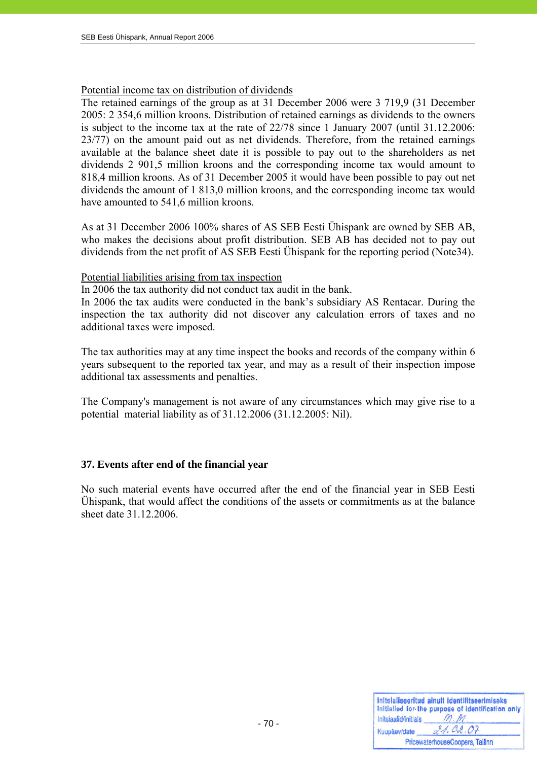Potential income tax on distribution of dividends

The retained earnings of the group as at 31 December 2006 were 3 719,9 (31 December 2005: 2 354,6 million kroons. Distribution of retained earnings as dividends to the owners is subject to the income tax at the rate of 22/78 since 1 January 2007 (until 31.12.2006: 23/77) on the amount paid out as net dividends. Therefore, from the retained earnings available at the balance sheet date it is possible to pay out to the shareholders as net dividends 2 901,5 million kroons and the corresponding income tax would amount to 818,4 million kroons. As of 31 December 2005 it would have been possible to pay out net dividends the amount of 1 813,0 million kroons, and the corresponding income tax would have amounted to 541,6 million kroons.

As at 31 December 2006 100% shares of AS SEB Eesti Ühispank are owned by SEB AB, who makes the decisions about profit distribution. SEB AB has decided not to pay out dividends from the net profit of AS SEB Eesti Ühispank for the reporting period (Note34).

Potential liabilities arising from tax inspection

In 2006 the tax authority did not conduct tax audit in the bank.

In 2006 the tax audits were conducted in the bank's subsidiary AS Rentacar. During the inspection the tax authority did not discover any calculation errors of taxes and no additional taxes were imposed.

The tax authorities may at any time inspect the books and records of the company within 6 years subsequent to the reported tax year, and may as a result of their inspection impose additional tax assessments and penalties.

The Company's management is not aware of any circumstances which may give rise to a potential material liability as of 31.12.2006 (31.12.2005: Nil).

## 37. Events after end of the financial year

No such material events have occurred after the end of the financial year in SEB Eesti Ühispank, that would affect the conditions of the assets or commitments as at the balance sheet date 31.12.2006.

Initsialiseeritud ainult identifitseerimiseks
Initialled for the purpose of identification only
Initsiaalid/initials M.M
Kuupäev/date 21.02.07
PricewaterhouseCoopers, Tallinn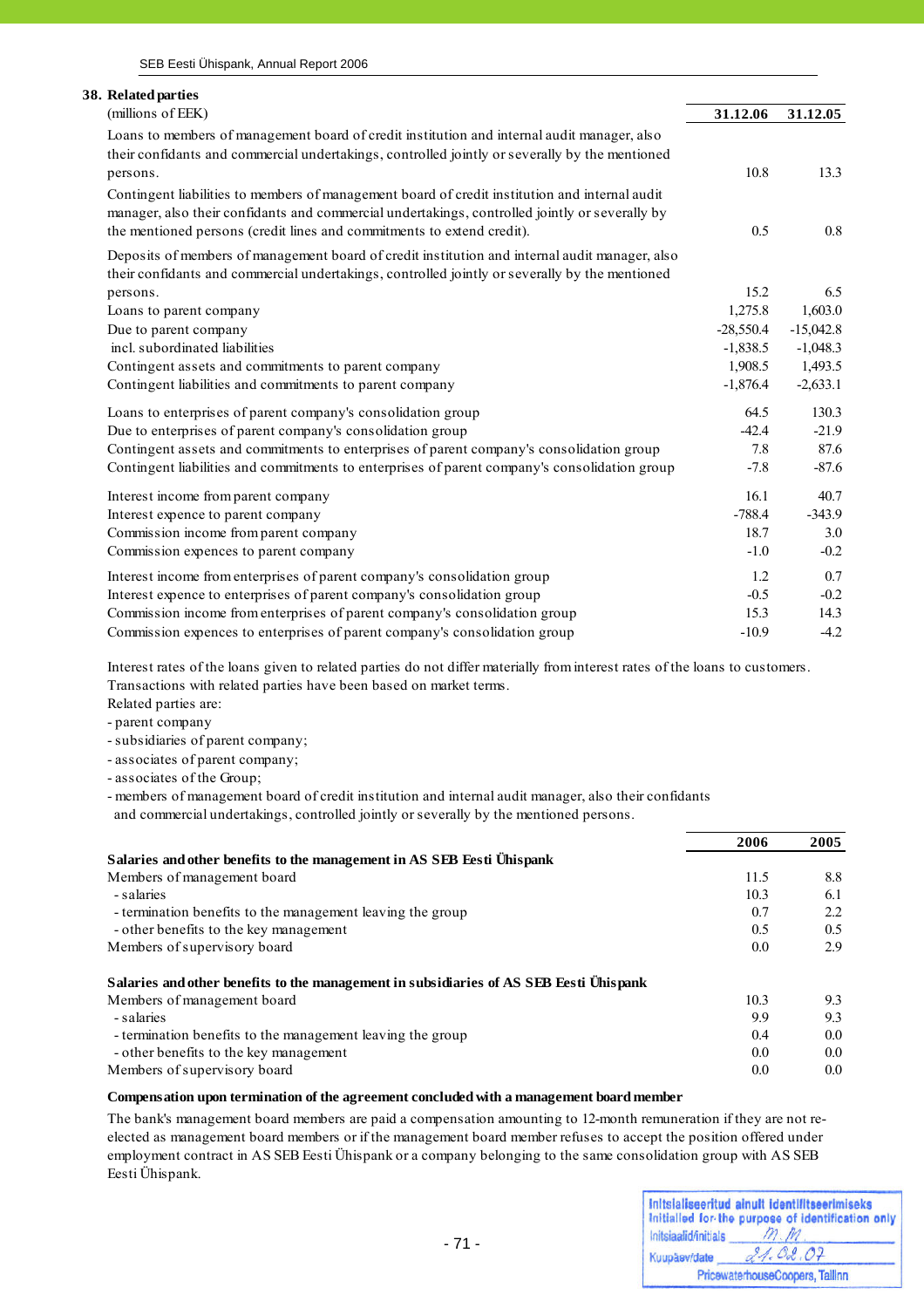## 38. Related parties

| (millions of EEK) | 31.12.06 | 31.12.05 |
|---|---|---|
| Loans to members of management board of credit institution and internal audit manager, also their confidants and commercial undertakings, controlled jointly or severally by the mentioned persons. | 10.8 | 13.3 |
| Contingent liabilities to members of management board of credit institution and internal audit manager, also their confidants and commercial undertakings, controlled jointly or severally by the mentioned persons (credit lines and commitments to extend credit). | 0.5 | 0.8 |
| Deposits of members of management board of credit institution and internal audit manager, also their confidants and commercial undertakings, controlled jointly or severally by the mentioned persons. | 15.2 | 6.5 |
| Loans to parent company | 1,275.8 | 1,603.0 |
| Due to parent company | -28,550.4 | -15,042.8 |
| incl. subordinated liabilities | -1,838.5 | -1,048.3 |
| Contingent assets and commitments to parent company | 1,908.5 | 1,493.5 |
| Contingent liabilities and commitments to parent company | -1,876.4 | -2,633.1 |
| Loans to enterprises of parent company's consolidation group | 64.5 | 130.3 |
| Due to enterprises of parent company's consolidation group | -42.4 | -21.9 |
| Contingent assets and commitments to enterprises of parent company's consolidation group | 7.8 | 87.6 |
| Contingent liabilities and commitments to enterprises of parent company's consolidation group | -7.8 | -87.6 |
| Interest income from parent company | 16.1 | 40.7 |
| Interest expence to parent company | -788.4 | -343.9 |
| Commission income from parent company | 18.7 | 3.0 |
| Commission expences to parent company | -1.0 | -0.2 |
| Interest income from enterprises of parent company's consolidation group | 1.2 | 0.7 |
| Interest expence to enterprises of parent company's consolidation group | -0.5 | -0.2 |
| Commission income from enterprises of parent company's consolidation group | 15.3 | 14.3 |
| Commission expences to enterprises of parent company's consolidation group | -10.9 | -4.2 |

Interest rates of the loans given to related parties do not differ materially from interest rates of the loans to customers. Transactions with related parties have been based on market terms.
Related parties are:
- parent company
- subsidiaries of parent company;
- associates of parent company;
- associates of the Group;
- members of management board of credit institution and internal audit manager, also their confidants and commercial undertakings, controlled jointly or severally by the mentioned persons.

| | 2006 | 2005 |
|---|---|---|
| **Salaries and other benefits to the management in AS SEB Eesti Ühispank** | | |
| Members of management board | 11.5 | 8.8 |
| - salaries | 10.3 | 6.1 |
| - termination benefits to the management leaving the group | 0.7 | 2.2 |
| - other benefits to the key management | 0.5 | 0.5 |
| Members of supervisory board | 0.0 | 2.9 |
| **Salaries and other benefits to the management in subsidiaries of AS SEB Eesti Ühispank** | | |
| Members of management board | 10.3 | 9.3 |
| - salaries | 9.9 | 9.3 |
| - termination benefits to the management leaving the group | 0.4 | 0.0 |
| - other benefits to the key management | 0.0 | 0.0 |
| Members of supervisory board | 0.0 | 0.0 |

**Compensation upon termination of the agreement concluded with a management board member**

The bank's management board members are paid a compensation amounting to 12-month remuneration if they are not re-elected as management board members or if the management board member refuses to accept the position offered under employment contract in AS SEB Eesti Ühispank or a company belonging to the same consolidation group with AS SEB Eesti Ühispank.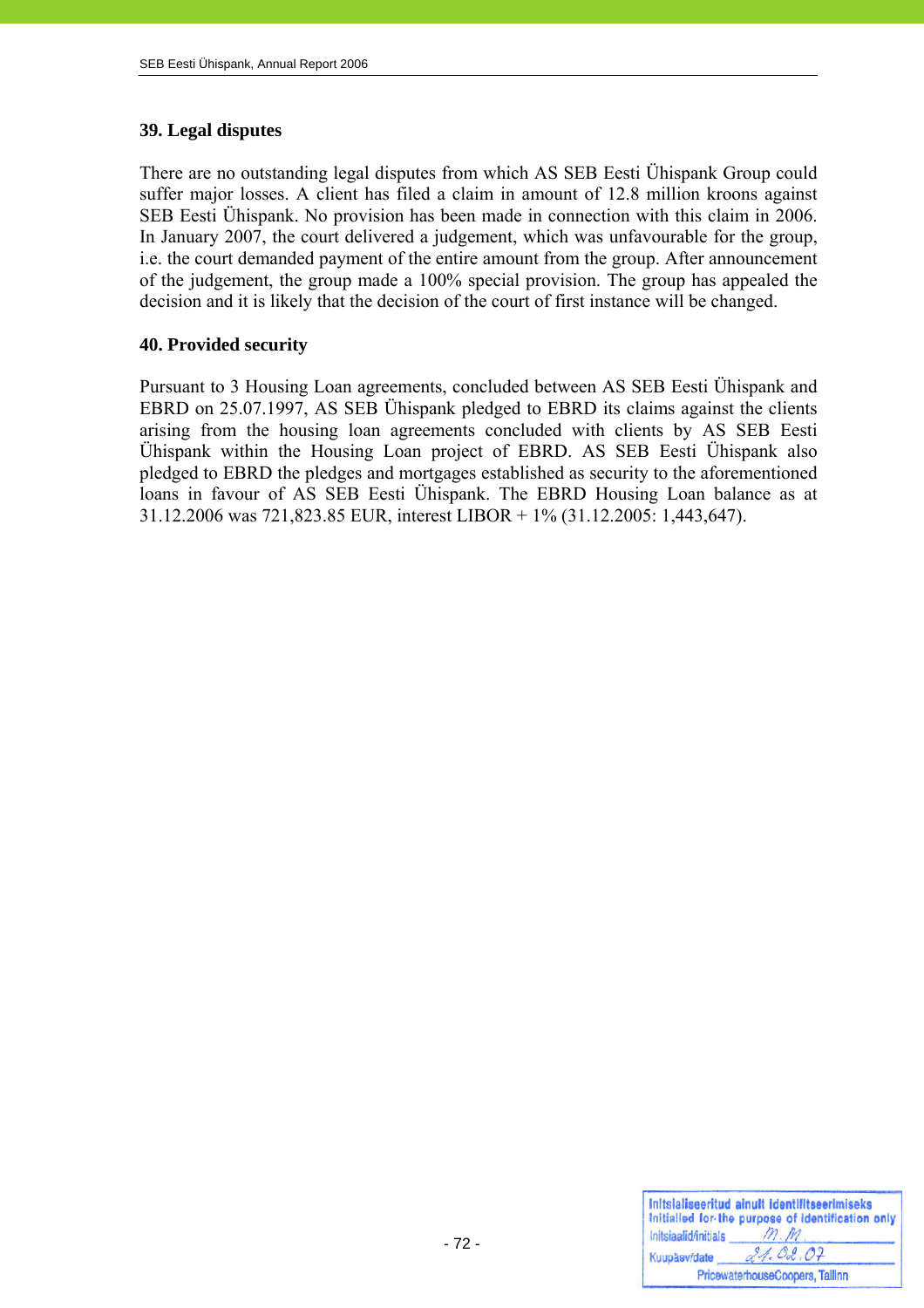## 39. Legal disputes

There are no outstanding legal disputes from which AS SEB Eesti Ühispank Group could suffer major losses. A client has filed a claim in amount of 12.8 million kroons against SEB Eesti Ühispank. No provision has been made in connection with this claim in 2006. In January 2007, the court delivered a judgement, which was unfavourable for the group, i.e. the court demanded payment of the entire amount from the group. After announcement of the judgement, the group made a 100% special provision. The group has appealed the decision and it is likely that the decision of the court of first instance will be changed.

## 40. Provided security

Pursuant to 3 Housing Loan agreements, concluded between AS SEB Eesti Ühispank and EBRD on 25.07.1997, AS SEB Ühispank pledged to EBRD its claims against the clients arising from the housing loan agreements concluded with clients by AS SEB Eesti Ühispank within the Housing Loan project of EBRD. AS SEB Eesti Ühispank also pledged to EBRD the pledges and mortgages established as security to the aforementioned loans in favour of AS SEB Eesti Ühispank. The EBRD Housing Loan balance as at 31.12.2006 was 721,823.85 EUR, interest LIBOR + 1% (31.12.2005: 1,443,647).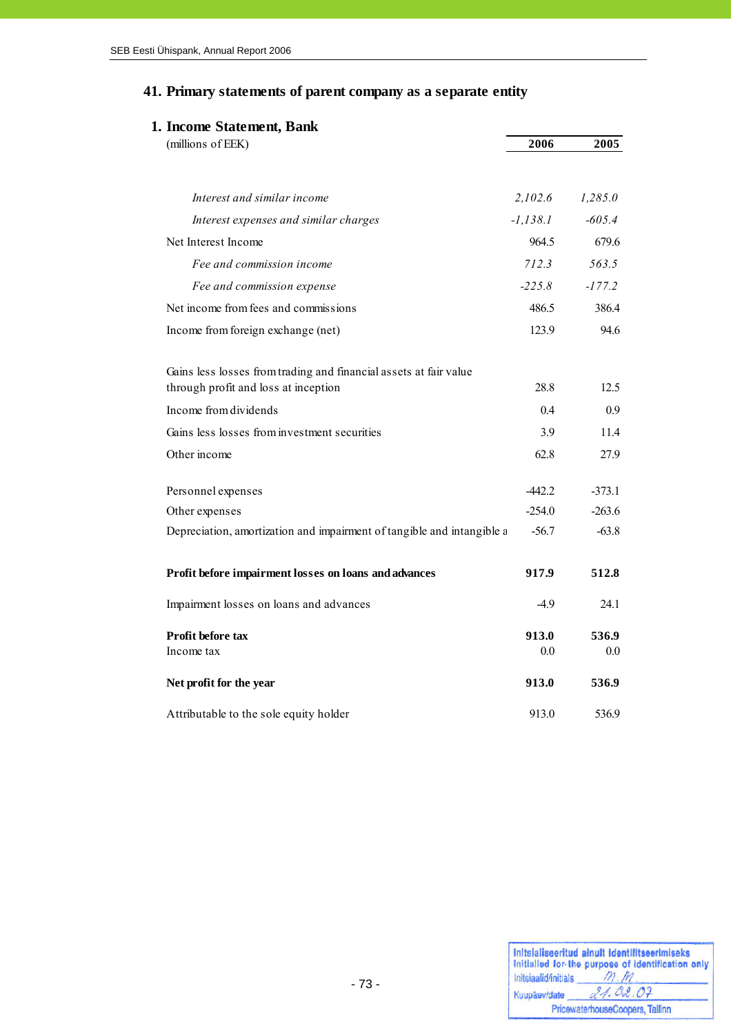## 41. Primary statements of parent company as a separate entity

### 1. Income Statement, Bank

| (millions of EEK) | 2006 | 2005 |
|---|---|---|
| *Interest and similar income* | *2,102.6* | *1,285.0* |
| *Interest expenses and similar charges* | *-1,138.1* | *-605.4* |
| Net Interest Income | 964.5 | 679.6 |
| *Fee and commission income* | *712.3* | *563.5* |
| *Fee and commission expense* | *-225.8* | *-177.2* |
| Net income from fees and commissions | 486.5 | 386.4 |
| Income from foreign exchange (net) | 123.9 | 94.6 |
| Gains less losses from trading and financial assets at fair value through profit and loss at inception | 28.8 | 12.5 |
| Income from dividends | 0.4 | 0.9 |
| Gains less losses from investment securities | 3.9 | 11.4 |
| Other income | 62.8 | 27.9 |
| Personnel expenses | -442.2 | -373.1 |
| Other expenses | -254.0 | -263.6 |
| Depreciation, amortization and impairment of tangible and intangible a | -56.7 | -63.8 |
| **Profit before impairment losses on loans and advances** | **917.9** | **512.8** |
| Impairment losses on loans and advances | -4.9 | 24.1 |
| **Profit before tax** | **913.0** | **536.9** |
| Income tax | 0.0 | 0.0 |
| **Net profit for the year** | **913.0** | **536.9** |
| Attributable to the sole equity holder | 913.0 | 536.9 |

Initsialiseeritud ainult identifitseerimiseks
Initialled for the purpose of identification only
Initsiaalid/initials M.M.
Kuupäev/date 21.02.07
PricewaterhouseCoopers, Tallinn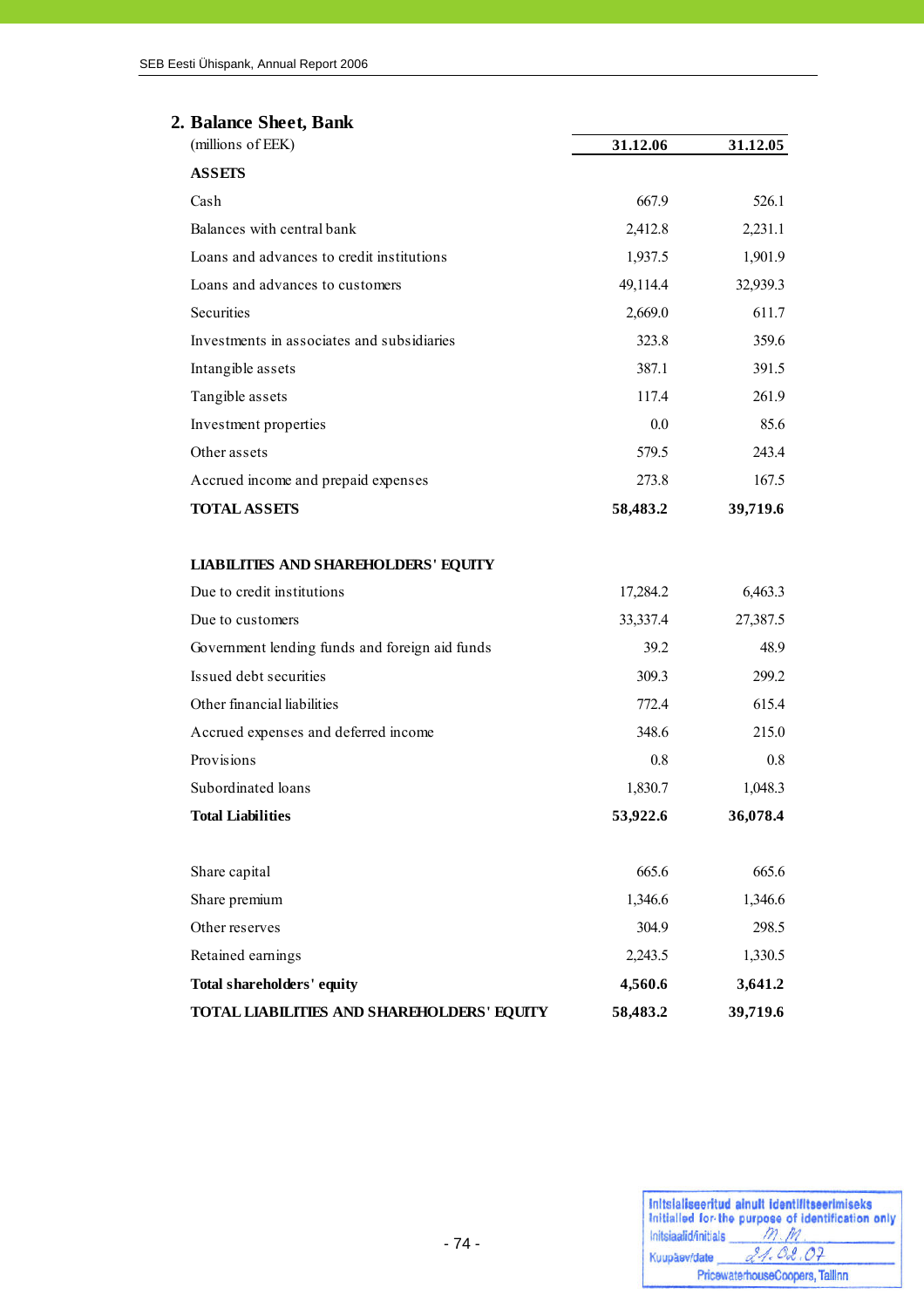## 2. Balance Sheet, Bank

| (millions of EEK) | 31.12.06 | 31.12.05 |
|---|---|---|
| **ASSETS** | | |
| Cash | 667.9 | 526.1 |
| Balances with central bank | 2,412.8 | 2,231.1 |
| Loans and advances to credit institutions | 1,937.5 | 1,901.9 |
| Loans and advances to customers | 49,114.4 | 32,939.3 |
| Securities | 2,669.0 | 611.7 |
| Investments in associates and subsidiaries | 323.8 | 359.6 |
| Intangible assets | 387.1 | 391.5 |
| Tangible assets | 117.4 | 261.9 |
| Investment properties | 0.0 | 85.6 |
| Other assets | 579.5 | 243.4 |
| Accrued income and prepaid expenses | 273.8 | 167.5 |
| **TOTAL ASSETS** | **58,483.2** | **39,719.6** |
| | | |
| **LIABILITIES AND SHAREHOLDERS' EQUITY** | | |
| Due to credit institutions | 17,284.2 | 6,463.3 |
| Due to customers | 33,337.4 | 27,387.5 |
| Government lending funds and foreign aid funds | 39.2 | 48.9 |
| Issued debt securities | 309.3 | 299.2 |
| Other financial liabilities | 772.4 | 615.4 |
| Accrued expenses and deferred income | 348.6 | 215.0 |
| Provisions | 0.8 | 0.8 |
| Subordinated loans | 1,830.7 | 1,048.3 |
| **Total Liabilities** | **53,922.6** | **36,078.4** |
| | | |
| Share capital | 665.6 | 665.6 |
| Share premium | 1,346.6 | 1,346.6 |
| Other reserves | 304.9 | 298.5 |
| Retained earnings | 2,243.5 | 1,330.5 |
| **Total shareholders' equity** | **4,560.6** | **3,641.2** |
| **TOTAL LIABILITIES AND SHAREHOLDERS' EQUITY** | **58,483.2** | **39,719.6** |

Initsialiseeritud ainult identifitseerimiseks
Initialled for the purpose of identification only
Initsiaalid/initials M.M.
Kuupäev/date 21.02.07
PricewaterhouseCoopers, Tallinn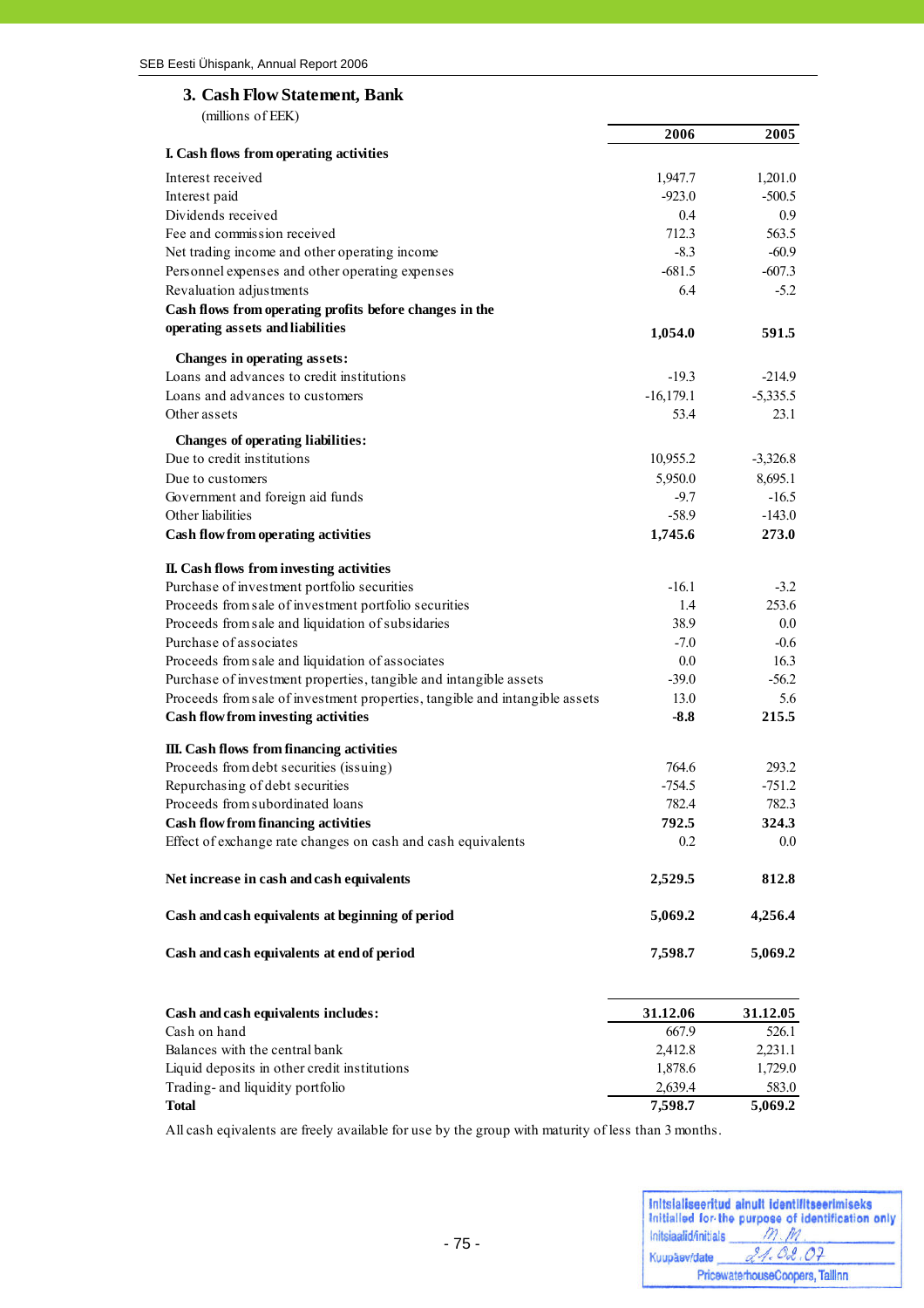## 3. Cash Flow Statement, Bank

(millions of EEK)

| | 2006 | 2005 |
|---|---|---|
| **I. Cash flows from operating activities** | | |
| Interest received | 1,947.7 | 1,201.0 |
| Interest paid | -923.0 | -500.5 |
| Dividends received | 0.4 | 0.9 |
| Fee and commission received | 712.3 | 563.5 |
| Net trading income and other operating income | -8.3 | -60.9 |
| Personnel expenses and other operating expenses | -681.5 | -607.3 |
| Revaluation adjustments | 6.4 | -5.2 |
| **Cash flows from operating profits before changes in the operating assets and liabilities** | **1,054.0** | **591.5** |
| **Changes in operating assets:** | | |
| Loans and advances to credit institutions | -19.3 | -214.9 |
| Loans and advances to customers | -16,179.1 | -5,335.5 |
| Other assets | 53.4 | 23.1 |
| **Changes of operating liabilities:** | | |
| Due to credit institutions | 10,955.2 | -3,326.8 |
| Due to customers | 5,950.0 | 8,695.1 |
| Government and foreign aid funds | -9.7 | -16.5 |
| Other liabilities | -58.9 | -143.0 |
| **Cash flow from operating activities** | **1,745.6** | **273.0** |
| **II. Cash flows from investing activities** | | |
| Purchase of investment portfolio securities | -16.1 | -3.2 |
| Proceeds from sale of investment portfolio securities | 1.4 | 253.6 |
| Proceeds from sale and liquidation of subsidaries | 38.9 | 0.0 |
| Purchase of associates | -7.0 | -0.6 |
| Proceeds from sale and liquidation of associates | 0.0 | 16.3 |
| Purchase of investment properties, tangible and intangible assets | -39.0 | -56.2 |
| Proceeds from sale of investment properties, tangible and intangible assets | 13.0 | 5.6 |
| **Cash flow from investing activities** | **-8.8** | **215.5** |
| **III. Cash flows from financing activities** | | |
| Proceeds from debt securities (issuing) | 764.6 | 293.2 |
| Repurchasing of debt securities | -754.5 | -751.2 |
| Proceeds from subordinated loans | 782.4 | 782.3 |
| **Cash flow from financing activities** | **792.5** | **324.3** |
| Effect of exchange rate changes on cash and cash equivalents | 0.2 | 0.0 |
| **Net increase in cash and cash equivalents** | **2,529.5** | **812.8** |
| **Cash and cash equivalents at beginning of period** | **5,069.2** | **4,256.4** |
| **Cash and cash equivalents at end of period** | **7,598.7** | **5,069.2** |

| **Cash and cash equivalents includes:** | **31.12.06** | **31.12.05** |
|---|---|---|
| Cash on hand | 667.9 | 526.1 |
| Balances with the central bank | 2,412.8 | 2,231.1 |
| Liquid deposits in other credit institutions | 1,878.6 | 1,729.0 |
| Trading- and liquidity portfolio | 2,639.4 | 583.0 |
| **Total** | **7,598.7** | **5,069.2** |

All cash eqivalents are freely available for use by the group with maturity of less than 3 months.

Initsialiseeritud ainult identifitseerimiseks
Initialled for the purpose of identification only
Initsiaalid/initials M.M.
Kuupäev/date 21.02.07
PricewaterhouseCoopers, Tallinn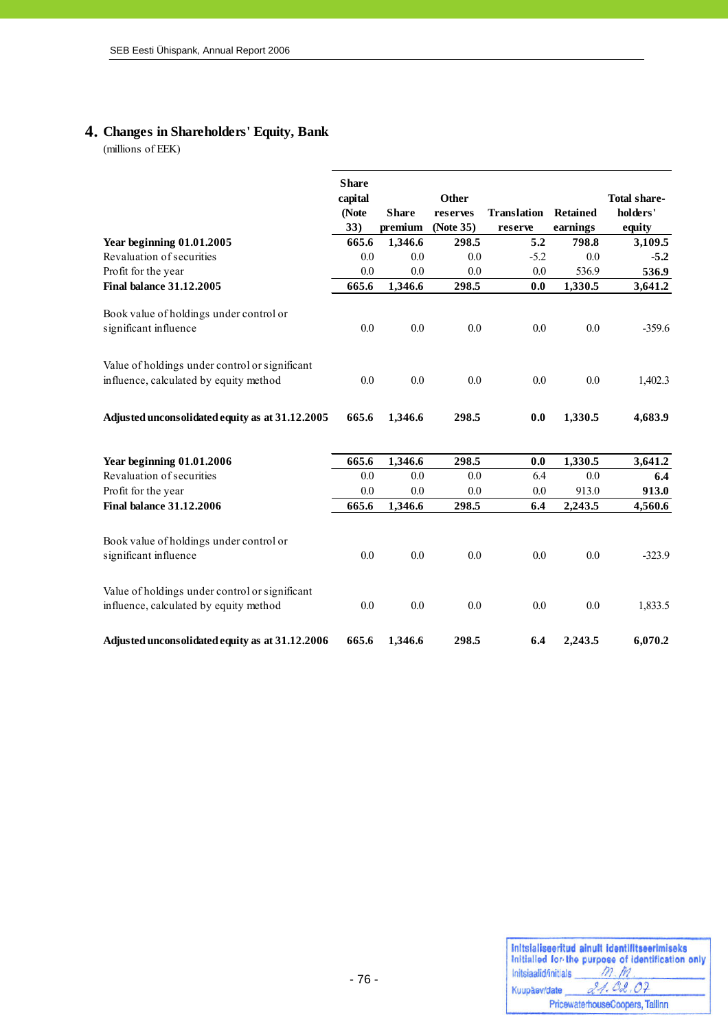## 4. Changes in Shareholders' Equity, Bank

(millions of EEK)

| | Share capital (Note 33) | Share premium | Other reserves (Note 35) | Translation reserve | Retained earnings | Total share-holders' equity |
|---|---|---|---|---|---|---|
| **Year beginning 01.01.2005** | **665.6** | **1,346.6** | **298.5** | **5.2** | **798.8** | **3,109.5** |
| Revaluation of securities | 0.0 | 0.0 | 0.0 | -5.2 | 0.0 | **-5.2** |
| Profit for the year | 0.0 | 0.0 | 0.0 | 0.0 | 536.9 | **536.9** |
| **Final balance 31.12.2005** | **665.6** | **1,346.6** | **298.5** | **0.0** | **1,330.5** | **3,641.2** |
| Book value of holdings under control or significant influence | 0.0 | 0.0 | 0.0 | 0.0 | 0.0 | -359.6 |
| Value of holdings under control or significant influence, calculated by equity method | 0.0 | 0.0 | 0.0 | 0.0 | 0.0 | 1,402.3 |
| **Adjusted unconsolidated equity as at 31.12.2005** | **665.6** | **1,346.6** | **298.5** | **0.0** | **1,330.5** | **4,683.9** |
| **Year beginning 01.01.2006** | **665.6** | **1,346.6** | **298.5** | **0.0** | **1,330.5** | **3,641.2** |
| Revaluation of securities | 0.0 | 0.0 | 0.0 | 6.4 | 0.0 | **6.4** |
| Profit for the year | 0.0 | 0.0 | 0.0 | 0.0 | 913.0 | **913.0** |
| **Final balance 31.12.2006** | **665.6** | **1,346.6** | **298.5** | **6.4** | **2,243.5** | **4,560.6** |
| Book value of holdings under control or significant influence | 0.0 | 0.0 | 0.0 | 0.0 | 0.0 | -323.9 |
| Value of holdings under control or significant influence, calculated by equity method | 0.0 | 0.0 | 0.0 | 0.0 | 0.0 | 1,833.5 |
| **Adjusted unconsolidated equity as at 31.12.2006** | **665.6** | **1,346.6** | **298.5** | **6.4** | **2,243.5** | **6,070.2** |

Initsialiseeritud ainult identifitseerimiseks
Initialled for the purpose of identification only
Initsiaalid/initials M.M.
Kuupäev/date 21.02.07
PricewaterhouseCoopers, Tallinn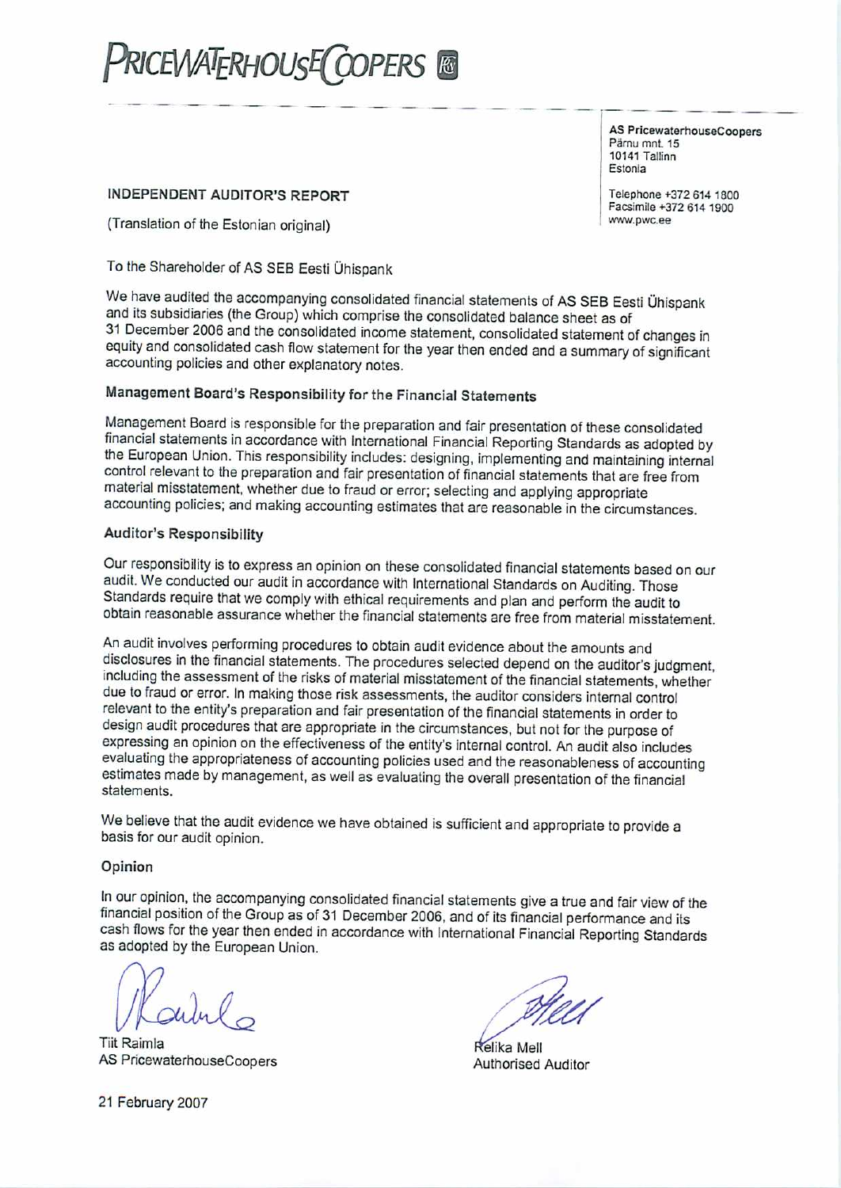PRICEWATERHOUSECOOPERS

AS PricewaterhouseCoopers
Pärnu mnt. 15
10141 Tallinn
Estonia

Telephone +372 614 1800
Facsimile +372 614 1900
www.pwc.ee

## INDEPENDENT AUDITOR'S REPORT

(Translation of the Estonian original)

To the Shareholder of AS SEB Eesti Ühispank

We have audited the accompanying consolidated financial statements of AS SEB Eesti Ühispank and its subsidiaries (the Group) which comprise the consolidated balance sheet as of 31 December 2006 and the consolidated income statement, consolidated statement of changes in equity and consolidated cash flow statement for the year then ended and a summary of significant accounting policies and other explanatory notes.

### Management Board's Responsibility for the Financial Statements

Management Board is responsible for the preparation and fair presentation of these consolidated financial statements in accordance with International Financial Reporting Standards as adopted by the European Union. This responsibility includes: designing, implementing and maintaining internal control relevant to the preparation and fair presentation of financial statements that are free from material misstatement, whether due to fraud or error; selecting and applying appropriate accounting policies; and making accounting estimates that are reasonable in the circumstances.

### Auditor's Responsibility

Our responsibility is to express an opinion on these consolidated financial statements based on our audit. We conducted our audit in accordance with International Standards on Auditing. Those Standards require that we comply with ethical requirements and plan and perform the audit to obtain reasonable assurance whether the financial statements are free from material misstatement.

An audit involves performing procedures to obtain audit evidence about the amounts and disclosures in the financial statements. The procedures selected depend on the auditor's judgment, including the assessment of the risks of material misstatement of the financial statements, whether due to fraud or error. In making those risk assessments, the auditor considers internal control relevant to the entity's preparation and fair presentation of the financial statements in order to design audit procedures that are appropriate in the circumstances, but not for the purpose of expressing an opinion on the effectiveness of the entity's internal control. An audit also includes evaluating the appropriateness of accounting policies used and the reasonableness of accounting estimates made by management, as well as evaluating the overall presentation of the financial statements.

We believe that the audit evidence we have obtained is sufficient and appropriate to provide a basis for our audit opinion.

### Opinion

In our opinion, the accompanying consolidated financial statements give a true and fair view of the financial position of the Group as of 31 December 2006, and of its financial performance and its cash flows for the year then ended in accordance with International Financial Reporting Standards as adopted by the European Union.

Tiit Raimla
AS PricewaterhouseCoopers

Relika Mell
Authorised Auditor

21 February 2007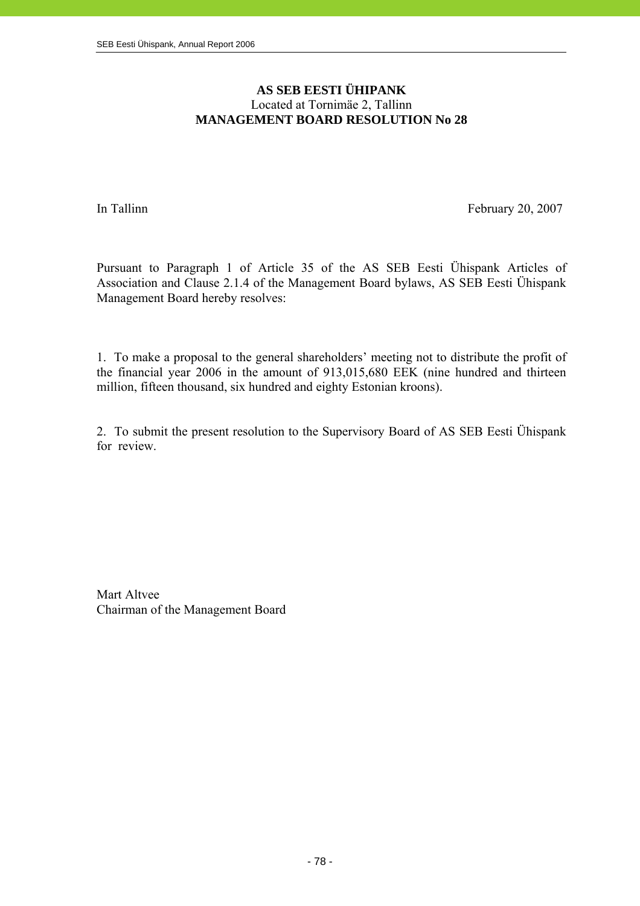**AS SEB EESTI ÜHIPANK**
Located at Tornimäe 2, Tallinn
**MANAGEMENT BOARD RESOLUTION No 28**

In Tallinn February 20, 2007

Pursuant to Paragraph 1 of Article 35 of the AS SEB Eesti Ühispank Articles of Association and Clause 2.1.4 of the Management Board bylaws, AS SEB Eesti Ühispank Management Board hereby resolves:

1. To make a proposal to the general shareholders' meeting not to distribute the profit of the financial year 2006 in the amount of 913,015,680 EEK (nine hundred and thirteen million, fifteen thousand, six hundred and eighty Estonian kroons).

2. To submit the present resolution to the Supervisory Board of AS SEB Eesti Ühispank for review.

Mart Altvee
Chairman of the Management Board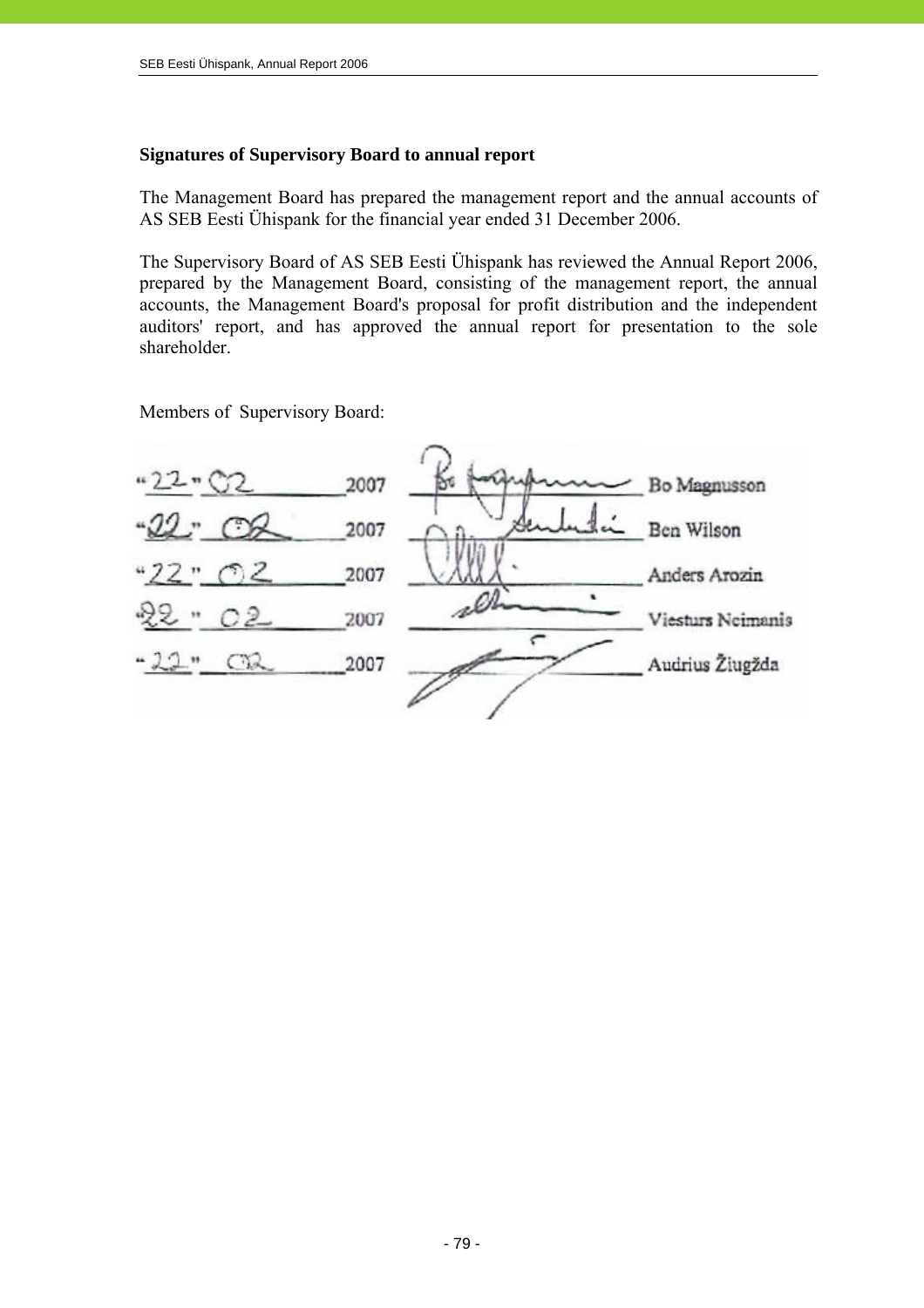**Signatures of Supervisory Board to annual report**

The Management Board has prepared the management report and the annual accounts of AS SEB Eesti Ühispank for the financial year ended 31 December 2006.

The Supervisory Board of AS SEB Eesti Ühispank has reviewed the Annual Report 2006, prepared by the Management Board, consisting of the management report, the annual accounts, the Management Board's proposal for profit distribution and the independent auditors' report, and has approved the annual report for presentation to the sole shareholder.

Members of Supervisory Board:

| | | |
|---|---|---|
| "22" 02 2007 | | Bo Magnusson |
| "22" 02 2007 | | Ben Wilson |
| "22" 02 2007 | | Anders Arozin |
| "22" 02 2007 | | Viesturs Neimanis |
| "22" 02 2007 | | Audrius Žiugžda |